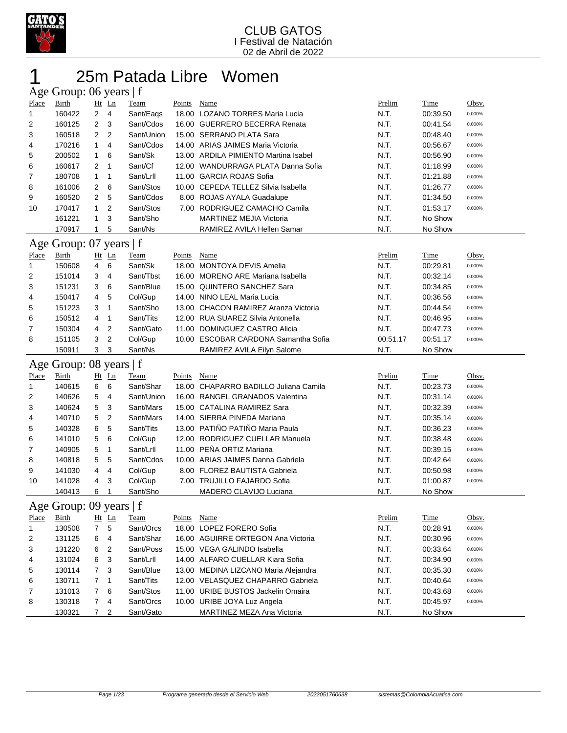# CLUB GATOS

I Festival de Natación

02 de Abril de 2022

# 1 25m Patada Libre Women

## Age Group: 06 years | f

| Place | Birth | Ht | Ln | Team | Points | Name | Prelim | Time | Obsv. |
|---|---|---|---|---|---|---|---|---|---|
| 1 | 160422 | 2 | 4 | Sant/Eaqs | 18.00 | LOZANO TORRES Maria Lucia | N.T. | 00:39.50 | 0.000% |
| 2 | 160125 | 2 | 3 | Sant/Cdos | 16.00 | GUERRERO BECERRA Renata | N.T. | 00:41.54 | 0.000% |
| 3 | 160518 | 2 | 2 | Sant/Union | 15.00 | SERRANO PLATA Sara | N.T. | 00:48.40 | 0.000% |
| 4 | 170216 | 1 | 4 | Sant/Cdos | 14.00 | ARIAS JAIMES Maria Victoria | N.T. | 00:56.67 | 0.000% |
| 5 | 200502 | 1 | 6 | Sant/Sk | 13.00 | ARDILA PIMIENTO Martina Isabel | N.T. | 00:56.90 | 0.000% |
| 6 | 160617 | 2 | 1 | Sant/Cf | 12.00 | WANDURRAGA PLATA Danna Sofia | N.T. | 01:18.99 | 0.000% |
| 7 | 180708 | 1 | 1 | Sant/Lrll | 11.00 | GARCIA ROJAS Sofia | N.T. | 01:21.88 | 0.000% |
| 8 | 161006 | 2 | 6 | Sant/Stos | 10.00 | CEPEDA TELLEZ Silvia Isabella | N.T. | 01:26.77 | 0.000% |
| 9 | 160520 | 2 | 5 | Sant/Cdos | 8.00 | ROJAS AYALA Guadalupe | N.T. | 01:34.50 | 0.000% |
| 10 | 170417 | 1 | 2 | Sant/Stos | 7.00 | RODRIGUEZ CAMACHO Camila | N.T. | 01:53.17 | 0.000% |
| | 161221 | 1 | 3 | Sant/Sho | | MARTINEZ MEJIA Victoria | N.T. | No Show | |
| | 170917 | 1 | 5 | Sant/Ns | | RAMIREZ AVILA Hellen Samar | N.T. | No Show | |

## Age Group: 07 years | f

| Place | Birth | Ht | Ln | Team | Points | Name | Prelim | Time | Obsv. |
|---|---|---|---|---|---|---|---|---|---|
| 1 | 150608 | 4 | 6 | Sant/Sk | 18.00 | MONTOYA DEVIS Amelia | N.T. | 00:29.81 | 0.000% |
| 2 | 151014 | 3 | 4 | Sant/Tbst | 16.00 | MORENO ARE Mariana Isabella | N.T. | 00:32.14 | 0.000% |
| 3 | 151231 | 3 | 6 | Sant/Blue | 15.00 | QUINTERO SANCHEZ Sara | N.T. | 00:34.85 | 0.000% |
| 4 | 150417 | 4 | 5 | Col/Gup | 14.00 | NINO LEAL Maria Lucia | N.T. | 00:36.56 | 0.000% |
| 5 | 151223 | 3 | 1 | Sant/Sho | 13.00 | CHACON RAMIREZ Aranza Victoria | N.T. | 00:44.54 | 0.000% |
| 6 | 150512 | 4 | 1 | Sant/Tits | 12.00 | RUA SUAREZ Silvia Antonella | N.T. | 00:46.95 | 0.000% |
| 7 | 150304 | 4 | 2 | Sant/Gato | 11.00 | DOMINGUEZ CASTRO Alicia | N.T. | 00:47.73 | 0.000% |
| 8 | 151105 | 3 | 2 | Col/Gup | 10.00 | ESCOBAR CARDONA Samantha Sofia | 00:51.17 | 00:51.17 | 0.000% |
| | 150911 | 3 | 3 | Sant/Ns | | RAMIREZ AVILA Eilyn Salome | N.T. | No Show | |

## Age Group: 08 years | f

| Place | Birth | Ht | Ln | Team | Points | Name | Prelim | Time | Obsv. |
|---|---|---|---|---|---|---|---|---|---|
| 1 | 140615 | 6 | 6 | Sant/Shar | 18.00 | CHAPARRO BADILLO Juliana Camila | N.T. | 00:23.73 | 0.000% |
| 2 | 140626 | 5 | 4 | Sant/Union | 16.00 | RANGEL GRANADOS Valentina | N.T. | 00:31.14 | 0.000% |
| 3 | 140624 | 5 | 3 | Sant/Mars | 15.00 | CATALINA RAMIREZ Sara | N.T. | 00:32.39 | 0.000% |
| 4 | 140710 | 5 | 2 | Sant/Mars | 14.00 | SIERRA PINEDA Mariana | N.T. | 00:35.14 | 0.000% |
| 5 | 140328 | 6 | 5 | Sant/Tits | 13.00 | PATIÑO PATIÑO Maria Paula | N.T. | 00:36.23 | 0.000% |
| 6 | 141010 | 5 | 6 | Col/Gup | 12.00 | RODRIGUEZ CUELLAR Manuela | N.T. | 00:38.48 | 0.000% |
| 7 | 140905 | 5 | 1 | Sant/Lrll | 11.00 | PEÑA ORTIZ Mariana | N.T. | 00:39.15 | 0.000% |
| 8 | 140818 | 5 | 5 | Sant/Cdos | 10.00 | ARIAS JAIMES Danna Gabriela | N.T. | 00:42.64 | 0.000% |
| 9 | 141030 | 4 | 4 | Col/Gup | 8.00 | FLOREZ BAUTISTA Gabriela | N.T. | 00:50.98 | 0.000% |
| 10 | 141028 | 4 | 3 | Col/Gup | 7.00 | TRUJILLO FAJARDO Sofia | N.T. | 01:00.87 | 0.000% |
| | 140413 | 6 | 1 | Sant/Sho | | MADERO CLAVIJO Luciana | N.T. | No Show | |

## Age Group: 09 years | f

| Place | Birth | Ht | Ln | Team | Points | Name | Prelim | Time | Obsv. |
|---|---|---|---|---|---|---|---|---|---|
| 1 | 130508 | 7 | 5 | Sant/Orcs | 18.00 | LOPEZ FORERO Sofia | N.T. | 00:28.91 | 0.000% |
| 2 | 131125 | 6 | 4 | Sant/Shar | 16.00 | AGUIRRE ORTEGON Ana Victoria | N.T. | 00:30.96 | 0.000% |
| 3 | 131220 | 6 | 2 | Sant/Poss | 15.00 | VEGA GALINDO Isabella | N.T. | 00:33.64 | 0.000% |
| 4 | 131024 | 6 | 3 | Sant/Lrll | 14.00 | ALFARO CUELLAR Kiara Sofia | N.T. | 00:34.90 | 0.000% |
| 5 | 130114 | 7 | 3 | Sant/Blue | 13.00 | MEDINA LIZCANO Maria Alejandra | N.T. | 00:35.30 | 0.000% |
| 6 | 130711 | 7 | 1 | Sant/Tits | 12.00 | VELASQUEZ CHAPARRO Gabriela | N.T. | 00:40.64 | 0.000% |
| 7 | 131013 | 7 | 6 | Sant/Stos | 11.00 | URIBE BUSTOS Jackelin Omaira | N.T. | 00:43.68 | 0.000% |
| 8 | 130318 | 7 | 4 | Sant/Orcs | 10.00 | URIBE JOYA Luz Angela | N.T. | 00:45.97 | 0.000% |
| | 130321 | 7 | 2 | Sant/Gato | | MARTINEZ MEZA Ana Victoria | N.T. | No Show | |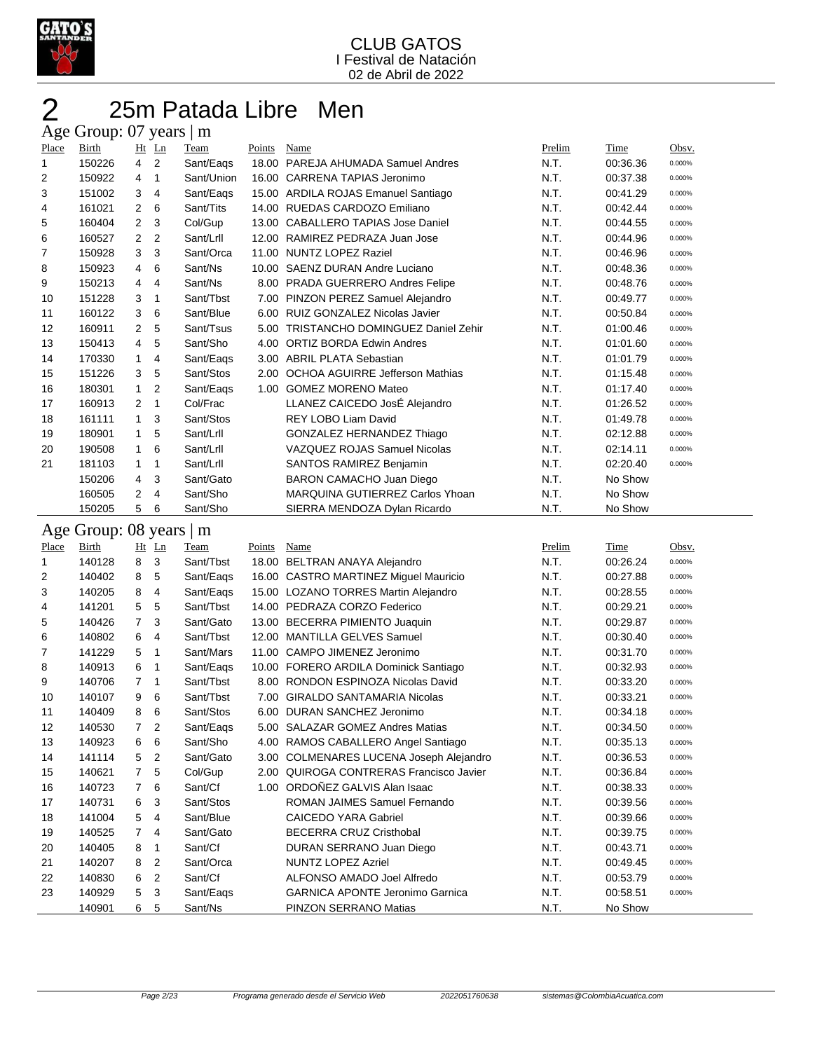CLUB GATOS
I Festival de Natación
02 de Abril de 2022

# 2 25m Patada Libre Men

## Age Group: 07 years | m

| Place | Birth | Ht | Ln | Team | Points | Name | Prelim | Time | Obsv. |
|---|---|---|---|---|---|---|---|---|---|
| 1 | 150226 | 4 | 2 | Sant/Eaqs | 18.00 | PAREJA AHUMADA Samuel Andres | N.T. | 00:36.36 | 0.000% |
| 2 | 150922 | 4 | 1 | Sant/Union | 16.00 | CARRENA TAPIAS Jeronimo | N.T. | 00:37.38 | 0.000% |
| 3 | 151002 | 3 | 4 | Sant/Eaqs | 15.00 | ARDILA ROJAS Emanuel Santiago | N.T. | 00:41.29 | 0.000% |
| 4 | 161021 | 2 | 6 | Sant/Tits | 14.00 | RUEDAS CARDOZO Emiliano | N.T. | 00:42.44 | 0.000% |
| 5 | 160404 | 2 | 3 | Col/Gup | 13.00 | CABALLERO TAPIAS Jose Daniel | N.T. | 00:44.55 | 0.000% |
| 6 | 160527 | 2 | 2 | Sant/Lrll | 12.00 | RAMIREZ PEDRAZA Juan Jose | N.T. | 00:44.96 | 0.000% |
| 7 | 150928 | 3 | 3 | Sant/Orca | 11.00 | NUNTZ LOPEZ Raziel | N.T. | 00:46.96 | 0.000% |
| 8 | 150923 | 4 | 6 | Sant/Ns | 10.00 | SAENZ DURAN Andre Luciano | N.T. | 00:48.36 | 0.000% |
| 9 | 150213 | 4 | 4 | Sant/Ns | 8.00 | PRADA GUERRERO Andres Felipe | N.T. | 00:48.76 | 0.000% |
| 10 | 151228 | 3 | 1 | Sant/Tbst | 7.00 | PINZON PEREZ Samuel Alejandro | N.T. | 00:49.77 | 0.000% |
| 11 | 160122 | 3 | 6 | Sant/Blue | 6.00 | RUIZ GONZALEZ Nicolas Javier | N.T. | 00:50.84 | 0.000% |
| 12 | 160911 | 2 | 5 | Sant/Tsus | 5.00 | TRISTANCHO DOMINGUEZ Daniel Zehir | N.T. | 01:00.46 | 0.000% |
| 13 | 150413 | 4 | 5 | Sant/Sho | 4.00 | ORTIZ BORDA Edwin Andres | N.T. | 01:01.60 | 0.000% |
| 14 | 170330 | 1 | 4 | Sant/Eaqs | 3.00 | ABRIL PLATA Sebastian | N.T. | 01:01.79 | 0.000% |
| 15 | 151226 | 3 | 5 | Sant/Stos | 2.00 | OCHOA AGUIRRE Jefferson Mathias | N.T. | 01:15.48 | 0.000% |
| 16 | 180301 | 1 | 2 | Sant/Eaqs | 1.00 | GOMEZ MORENO Mateo | N.T. | 01:17.40 | 0.000% |
| 17 | 160913 | 2 | 1 | Col/Frac | | LLANEZ CAICEDO JosÉ Alejandro | N.T. | 01:26.52 | 0.000% |
| 18 | 161111 | 1 | 3 | Sant/Stos | | REY LOBO Liam David | N.T. | 01:49.78 | 0.000% |
| 19 | 180901 | 1 | 5 | Sant/Lrll | | GONZALEZ HERNANDEZ Thiago | N.T. | 02:12.88 | 0.000% |
| 20 | 190508 | 1 | 6 | Sant/Lrll | | VAZQUEZ ROJAS Samuel Nicolas | N.T. | 02:14.11 | 0.000% |
| 21 | 181103 | 1 | 1 | Sant/Lrll | | SANTOS RAMIREZ Benjamin | N.T. | 02:20.40 | 0.000% |
| | 150206 | 4 | 3 | Sant/Gato | | BARON CAMACHO Juan Diego | N.T. | No Show | |
| | 160505 | 2 | 4 | Sant/Sho | | MARQUINA GUTIERREZ Carlos Yhoan | N.T. | No Show | |
| | 150205 | 5 | 6 | Sant/Sho | | SIERRA MENDOZA Dylan Ricardo | N.T. | No Show | |

## Age Group: 08 years | m

| Place | Birth | Ht | Ln | Team | Points | Name | Prelim | Time | Obsv. |
|---|---|---|---|---|---|---|---|---|---|
| 1 | 140128 | 8 | 3 | Sant/Tbst | 18.00 | BELTRAN ANAYA Alejandro | N.T. | 00:26.24 | 0.000% |
| 2 | 140402 | 8 | 5 | Sant/Eaqs | 16.00 | CASTRO MARTINEZ Miguel Mauricio | N.T. | 00:27.88 | 0.000% |
| 3 | 140205 | 8 | 4 | Sant/Eaqs | 15.00 | LOZANO TORRES Martin Alejandro | N.T. | 00:28.55 | 0.000% |
| 4 | 141201 | 5 | 5 | Sant/Tbst | 14.00 | PEDRAZA CORZO Federico | N.T. | 00:29.21 | 0.000% |
| 5 | 140426 | 7 | 3 | Sant/Gato | 13.00 | BECERRA PIMIENTO Juaquin | N.T. | 00:29.87 | 0.000% |
| 6 | 140802 | 6 | 4 | Sant/Tbst | 12.00 | MANTILLA GELVES Samuel | N.T. | 00:30.40 | 0.000% |
| 7 | 141229 | 5 | 1 | Sant/Mars | 11.00 | CAMPO JIMENEZ Jeronimo | N.T. | 00:31.70 | 0.000% |
| 8 | 140913 | 6 | 1 | Sant/Eaqs | 10.00 | FORERO ARDILA Dominick Santiago | N.T. | 00:32.93 | 0.000% |
| 9 | 140706 | 7 | 1 | Sant/Tbst | 8.00 | RONDON ESPINOZA Nicolas David | N.T. | 00:33.20 | 0.000% |
| 10 | 140107 | 9 | 6 | Sant/Tbst | 7.00 | GIRALDO SANTAMARIA Nicolas | N.T. | 00:33.21 | 0.000% |
| 11 | 140409 | 8 | 6 | Sant/Stos | 6.00 | DURAN SANCHEZ Jeronimo | N.T. | 00:34.18 | 0.000% |
| 12 | 140530 | 7 | 2 | Sant/Eaqs | 5.00 | SALAZAR GOMEZ Andres Matias | N.T. | 00:34.50 | 0.000% |
| 13 | 140923 | 6 | 6 | Sant/Sho | 4.00 | RAMOS CABALLERO Angel Santiago | N.T. | 00:35.13 | 0.000% |
| 14 | 141114 | 5 | 2 | Sant/Gato | 3.00 | COLMENARES LUCENA Joseph Alejandro | N.T. | 00:36.53 | 0.000% |
| 15 | 140621 | 7 | 5 | Col/Gup | 2.00 | QUIROGA CONTRERAS Francisco Javier | N.T. | 00:36.84 | 0.000% |
| 16 | 140723 | 7 | 6 | Sant/Cf | 1.00 | ORDOÑEZ GALVIS Alan Isaac | N.T. | 00:38.33 | 0.000% |
| 17 | 140731 | 6 | 3 | Sant/Stos | | ROMAN JAIMES Samuel Fernando | N.T. | 00:39.56 | 0.000% |
| 18 | 141004 | 5 | 4 | Sant/Blue | | CAICEDO YARA Gabriel | N.T. | 00:39.66 | 0.000% |
| 19 | 140525 | 7 | 4 | Sant/Gato | | BECERRA CRUZ Cristhobal | N.T. | 00:39.75 | 0.000% |
| 20 | 140405 | 8 | 1 | Sant/Cf | | DURAN SERRANO Juan Diego | N.T. | 00:43.71 | 0.000% |
| 21 | 140207 | 8 | 2 | Sant/Orca | | NUNTZ LOPEZ Azriel | N.T. | 00:49.45 | 0.000% |
| 22 | 140830 | 6 | 2 | Sant/Cf | | ALFONSO AMADO Joel Alfredo | N.T. | 00:53.79 | 0.000% |
| 23 | 140929 | 5 | 3 | Sant/Eaqs | | GARNICA APONTE Jeronimo Garnica | N.T. | 00:58.51 | 0.000% |
| | 140901 | 6 | 5 | Sant/Ns | | PINZON SERRANO Matias | N.T. | No Show | |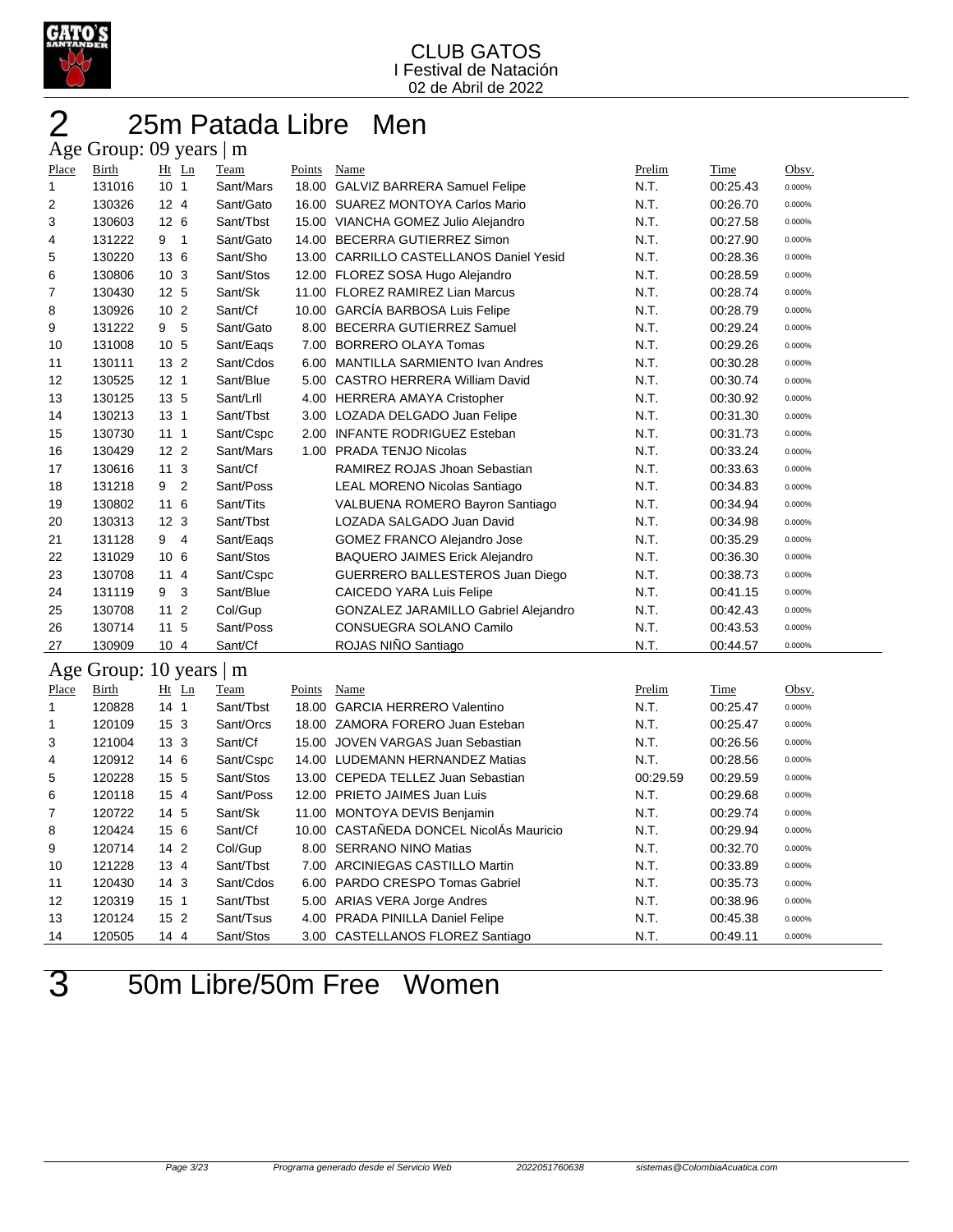# 2 25m Patada Libre Men

## Age Group: 09 years | m

| Place | Birth | Ht | Ln | Team | Points | Name | Prelim | Time | Obsv. |
|---|---|---|---|---|---|---|---|---|---|
| 1 | 131016 | 10 | 1 | Sant/Mars | 18.00 | GALVIZ BARRERA Samuel Felipe | N.T. | 00:25.43 | 0.000% |
| 2 | 130326 | 12 | 4 | Sant/Gato | 16.00 | SUAREZ MONTOYA Carlos Mario | N.T. | 00:26.70 | 0.000% |
| 3 | 130603 | 12 | 6 | Sant/Tbst | 15.00 | VIANCHA GOMEZ Julio Alejandro | N.T. | 00:27.58 | 0.000% |
| 4 | 131222 | 9 | 1 | Sant/Gato | 14.00 | BECERRA GUTIERREZ Simon | N.T. | 00:27.90 | 0.000% |
| 5 | 130220 | 13 | 6 | Sant/Sho | 13.00 | CARRILLO CASTELLANOS Daniel Yesid | N.T. | 00:28.36 | 0.000% |
| 6 | 130806 | 10 | 3 | Sant/Stos | 12.00 | FLOREZ SOSA Hugo Alejandro | N.T. | 00:28.59 | 0.000% |
| 7 | 130430 | 12 | 5 | Sant/Sk | 11.00 | FLOREZ RAMIREZ Lian Marcus | N.T. | 00:28.74 | 0.000% |
| 8 | 130926 | 10 | 2 | Sant/Cf | 10.00 | GARCÍA BARBOSA Luis Felipe | N.T. | 00:28.79 | 0.000% |
| 9 | 131222 | 9 | 5 | Sant/Gato | 8.00 | BECERRA GUTIERREZ Samuel | N.T. | 00:29.24 | 0.000% |
| 10 | 131008 | 10 | 5 | Sant/Eaqs | 7.00 | BORRERO OLAYA Tomas | N.T. | 00:29.26 | 0.000% |
| 11 | 130111 | 13 | 2 | Sant/Cdos | 6.00 | MANTILLA SARMIENTO Ivan Andres | N.T. | 00:30.28 | 0.000% |
| 12 | 130525 | 12 | 1 | Sant/Blue | 5.00 | CASTRO HERRERA William David | N.T. | 00:30.74 | 0.000% |
| 13 | 130125 | 13 | 5 | Sant/Lrll | 4.00 | HERRERA AMAYA Cristopher | N.T. | 00:30.92 | 0.000% |
| 14 | 130213 | 13 | 1 | Sant/Tbst | 3.00 | LOZADA DELGADO Juan Felipe | N.T. | 00:31.30 | 0.000% |
| 15 | 130730 | 11 | 1 | Sant/Cspc | 2.00 | INFANTE RODRIGUEZ Esteban | N.T. | 00:31.73 | 0.000% |
| 16 | 130429 | 12 | 2 | Sant/Mars | 1.00 | PRADA TENJO Nicolas | N.T. | 00:33.24 | 0.000% |
| 17 | 130616 | 11 | 3 | Sant/Cf | | RAMIREZ ROJAS Jhoan Sebastian | N.T. | 00:33.63 | 0.000% |
| 18 | 131218 | 9 | 2 | Sant/Poss | | LEAL MORENO Nicolas Santiago | N.T. | 00:34.83 | 0.000% |
| 19 | 130802 | 11 | 6 | Sant/Tits | | VALBUENA ROMERO Bayron Santiago | N.T. | 00:34.94 | 0.000% |
| 20 | 130313 | 12 | 3 | Sant/Tbst | | LOZADA SALGADO Juan David | N.T. | 00:34.98 | 0.000% |
| 21 | 131128 | 9 | 4 | Sant/Eaqs | | GOMEZ FRANCO Alejandro Jose | N.T. | 00:35.29 | 0.000% |
| 22 | 131029 | 10 | 6 | Sant/Stos | | BAQUERO JAIMES Erick Alejandro | N.T. | 00:36.30 | 0.000% |
| 23 | 130708 | 11 | 4 | Sant/Cspc | | GUERRERO BALLESTEROS Juan Diego | N.T. | 00:38.73 | 0.000% |
| 24 | 131119 | 9 | 3 | Sant/Blue | | CAICEDO YARA Luis Felipe | N.T. | 00:41.15 | 0.000% |
| 25 | 130708 | 11 | 2 | Col/Gup | | GONZALEZ JARAMILLO Gabriel Alejandro | N.T. | 00:42.43 | 0.000% |
| 26 | 130714 | 11 | 5 | Sant/Poss | | CONSUEGRA SOLANO Camilo | N.T. | 00:43.53 | 0.000% |
| 27 | 130909 | 10 | 4 | Sant/Cf | | ROJAS NIÑO Santiago | N.T. | 00:44.57 | 0.000% |

## Age Group: 10 years | m

| Place | Birth | Ht | Ln | Team | Points | Name | Prelim | Time | Obsv. |
|---|---|---|---|---|---|---|---|---|---|
| 1 | 120828 | 14 | 1 | Sant/Tbst | 18.00 | GARCIA HERRERO Valentino | N.T. | 00:25.47 | 0.000% |
| 1 | 120109 | 15 | 3 | Sant/Orcs | 18.00 | ZAMORA FORERO Juan Esteban | N.T. | 00:25.47 | 0.000% |
| 3 | 121004 | 13 | 3 | Sant/Cf | 15.00 | JOVEN VARGAS Juan Sebastian | N.T. | 00:26.56 | 0.000% |
| 4 | 120912 | 14 | 6 | Sant/Cspc | 14.00 | LUDEMANN HERNANDEZ Matias | N.T. | 00:28.56 | 0.000% |
| 5 | 120228 | 15 | 5 | Sant/Stos | 13.00 | CEPEDA TELLEZ Juan Sebastian | 00:29.59 | 00:29.59 | 0.000% |
| 6 | 120118 | 15 | 4 | Sant/Poss | 12.00 | PRIETO JAIMES Juan Luis | N.T. | 00:29.68 | 0.000% |
| 7 | 120722 | 14 | 5 | Sant/Sk | 11.00 | MONTOYA DEVIS Benjamin | N.T. | 00:29.74 | 0.000% |
| 8 | 120424 | 15 | 6 | Sant/Cf | 10.00 | CASTAÑEDA DONCEL NicolÁs Mauricio | N.T. | 00:29.94 | 0.000% |
| 9 | 120714 | 14 | 2 | Col/Gup | 8.00 | SERRANO NINO Matias | N.T. | 00:32.70 | 0.000% |
| 10 | 121228 | 13 | 4 | Sant/Tbst | 7.00 | ARCINIEGAS CASTILLO Martin | N.T. | 00:33.89 | 0.000% |
| 11 | 120430 | 14 | 3 | Sant/Cdos | 6.00 | PARDO CRESPO Tomas Gabriel | N.T. | 00:35.73 | 0.000% |
| 12 | 120319 | 15 | 1 | Sant/Tbst | 5.00 | ARIAS VERA Jorge Andres | N.T. | 00:38.96 | 0.000% |
| 13 | 120124 | 15 | 2 | Sant/Tsus | 4.00 | PRADA PINILLA Daniel Felipe | N.T. | 00:45.38 | 0.000% |
| 14 | 120505 | 14 | 4 | Sant/Stos | 3.00 | CASTELLANOS FLOREZ Santiago | N.T. | 00:49.11 | 0.000% |

# 3 50m Libre/50m Free Women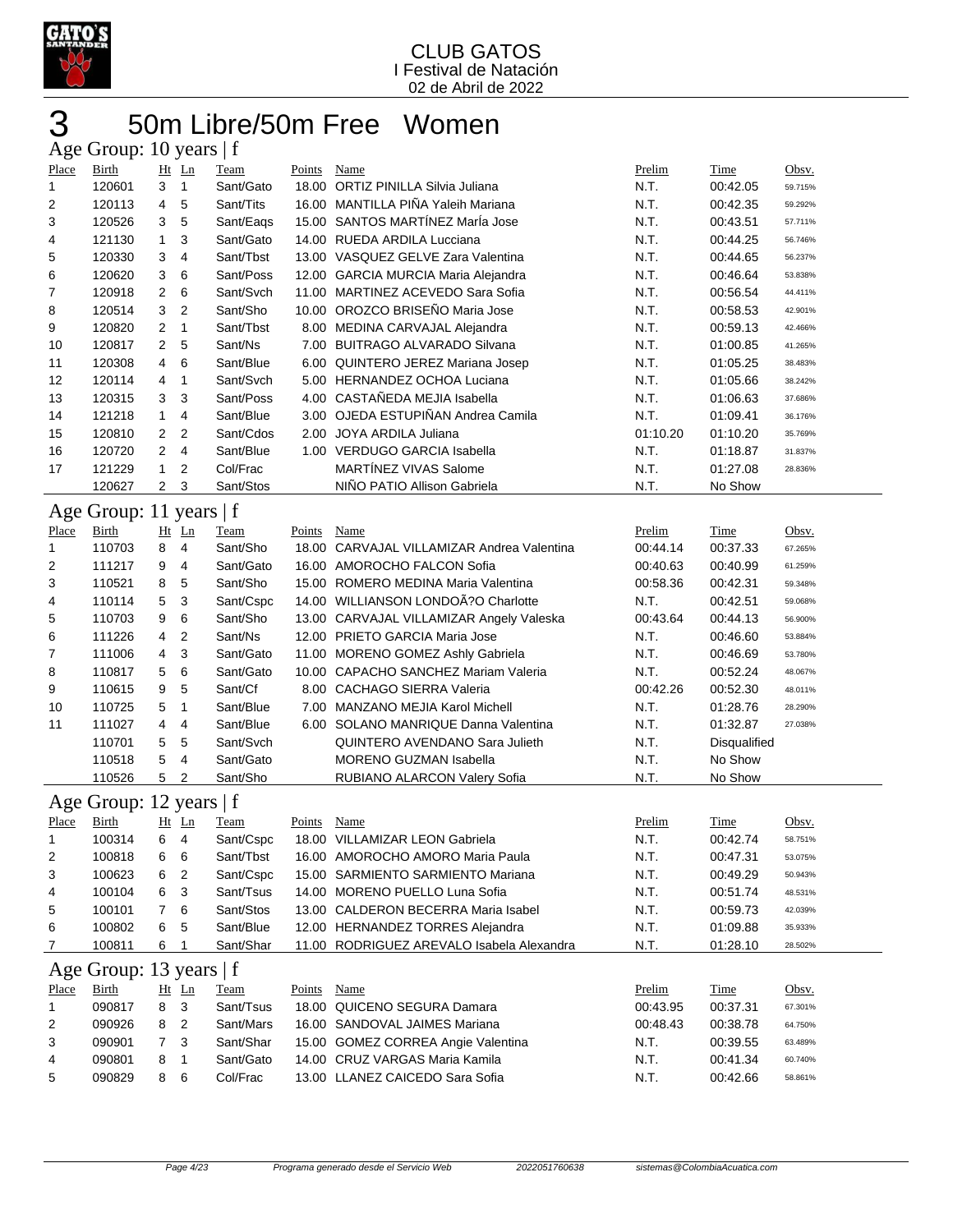CLUB GATOS
I Festival de Natación
02 de Abril de 2022

# 3 50m Libre/50m Free Women

## Age Group: 10 years | f

| Place | Birth | Ht | Ln | Team | Points | Name | Prelim | Time | Obsv. |
|---|---|---|---|---|---|---|---|---|---|
| 1 | 120601 | 3 | 1 | Sant/Gato | 18.00 | ORTIZ PINILLA Silvia Juliana | N.T. | 00:42.05 | 59.715% |
| 2 | 120113 | 4 | 5 | Sant/Tits | 16.00 | MANTILLA PIÑA Yaleih Mariana | N.T. | 00:42.35 | 59.292% |
| 3 | 120526 | 3 | 5 | Sant/Eaqs | 15.00 | SANTOS MARTÍNEZ MarÍa Jose | N.T. | 00:43.51 | 57.711% |
| 4 | 121130 | 1 | 3 | Sant/Gato | 14.00 | RUEDA ARDILA Lucciana | N.T. | 00:44.25 | 56.746% |
| 5 | 120330 | 3 | 4 | Sant/Tbst | 13.00 | VASQUEZ GELVE Zara Valentina | N.T. | 00:44.65 | 56.237% |
| 6 | 120620 | 3 | 6 | Sant/Poss | 12.00 | GARCIA MURCIA Maria Alejandra | N.T. | 00:46.64 | 53.838% |
| 7 | 120918 | 2 | 6 | Sant/Svch | 11.00 | MARTINEZ ACEVEDO Sara Sofia | N.T. | 00:56.54 | 44.411% |
| 8 | 120514 | 3 | 2 | Sant/Sho | 10.00 | OROZCO BRISEÑO Maria Jose | N.T. | 00:58.53 | 42.901% |
| 9 | 120820 | 2 | 1 | Sant/Tbst | 8.00 | MEDINA CARVAJAL Alejandra | N.T. | 00:59.13 | 42.466% |
| 10 | 120817 | 2 | 5 | Sant/Ns | 7.00 | BUITRAGO ALVARADO Silvana | N.T. | 01:00.85 | 41.265% |
| 11 | 120308 | 4 | 6 | Sant/Blue | 6.00 | QUINTERO JEREZ Mariana Josep | N.T. | 01:05.25 | 38.483% |
| 12 | 120114 | 4 | 1 | Sant/Svch | 5.00 | HERNANDEZ OCHOA Luciana | N.T. | 01:05.66 | 38.242% |
| 13 | 120315 | 3 | 3 | Sant/Poss | 4.00 | CASTAÑEDA MEJIA Isabella | N.T. | 01:06.63 | 37.686% |
| 14 | 121218 | 1 | 4 | Sant/Blue | 3.00 | OJEDA ESTUPIÑAN Andrea Camila | N.T. | 01:09.41 | 36.176% |
| 15 | 120810 | 2 | 2 | Sant/Cdos | 2.00 | JOYA ARDILA Juliana | 01:10.20 | 01:10.20 | 35.769% |
| 16 | 120720 | 2 | 4 | Sant/Blue | 1.00 | VERDUGO GARCIA Isabella | N.T. | 01:18.87 | 31.837% |
| 17 | 121229 | 1 | 2 | Col/Frac | | MARTÍNEZ VIVAS Salome | N.T. | 01:27.08 | 28.836% |
| | 120627 | 2 | 3 | Sant/Stos | | NIÑO PATIO Allison Gabriela | N.T. | No Show | |

## Age Group: 11 years | f

| Place | Birth | Ht | Ln | Team | Points | Name | Prelim | Time | Obsv. |
|---|---|---|---|---|---|---|---|---|---|
| 1 | 110703 | 8 | 4 | Sant/Sho | 18.00 | CARVAJAL VILLAMIZAR Andrea Valentina | 00:44.14 | 00:37.33 | 67.265% |
| 2 | 111217 | 9 | 4 | Sant/Gato | 16.00 | AMOROCHO FALCON Sofia | 00:40.63 | 00:40.99 | 61.259% |
| 3 | 110521 | 8 | 5 | Sant/Sho | 15.00 | ROMERO MEDINA Maria Valentina | 00:58.36 | 00:42.31 | 59.348% |
| 4 | 110114 | 5 | 3 | Sant/Cspc | 14.00 | WILLIANSON LONDOÃ?O Charlotte | N.T. | 00:42.51 | 59.068% |
| 5 | 110703 | 9 | 6 | Sant/Sho | 13.00 | CARVAJAL VILLAMIZAR Angely Valeska | 00:43.64 | 00:44.13 | 56.900% |
| 6 | 111226 | 4 | 2 | Sant/Ns | 12.00 | PRIETO GARCIA Maria Jose | N.T. | 00:46.60 | 53.884% |
| 7 | 111006 | 4 | 3 | Sant/Gato | 11.00 | MORENO GOMEZ Ashly Gabriela | N.T. | 00:46.69 | 53.780% |
| 8 | 110817 | 5 | 6 | Sant/Gato | 10.00 | CAPACHO SANCHEZ Mariam Valeria | N.T. | 00:52.24 | 48.067% |
| 9 | 110615 | 9 | 5 | Sant/Cf | 8.00 | CACHAGO SIERRA Valeria | 00:42.26 | 00:52.30 | 48.011% |
| 10 | 110725 | 5 | 1 | Sant/Blue | 7.00 | MANZANO MEJIA Karol Michell | N.T. | 01:28.76 | 28.290% |
| 11 | 111027 | 4 | 4 | Sant/Blue | 6.00 | SOLANO MANRIQUE Danna Valentina | N.T. | 01:32.87 | 27.038% |
| | 110701 | 5 | 5 | Sant/Svch | | QUINTERO AVENDANO Sara Julieth | N.T. | Disqualified | |
| | 110518 | 5 | 4 | Sant/Gato | | MORENO GUZMAN Isabella | N.T. | No Show | |
| | 110526 | 5 | 2 | Sant/Sho | | RUBIANO ALARCON Valery Sofia | N.T. | No Show | |

## Age Group: 12 years | f

| Place | Birth | Ht | Ln | Team | Points | Name | Prelim | Time | Obsv. |
|---|---|---|---|---|---|---|---|---|---|
| 1 | 100314 | 6 | 4 | Sant/Cspc | 18.00 | VILLAMIZAR LEON Gabriela | N.T. | 00:42.74 | 58.751% |
| 2 | 100818 | 6 | 6 | Sant/Tbst | 16.00 | AMOROCHO AMORO Maria Paula | N.T. | 00:47.31 | 53.075% |
| 3 | 100623 | 6 | 2 | Sant/Cspc | 15.00 | SARMIENTO SARMIENTO Mariana | N.T. | 00:49.29 | 50.943% |
| 4 | 100104 | 6 | 3 | Sant/Tsus | 14.00 | MORENO PUELLO Luna Sofia | N.T. | 00:51.74 | 48.531% |
| 5 | 100101 | 7 | 6 | Sant/Stos | 13.00 | CALDERON BECERRA Maria Isabel | N.T. | 00:59.73 | 42.039% |
| 6 | 100802 | 6 | 5 | Sant/Blue | 12.00 | HERNANDEZ TORRES Alejandra | N.T. | 01:09.88 | 35.933% |
| 7 | 100811 | 6 | 1 | Sant/Shar | 11.00 | RODRIGUEZ AREVALO Isabela Alexandra | N.T. | 01:28.10 | 28.502% |

## Age Group: 13 years | f

| Place | Birth | Ht | Ln | Team | Points | Name | Prelim | Time | Obsv. |
|---|---|---|---|---|---|---|---|---|---|
| 1 | 090817 | 8 | 3 | Sant/Tsus | 18.00 | QUICENO SEGURA Damara | 00:43.95 | 00:37.31 | 67.301% |
| 2 | 090926 | 8 | 2 | Sant/Mars | 16.00 | SANDOVAL JAIMES Mariana | 00:48.43 | 00:38.78 | 64.750% |
| 3 | 090901 | 7 | 3 | Sant/Shar | 15.00 | GOMEZ CORREA Angie Valentina | N.T. | 00:39.55 | 63.489% |
| 4 | 090801 | 8 | 1 | Sant/Gato | 14.00 | CRUZ VARGAS Maria Kamila | N.T. | 00:41.34 | 60.740% |
| 5 | 090829 | 8 | 6 | Col/Frac | 13.00 | LLANEZ CAICEDO Sara Sofia | N.T. | 00:42.66 | 58.861% |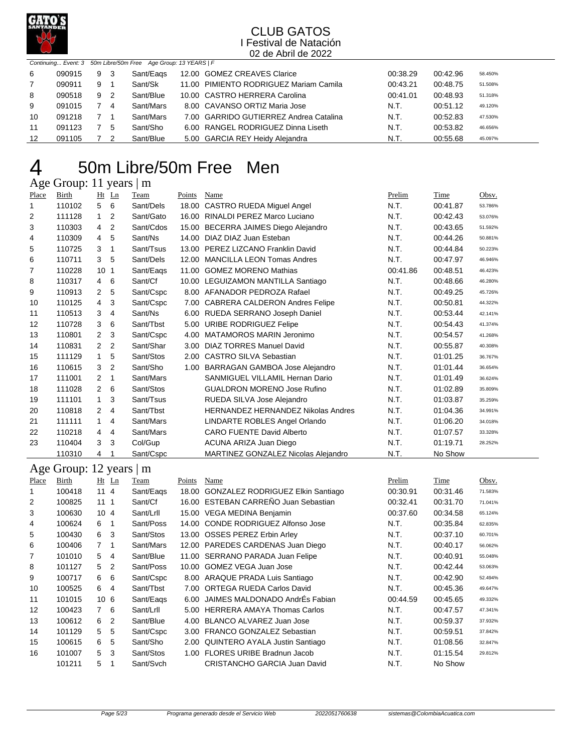CLUB GATOS
I Festival de Natación
02 de Abril de 2022

*Continuing... Event: 3 50m Libre/50m Free Age Group: 13 YEARS | F*

| Place | Birth | Ht | Ln | Team | Points | Name | Prelim | Time | Obsv. |
|---|---|---|---|---|---|---|---|---|---|
| 6 | 090915 | 9 | 3 | Sant/Eaqs | 12.00 | GOMEZ CREAVES Clarice | 00:38.29 | 00:42.96 | 58.450% |
| 7 | 090911 | 9 | 1 | Sant/Sk | 11.00 | PIMIENTO RODRIGUEZ Mariam Camila | 00:43.21 | 00:48.75 | 51.508% |
| 8 | 090518 | 9 | 2 | Sant/Blue | 10.00 | CASTRO HERRERA Carolina | 00:41.01 | 00:48.93 | 51.318% |
| 9 | 091015 | 7 | 4 | Sant/Mars | 8.00 | CAVANSO ORTIZ Maria Jose | N.T. | 00:51.12 | 49.120% |
| 10 | 091218 | 7 | 1 | Sant/Mars | 7.00 | GARRIDO GUTIERREZ Andrea Catalina | N.T. | 00:52.83 | 47.530% |
| 11 | 091123 | 7 | 5 | Sant/Sho | 6.00 | RANGEL RODRIGUEZ Dinna Liseth | N.T. | 00:53.82 | 46.656% |
| 12 | 091105 | 7 | 2 | Sant/Blue | 5.00 | GARCIA REY Heidy Alejandra | N.T. | 00:55.68 | 45.097% |

# 4 50m Libre/50m Free Men

## Age Group: 11 years | m

| Place | Birth | Ht | Ln | Team | Points | Name | Prelim | Time | Obsv. |
|---|---|---|---|---|---|---|---|---|---|
| 1 | 110102 | 5 | 6 | Sant/Dels | 18.00 | CASTRO RUEDA Miguel Angel | N.T. | 00:41.87 | 53.786% |
| 2 | 111128 | 1 | 2 | Sant/Gato | 16.00 | RINALDI PEREZ Marco Luciano | N.T. | 00:42.43 | 53.076% |
| 3 | 110303 | 4 | 2 | Sant/Cdos | 15.00 | BECERRA JAIMES Diego Alejandro | N.T. | 00:43.65 | 51.592% |
| 4 | 110309 | 4 | 5 | Sant/Ns | 14.00 | DIAZ DIAZ Juan Esteban | N.T. | 00:44.26 | 50.881% |
| 5 | 110725 | 3 | 1 | Sant/Tsus | 13.00 | PEREZ LIZCANO Franklin David | N.T. | 00:44.84 | 50.223% |
| 6 | 110711 | 3 | 5 | Sant/Dels | 12.00 | MANCILLA LEON Tomas Andres | N.T. | 00:47.97 | 46.946% |
| 7 | 110228 | 10 | 1 | Sant/Eaqs | 11.00 | GOMEZ MORENO Mathias | 00:41.86 | 00:48.51 | 46.423% |
| 8 | 110317 | 4 | 6 | Sant/Cf | 10.00 | LEGUIZAMON MANTILLA Santiago | N.T. | 00:48.66 | 46.280% |
| 9 | 110913 | 2 | 5 | Sant/Cspc | 8.00 | AFANADOR PEDROZA Rafael | N.T. | 00:49.25 | 45.726% |
| 10 | 110125 | 4 | 3 | Sant/Cspc | 7.00 | CABRERA CALDERON Andres Felipe | N.T. | 00:50.81 | 44.322% |
| 11 | 110513 | 3 | 4 | Sant/Ns | 6.00 | RUEDA SERRANO Joseph Daniel | N.T. | 00:53.44 | 42.141% |
| 12 | 110728 | 3 | 6 | Sant/Tbst | 5.00 | URIBE RODRIGUEZ Felipe | N.T. | 00:54.43 | 41.374% |
| 13 | 110801 | 2 | 3 | Sant/Cspc | 4.00 | MATAMOROS MARIN Jeronimo | N.T. | 00:54.57 | 41.268% |
| 14 | 110831 | 2 | 2 | Sant/Shar | 3.00 | DIAZ TORRES Manuel David | N.T. | 00:55.87 | 40.308% |
| 15 | 111129 | 1 | 5 | Sant/Stos | 2.00 | CASTRO SILVA Sebastian | N.T. | 01:01.25 | 36.767% |
| 16 | 110615 | 3 | 2 | Sant/Sho | 1.00 | BARRAGAN GAMBOA Jose Alejandro | N.T. | 01:01.44 | 36.654% |
| 17 | 111001 | 2 | 1 | Sant/Mars | | SANMIGUEL VILLAMIL Hernan Dario | N.T. | 01:01.49 | 36.624% |
| 18 | 111028 | 2 | 6 | Sant/Stos | | GUALDRON MORENO Jose Rufino | N.T. | 01:02.89 | 35.809% |
| 19 | 111101 | 1 | 3 | Sant/Tsus | | RUEDA SILVA Jose Alejandro | N.T. | 01:03.87 | 35.259% |
| 20 | 110818 | 2 | 4 | Sant/Tbst | | HERNANDEZ HERNANDEZ Nikolas Andres | N.T. | 01:04.36 | 34.991% |
| 21 | 111111 | 1 | 4 | Sant/Mars | | LINDARTE ROBLES Angel Orlando | N.T. | 01:06.20 | 34.018% |
| 22 | 110218 | 4 | 4 | Sant/Mars | | CARO FUENTE David Alberto | N.T. | 01:07.57 | 33.328% |
| 23 | 110404 | 3 | 3 | Col/Gup | | ACUNA ARIZA Juan Diego | N.T. | 01:19.71 | 28.252% |
| | 110310 | 4 | 1 | Sant/Cspc | | MARTINEZ GONZALEZ Nicolas Alejandro | N.T. | No Show | |

## Age Group: 12 years | m

| Place | Birth | Ht | Ln | Team | Points | Name | Prelim | Time | Obsv. |
|---|---|---|---|---|---|---|---|---|---|
| 1 | 100418 | 11 | 4 | Sant/Eaqs | 18.00 | GONZALEZ RODRIGUEZ Elkin Santiago | 00:30.91 | 00:31.46 | 71.583% |
| 2 | 100825 | 11 | 1 | Sant/Cf | 16.00 | ESTEBAN CARREÑO Juan Sebastian | 00:32.41 | 00:31.70 | 71.041% |
| 3 | 100630 | 10 | 4 | Sant/Lrll | 15.00 | VEGA MEDINA Benjamin | 00:37.60 | 00:34.58 | 65.124% |
| 4 | 100624 | 6 | 1 | Sant/Poss | 14.00 | CONDE RODRIGUEZ Alfonso Jose | N.T. | 00:35.84 | 62.835% |
| 5 | 100430 | 6 | 3 | Sant/Stos | 13.00 | OSSES PEREZ Erbin Arley | N.T. | 00:37.10 | 60.701% |
| 6 | 100406 | 7 | 1 | Sant/Mars | 12.00 | PAREDES CARDENAS Juan Diego | N.T. | 00:40.17 | 56.062% |
| 7 | 101010 | 5 | 4 | Sant/Blue | 11.00 | SERRANO PARADA Juan Felipe | N.T. | 00:40.91 | 55.048% |
| 8 | 101127 | 5 | 2 | Sant/Poss | 10.00 | GOMEZ VEGA Juan Jose | N.T. | 00:42.44 | 53.063% |
| 9 | 100717 | 6 | 6 | Sant/Cspc | 8.00 | ARAQUE PRADA Luis Santiago | N.T. | 00:42.90 | 52.494% |
| 10 | 100525 | 6 | 4 | Sant/Tbst | 7.00 | ORTEGA RUEDA Carlos David | N.T. | 00:45.36 | 49.647% |
| 11 | 101015 | 10 | 6 | Sant/Eaqs | 6.00 | JAIMES MALDONADO AndrÉs Fabian | 00:44.59 | 00:45.65 | 49.332% |
| 12 | 100423 | 7 | 6 | Sant/Lrll | 5.00 | HERRERA AMAYA Thomas Carlos | N.T. | 00:47.57 | 47.341% |
| 13 | 100612 | 6 | 2 | Sant/Blue | 4.00 | BLANCO ALVAREZ Juan Jose | N.T. | 00:59.37 | 37.932% |
| 14 | 101129 | 5 | 5 | Sant/Cspc | 3.00 | FRANCO GONZALEZ Sebastian | N.T. | 00:59.51 | 37.842% |
| 15 | 100615 | 6 | 5 | Sant/Sho | 2.00 | QUINTERO AYALA Justin Santiago | N.T. | 01:08.56 | 32.847% |
| 16 | 101007 | 5 | 3 | Sant/Stos | 1.00 | FLORES URIBE Bradnun Jacob | N.T. | 01:15.54 | 29.812% |
| | 101211 | 5 | 1 | Sant/Svch | | CRISTANCHO GARCIA Juan David | N.T. | No Show | |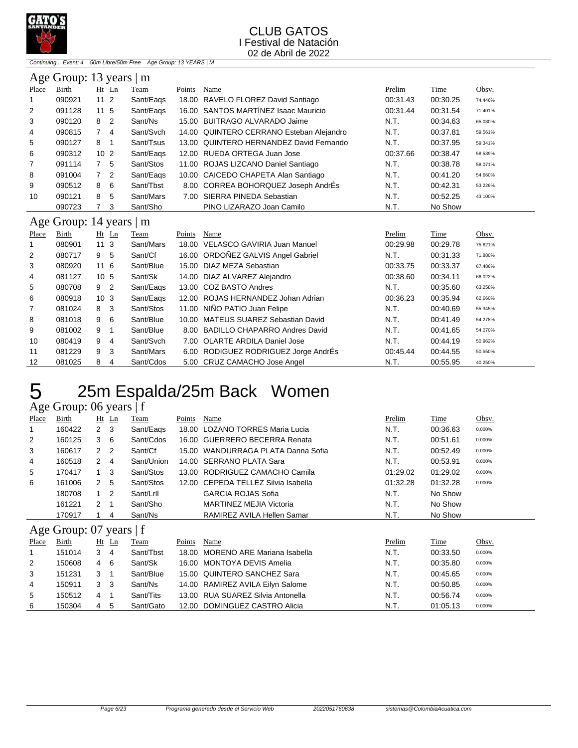CLUB GATOS
I Festival de Natación
02 de Abril de 2022

*Continuing... Event: 4 50m Libre/50m Free Age Group: 13 YEARS | M*

## Age Group: 13 years | m

| Place | Birth | Ht | Ln | Team | Points | Name | Prelim | Time | Obsv. |
|---|---|---|---|---|---|---|---|---|---|
| 1 | 090921 | 11 | 2 | Sant/Eaqs | 18.00 | RAVELO FLOREZ David Santiago | 00:31.43 | 00:30.25 | 74.446% |
| 2 | 091128 | 11 | 5 | Sant/Eaqs | 16.00 | SANTOS MARTÍNEZ Isaac Mauricio | 00:31.44 | 00:31.54 | 71.401% |
| 3 | 090120 | 8 | 2 | Sant/Ns | 15.00 | BUITRAGO ALVARADO Jaime | N.T. | 00:34.63 | 65.030% |
| 4 | 090815 | 7 | 4 | Sant/Svch | 14.00 | QUINTERO CERRANO Esteban Alejandro | N.T. | 00:37.81 | 59.561% |
| 5 | 090127 | 8 | 1 | Sant/Tsus | 13.00 | QUINTERO HERNANDEZ David Fernando | N.T. | 00:37.95 | 59.341% |
| 6 | 090312 | 10 | 2 | Sant/Eaqs | 12.00 | RUEDA ORTEGA Juan Jose | 00:37.66 | 00:38.47 | 58.539% |
| 7 | 091114 | 7 | 5 | Sant/Stos | 11.00 | ROJAS LIZCANO Daniel Santiago | N.T. | 00:38.78 | 58.071% |
| 8 | 091004 | 7 | 2 | Sant/Eaqs | 10.00 | CAICEDO CHAPETA Alan Santiago | N.T. | 00:41.20 | 54.660% |
| 9 | 090512 | 8 | 6 | Sant/Tbst | 8.00 | CORREA BOHORQUEZ Joseph AndrÉs | N.T. | 00:42.31 | 53.226% |
| 10 | 090121 | 8 | 5 | Sant/Mars | 7.00 | SIERRA PINEDA Sebastian | N.T. | 00:52.25 | 43.100% |
| | 090723 | 7 | 3 | Sant/Sho | | PINO LIZARAZO Joan Camilo | N.T. | No Show | |

## Age Group: 14 years | m

| Place | Birth | Ht | Ln | Team | Points | Name | Prelim | Time | Obsv. |
|---|---|---|---|---|---|---|---|---|---|
| 1 | 080901 | 11 | 3 | Sant/Mars | 18.00 | VELASCO GAVIRIA Juan Manuel | 00:29.98 | 00:29.78 | 75.621% |
| 2 | 080717 | 9 | 5 | Sant/Cf | 16.00 | ORDOÑEZ GALVIS Angel Gabriel | N.T. | 00:31.33 | 71.880% |
| 3 | 080920 | 11 | 6 | Sant/Blue | 15.00 | DIAZ MEZA Sebastian | 00:33.75 | 00:33.37 | 67.486% |
| 4 | 081127 | 10 | 5 | Sant/Sk | 14.00 | DIAZ ALVAREZ Alejandro | 00:38.60 | 00:34.11 | 66.022% |
| 5 | 080708 | 9 | 2 | Sant/Eaqs | 13.00 | COZ BASTO Andres | N.T. | 00:35.60 | 63.258% |
| 6 | 080918 | 10 | 3 | Sant/Eaqs | 12.00 | ROJAS HERNANDEZ Johan Adrian | 00:36.23 | 00:35.94 | 62.660% |
| 7 | 081024 | 8 | 3 | Sant/Stos | 11.00 | NIÑO PATIO Juan Felipe | N.T. | 00:40.69 | 55.345% |
| 8 | 081018 | 9 | 6 | Sant/Blue | 10.00 | MATEUS SUAREZ Sebastian David | N.T. | 00:41.49 | 54.278% |
| 9 | 081002 | 9 | 1 | Sant/Blue | 8.00 | BADILLO CHAPARRO Andres David | N.T. | 00:41.65 | 54.070% |
| 10 | 080419 | 9 | 4 | Sant/Svch | 7.00 | OLARTE ARDILA Daniel Jose | N.T. | 00:44.19 | 50.962% |
| 11 | 081229 | 9 | 3 | Sant/Mars | 6.00 | RODIGUEZ RODRIGUEZ Jorge AndrÉs | 00:45.44 | 00:44.55 | 50.550% |
| 12 | 081025 | 8 | 4 | Sant/Cdos | 5.00 | CRUZ CAMACHO Jose Angel | N.T. | 00:55.95 | 40.250% |

# 5 25m Espalda/25m Back Women

## Age Group: 06 years | f

| Place | Birth | Ht | Ln | Team | Points | Name | Prelim | Time | Obsv. |
|---|---|---|---|---|---|---|---|---|---|
| 1 | 160422 | 2 | 3 | Sant/Eaqs | 18.00 | LOZANO TORRES Maria Lucia | N.T. | 00:36.63 | 0.000% |
| 2 | 160125 | 3 | 6 | Sant/Cdos | 16.00 | GUERRERO BECERRA Renata | N.T. | 00:51.61 | 0.000% |
| 3 | 160617 | 2 | 2 | Sant/Cf | 15.00 | WANDURRAGA PLATA Danna Sofia | N.T. | 00:52.49 | 0.000% |
| 4 | 160518 | 2 | 4 | Sant/Union | 14.00 | SERRANO PLATA Sara | N.T. | 00:53.91 | 0.000% |
| 5 | 170417 | 1 | 3 | Sant/Stos | 13.00 | RODRIGUEZ CAMACHO Camila | 01:29.02 | 01:29.02 | 0.000% |
| 6 | 161006 | 2 | 5 | Sant/Stos | 12.00 | CEPEDA TELLEZ Silvia Isabella | 01:32.28 | 01:32.28 | 0.000% |
| | 180708 | 1 | 2 | Sant/Lrll | | GARCIA ROJAS Sofia | N.T. | No Show | |
| | 161221 | 2 | 1 | Sant/Sho | | MARTINEZ MEJIA Victoria | N.T. | No Show | |
| | 170917 | 1 | 4 | Sant/Ns | | RAMIREZ AVILA Hellen Samar | N.T. | No Show | |

## Age Group: 07 years | f

| Place | Birth | Ht | Ln | Team | Points | Name | Prelim | Time | Obsv. |
|---|---|---|---|---|---|---|---|---|---|
| 1 | 151014 | 3 | 4 | Sant/Tbst | 18.00 | MORENO ARE Mariana Isabella | N.T. | 00:33.50 | 0.000% |
| 2 | 150608 | 4 | 6 | Sant/Sk | 16.00 | MONTOYA DEVIS Amelia | N.T. | 00:35.80 | 0.000% |
| 3 | 151231 | 3 | 1 | Sant/Blue | 15.00 | QUINTERO SANCHEZ Sara | N.T. | 00:45.65 | 0.000% |
| 4 | 150911 | 3 | 3 | Sant/Ns | 14.00 | RAMIREZ AVILA Eilyn Salome | N.T. | 00:50.85 | 0.000% |
| 5 | 150512 | 4 | 1 | Sant/Tits | 13.00 | RUA SUAREZ Silvia Antonella | N.T. | 00:56.74 | 0.000% |
| 6 | 150304 | 4 | 5 | Sant/Gato | 12.00 | DOMINGUEZ CASTRO Alicia | N.T. | 01:05.13 | 0.000% |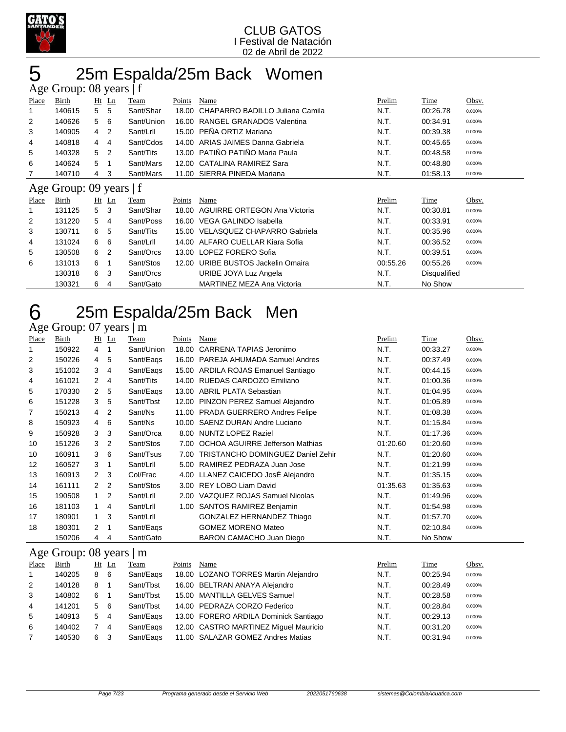CLUB GATOS
I Festival de Natación
02 de Abril de 2022

# 5 25m Espalda/25m Back Women

## Age Group: 08 years | f

| Place | Birth | Ht | Ln | Team | Points | Name | Prelim | Time | Obsv. |
|---|---|---|---|---|---|---|---|---|---|
| 1 | 140615 | 5 | 5 | Sant/Shar | 18.00 | CHAPARRO BADILLO Juliana Camila | N.T. | 00:26.78 | 0.000% |
| 2 | 140626 | 5 | 6 | Sant/Union | 16.00 | RANGEL GRANADOS Valentina | N.T. | 00:34.91 | 0.000% |
| 3 | 140905 | 4 | 2 | Sant/Lrll | 15.00 | PEÑA ORTIZ Mariana | N.T. | 00:39.38 | 0.000% |
| 4 | 140818 | 4 | 4 | Sant/Cdos | 14.00 | ARIAS JAIMES Danna Gabriela | N.T. | 00:45.65 | 0.000% |
| 5 | 140328 | 5 | 2 | Sant/Tits | 13.00 | PATIÑO PATIÑO Maria Paula | N.T. | 00:48.58 | 0.000% |
| 6 | 140624 | 5 | 1 | Sant/Mars | 12.00 | CATALINA RAMIREZ Sara | N.T. | 00:48.80 | 0.000% |
| 7 | 140710 | 4 | 3 | Sant/Mars | 11.00 | SIERRA PINEDA Mariana | N.T. | 01:58.13 | 0.000% |

## Age Group: 09 years | f

| Place | Birth | Ht | Ln | Team | Points | Name | Prelim | Time | Obsv. |
|---|---|---|---|---|---|---|---|---|---|
| 1 | 131125 | 5 | 3 | Sant/Shar | 18.00 | AGUIRRE ORTEGON Ana Victoria | N.T. | 00:30.81 | 0.000% |
| 2 | 131220 | 5 | 4 | Sant/Poss | 16.00 | VEGA GALINDO Isabella | N.T. | 00:33.91 | 0.000% |
| 3 | 130711 | 6 | 5 | Sant/Tits | 15.00 | VELASQUEZ CHAPARRO Gabriela | N.T. | 00:35.96 | 0.000% |
| 4 | 131024 | 6 | 6 | Sant/Lrll | 14.00 | ALFARO CUELLAR Kiara Sofia | N.T. | 00:36.52 | 0.000% |
| 5 | 130508 | 6 | 2 | Sant/Orcs | 13.00 | LOPEZ FORERO Sofia | N.T. | 00:39.51 | 0.000% |
| 6 | 131013 | 6 | 1 | Sant/Stos | 12.00 | URIBE BUSTOS Jackelin Omaira | 00:55.26 | 00:55.26 | 0.000% |
| | 130318 | 6 | 3 | Sant/Orcs | | URIBE JOYA Luz Angela | N.T. | Disqualified | |
| | 130321 | 6 | 4 | Sant/Gato | | MARTINEZ MEZA Ana Victoria | N.T. | No Show | |

# 6 25m Espalda/25m Back Men

## Age Group: 07 years | m

| Place | Birth | Ht | Ln | Team | Points | Name | Prelim | Time | Obsv. |
|---|---|---|---|---|---|---|---|---|---|
| 1 | 150922 | 4 | 1 | Sant/Union | 18.00 | CARRENA TAPIAS Jeronimo | N.T. | 00:33.27 | 0.000% |
| 2 | 150226 | 4 | 5 | Sant/Eaqs | 16.00 | PAREJA AHUMADA Samuel Andres | N.T. | 00:37.49 | 0.000% |
| 3 | 151002 | 3 | 4 | Sant/Eaqs | 15.00 | ARDILA ROJAS Emanuel Santiago | N.T. | 00:44.15 | 0.000% |
| 4 | 161021 | 2 | 4 | Sant/Tits | 14.00 | RUEDAS CARDOZO Emiliano | N.T. | 01:00.36 | 0.000% |
| 5 | 170330 | 2 | 5 | Sant/Eaqs | 13.00 | ABRIL PLATA Sebastian | N.T. | 01:04.95 | 0.000% |
| 6 | 151228 | 3 | 5 | Sant/Tbst | 12.00 | PINZON PEREZ Samuel Alejandro | N.T. | 01:05.89 | 0.000% |
| 7 | 150213 | 4 | 2 | Sant/Ns | 11.00 | PRADA GUERRERO Andres Felipe | N.T. | 01:08.38 | 0.000% |
| 8 | 150923 | 4 | 6 | Sant/Ns | 10.00 | SAENZ DURAN Andre Luciano | N.T. | 01:15.84 | 0.000% |
| 9 | 150928 | 3 | 3 | Sant/Orca | 8.00 | NUNTZ LOPEZ Raziel | N.T. | 01:17.36 | 0.000% |
| 10 | 151226 | 3 | 2 | Sant/Stos | 7.00 | OCHOA AGUIRRE Jefferson Mathias | 01:20.60 | 01:20.60 | 0.000% |
| 10 | 160911 | 3 | 6 | Sant/Tsus | 7.00 | TRISTANCHO DOMINGUEZ Daniel Zehir | N.T. | 01:20.60 | 0.000% |
| 12 | 160527 | 3 | 1 | Sant/Lrll | 5.00 | RAMIREZ PEDRAZA Juan Jose | N.T. | 01:21.99 | 0.000% |
| 13 | 160913 | 2 | 3 | Col/Frac | 4.00 | LLANEZ CAICEDO JosÉ Alejandro | N.T. | 01:35.15 | 0.000% |
| 14 | 161111 | 2 | 2 | Sant/Stos | 3.00 | REY LOBO Liam David | 01:35.63 | 01:35.63 | 0.000% |
| 15 | 190508 | 1 | 2 | Sant/Lrll | 2.00 | VAZQUEZ ROJAS Samuel Nicolas | N.T. | 01:49.96 | 0.000% |
| 16 | 181103 | 1 | 4 | Sant/Lrll | 1.00 | SANTOS RAMIREZ Benjamin | N.T. | 01:54.98 | 0.000% |
| 17 | 180901 | 1 | 3 | Sant/Lrll | | GONZALEZ HERNANDEZ Thiago | N.T. | 01:57.70 | 0.000% |
| 18 | 180301 | 2 | 1 | Sant/Eaqs | | GOMEZ MORENO Mateo | N.T. | 02:10.84 | 0.000% |
| | 150206 | 4 | 4 | Sant/Gato | | BARON CAMACHO Juan Diego | N.T. | No Show | |

## Age Group: 08 years | m

| Place | Birth | Ht | Ln | Team | Points | Name | Prelim | Time | Obsv. |
|---|---|---|---|---|---|---|---|---|---|
| 1 | 140205 | 8 | 6 | Sant/Eaqs | 18.00 | LOZANO TORRES Martin Alejandro | N.T. | 00:25.94 | 0.000% |
| 2 | 140128 | 8 | 1 | Sant/Tbst | 16.00 | BELTRAN ANAYA Alejandro | N.T. | 00:28.49 | 0.000% |
| 3 | 140802 | 6 | 1 | Sant/Tbst | 15.00 | MANTILLA GELVES Samuel | N.T. | 00:28.58 | 0.000% |
| 4 | 141201 | 5 | 6 | Sant/Tbst | 14.00 | PEDRAZA CORZO Federico | N.T. | 00:28.84 | 0.000% |
| 5 | 140913 | 5 | 4 | Sant/Eaqs | 13.00 | FORERO ARDILA Dominick Santiago | N.T. | 00:29.13 | 0.000% |
| 6 | 140402 | 7 | 4 | Sant/Eaqs | 12.00 | CASTRO MARTINEZ Miguel Mauricio | N.T. | 00:31.20 | 0.000% |
| 7 | 140530 | 6 | 3 | Sant/Eaqs | 11.00 | SALAZAR GOMEZ Andres Matias | N.T. | 00:31.94 | 0.000% |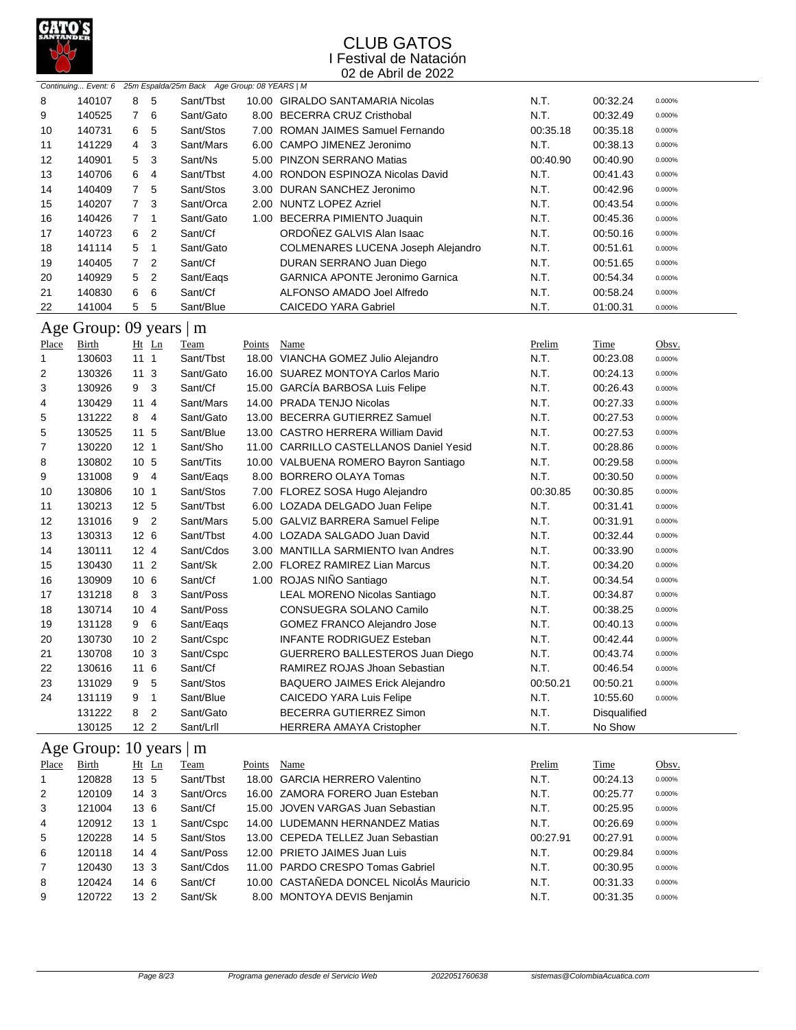# CLUB GATOS

I Festival de Natación

02 de Abril de 2022

*Continuing... Event: 6 25m Espalda/25m Back Age Group: 08 YEARS | M*

| Place | Birth | Ht | Ln | Team | Points | Name | Prelim | Time | Obsv. |
|---|---|---|---|---|---|---|---|---|---|
| 8 | 140107 | 8 | 5 | Sant/Tbst | 10.00 | GIRALDO SANTAMARIA Nicolas | N.T. | 00:32.24 | 0.000% |
| 9 | 140525 | 7 | 6 | Sant/Gato | 8.00 | BECERRA CRUZ Cristhobal | N.T. | 00:32.49 | 0.000% |
| 10 | 140731 | 6 | 5 | Sant/Stos | 7.00 | ROMAN JAIMES Samuel Fernando | 00:35.18 | 00:35.18 | 0.000% |
| 11 | 141229 | 4 | 3 | Sant/Mars | 6.00 | CAMPO JIMENEZ Jeronimo | N.T. | 00:38.13 | 0.000% |
| 12 | 140901 | 5 | 3 | Sant/Ns | 5.00 | PINZON SERRANO Matias | 00:40.90 | 00:40.90 | 0.000% |
| 13 | 140706 | 6 | 4 | Sant/Tbst | 4.00 | RONDON ESPINOZA Nicolas David | N.T. | 00:41.43 | 0.000% |
| 14 | 140409 | 7 | 5 | Sant/Stos | 3.00 | DURAN SANCHEZ Jeronimo | N.T. | 00:42.96 | 0.000% |
| 15 | 140207 | 7 | 3 | Sant/Orca | 2.00 | NUNTZ LOPEZ Azriel | N.T. | 00:43.54 | 0.000% |
| 16 | 140426 | 7 | 1 | Sant/Gato | 1.00 | BECERRA PIMIENTO Juaquin | N.T. | 00:45.36 | 0.000% |
| 17 | 140723 | 6 | 2 | Sant/Cf | | ORDOÑEZ GALVIS Alan Isaac | N.T. | 00:50.16 | 0.000% |
| 18 | 141114 | 5 | 1 | Sant/Gato | | COLMENARES LUCENA Joseph Alejandro | N.T. | 00:51.61 | 0.000% |
| 19 | 140405 | 7 | 2 | Sant/Cf | | DURAN SERRANO Juan Diego | N.T. | 00:51.65 | 0.000% |
| 20 | 140929 | 5 | 2 | Sant/Eaqs | | GARNICA APONTE Jeronimo Garnica | N.T. | 00:54.34 | 0.000% |
| 21 | 140830 | 6 | 6 | Sant/Cf | | ALFONSO AMADO Joel Alfredo | N.T. | 00:58.24 | 0.000% |
| 22 | 141004 | 5 | 5 | Sant/Blue | | CAICEDO YARA Gabriel | N.T. | 01:00.31 | 0.000% |

## Age Group: 09 years | m

| Place | Birth | Ht | Ln | Team | Points | Name | Prelim | Time | Obsv. |
|---|---|---|---|---|---|---|---|---|---|
| 1 | 130603 | 11 | 1 | Sant/Tbst | 18.00 | VIANCHA GOMEZ Julio Alejandro | N.T. | 00:23.08 | 0.000% |
| 2 | 130326 | 11 | 3 | Sant/Gato | 16.00 | SUAREZ MONTOYA Carlos Mario | N.T. | 00:24.13 | 0.000% |
| 3 | 130926 | 9 | 3 | Sant/Cf | 15.00 | GARCÍA BARBOSA Luis Felipe | N.T. | 00:26.43 | 0.000% |
| 4 | 130429 | 11 | 4 | Sant/Mars | 14.00 | PRADA TENJO Nicolas | N.T. | 00:27.33 | 0.000% |
| 5 | 131222 | 8 | 4 | Sant/Gato | 13.00 | BECERRA GUTIERREZ Samuel | N.T. | 00:27.53 | 0.000% |
| 5 | 130525 | 11 | 5 | Sant/Blue | 13.00 | CASTRO HERRERA William David | N.T. | 00:27.53 | 0.000% |
| 7 | 130220 | 12 | 1 | Sant/Sho | 11.00 | CARRILLO CASTELLANOS Daniel Yesid | N.T. | 00:28.86 | 0.000% |
| 8 | 130802 | 10 | 5 | Sant/Tits | 10.00 | VALBUENA ROMERO Bayron Santiago | N.T. | 00:29.58 | 0.000% |
| 9 | 131008 | 9 | 4 | Sant/Eaqs | 8.00 | BORRERO OLAYA Tomas | N.T. | 00:30.50 | 0.000% |
| 10 | 130806 | 10 | 1 | Sant/Stos | 7.00 | FLOREZ SOSA Hugo Alejandro | 00:30.85 | 00:30.85 | 0.000% |
| 11 | 130213 | 12 | 5 | Sant/Tbst | 6.00 | LOZADA DELGADO Juan Felipe | N.T. | 00:31.41 | 0.000% |
| 12 | 131016 | 9 | 2 | Sant/Mars | 5.00 | GALVIZ BARRERA Samuel Felipe | N.T. | 00:31.91 | 0.000% |
| 13 | 130313 | 12 | 6 | Sant/Tbst | 4.00 | LOZADA SALGADO Juan David | N.T. | 00:32.44 | 0.000% |
| 14 | 130111 | 12 | 4 | Sant/Cdos | 3.00 | MANTILLA SARMIENTO Ivan Andres | N.T. | 00:33.90 | 0.000% |
| 15 | 130430 | 11 | 2 | Sant/Sk | 2.00 | FLOREZ RAMIREZ Lian Marcus | N.T. | 00:34.20 | 0.000% |
| 16 | 130909 | 10 | 6 | Sant/Cf | 1.00 | ROJAS NIÑO Santiago | N.T. | 00:34.54 | 0.000% |
| 17 | 131218 | 8 | 3 | Sant/Poss | | LEAL MORENO Nicolas Santiago | N.T. | 00:34.87 | 0.000% |
| 18 | 130714 | 10 | 4 | Sant/Poss | | CONSUEGRA SOLANO Camilo | N.T. | 00:38.25 | 0.000% |
| 19 | 131128 | 9 | 6 | Sant/Eaqs | | GOMEZ FRANCO Alejandro Jose | N.T. | 00:40.13 | 0.000% |
| 20 | 130730 | 10 | 2 | Sant/Cspc | | INFANTE RODRIGUEZ Esteban | N.T. | 00:42.44 | 0.000% |
| 21 | 130708 | 10 | 3 | Sant/Cspc | | GUERRERO BALLESTEROS Juan Diego | N.T. | 00:43.74 | 0.000% |
| 22 | 130616 | 11 | 6 | Sant/Cf | | RAMIREZ ROJAS Jhoan Sebastian | N.T. | 00:46.54 | 0.000% |
| 23 | 131029 | 9 | 5 | Sant/Stos | | BAQUERO JAIMES Erick Alejandro | 00:50.21 | 00:50.21 | 0.000% |
| 24 | 131119 | 9 | 1 | Sant/Blue | | CAICEDO YARA Luis Felipe | N.T. | 10:55.60 | 0.000% |
| | 131222 | 8 | 2 | Sant/Gato | | BECERRA GUTIERREZ Simon | N.T. | Disqualified | |
| | 130125 | 12 | 2 | Sant/Lrll | | HERRERA AMAYA Cristopher | N.T. | No Show | |

## Age Group: 10 years | m

| Place | Birth | Ht | Ln | Team | Points | Name | Prelim | Time | Obsv. |
|---|---|---|---|---|---|---|---|---|---|
| 1 | 120828 | 13 | 5 | Sant/Tbst | 18.00 | GARCIA HERRERO Valentino | N.T. | 00:24.13 | 0.000% |
| 2 | 120109 | 14 | 3 | Sant/Orcs | 16.00 | ZAMORA FORERO Juan Esteban | N.T. | 00:25.77 | 0.000% |
| 3 | 121004 | 13 | 6 | Sant/Cf | 15.00 | JOVEN VARGAS Juan Sebastian | N.T. | 00:25.95 | 0.000% |
| 4 | 120912 | 13 | 1 | Sant/Cspc | 14.00 | LUDEMANN HERNANDEZ Matias | N.T. | 00:26.69 | 0.000% |
| 5 | 120228 | 14 | 5 | Sant/Stos | 13.00 | CEPEDA TELLEZ Juan Sebastian | 00:27.91 | 00:27.91 | 0.000% |
| 6 | 120118 | 14 | 4 | Sant/Poss | 12.00 | PRIETO JAIMES Juan Luis | N.T. | 00:29.84 | 0.000% |
| 7 | 120430 | 13 | 3 | Sant/Cdos | 11.00 | PARDO CRESPO Tomas Gabriel | N.T. | 00:30.95 | 0.000% |
| 8 | 120424 | 14 | 6 | Sant/Cf | 10.00 | CASTAÑEDA DONCEL NicolÁs Mauricio | N.T. | 00:31.33 | 0.000% |
| 9 | 120722 | 13 | 2 | Sant/Sk | 8.00 | MONTOYA DEVIS Benjamin | N.T. | 00:31.35 | 0.000% |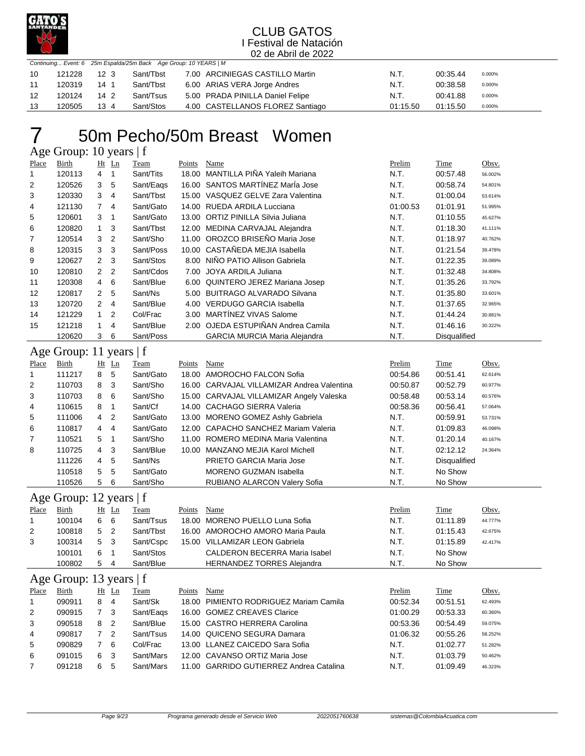CLUB GATOS
I Festival de Natación
02 de Abril de 2022

*Continuing... Event: 6 25m Espalda/25m Back Age Group: 10 YEARS | M*

| | | | | | | | | |
|---|---|---|---|---|---|---|---|---|
| 10 | 121228 | 12 3 | Sant/Tbst | 7.00 | ARCINIEGAS CASTILLO Martin | N.T. | 00:35.44 | 0.000% |
| 11 | 120319 | 14 1 | Sant/Tbst | 6.00 | ARIAS VERA Jorge Andres | N.T. | 00:38.58 | 0.000% |
| 12 | 120124 | 14 2 | Sant/Tsus | 5.00 | PRADA PINILLA Daniel Felipe | N.T. | 00:41.88 | 0.000% |
| 13 | 120505 | 13 4 | Sant/Stos | 4.00 | CASTELLANOS FLOREZ Santiago | 01:15.50 | 01:15.50 | 0.000% |

# 7 50m Pecho/50m Breast Women

## Age Group: 10 years | f

| Place | Birth | Ht | Ln | Team | Points | Name | Prelim | Time | Obsv. |
|---|---|---|---|---|---|---|---|---|---|
| 1 | 120113 | 4 | 1 | Sant/Tits | 18.00 | MANTILLA PIÑA Yaleih Mariana | N.T. | 00:57.48 | 56.002% |
| 2 | 120526 | 3 | 5 | Sant/Eaqs | 16.00 | SANTOS MARTÍNEZ MarÍa Jose | N.T. | 00:58.74 | 54.801% |
| 3 | 120330 | 3 | 4 | Sant/Tbst | 15.00 | VASQUEZ GELVE Zara Valentina | N.T. | 01:00.04 | 53.614% |
| 4 | 121130 | 7 | 4 | Sant/Gato | 14.00 | RUEDA ARDILA Lucciana | 01:00.53 | 01:01.91 | 51.995% |
| 5 | 120601 | 3 | 1 | Sant/Gato | 13.00 | ORTIZ PINILLA Silvia Juliana | N.T. | 01:10.55 | 45.627% |
| 6 | 120820 | 1 | 3 | Sant/Tbst | 12.00 | MEDINA CARVAJAL Alejandra | N.T. | 01:18.30 | 41.111% |
| 7 | 120514 | 3 | 2 | Sant/Sho | 11.00 | OROZCO BRISEÑO Maria Jose | N.T. | 01:18.97 | 40.762% |
| 8 | 120315 | 3 | 3 | Sant/Poss | 10.00 | CASTAÑEDA MEJIA Isabella | N.T. | 01:21.54 | 39.478% |
| 9 | 120627 | 2 | 3 | Sant/Stos | 8.00 | NIÑO PATIO Allison Gabriela | N.T. | 01:22.35 | 39.089% |
| 10 | 120810 | 2 | 2 | Sant/Cdos | 7.00 | JOYA ARDILA Juliana | N.T. | 01:32.48 | 34.808% |
| 11 | 120308 | 4 | 6 | Sant/Blue | 6.00 | QUINTERO JEREZ Mariana Josep | N.T. | 01:35.26 | 33.792% |
| 12 | 120817 | 2 | 5 | Sant/Ns | 5.00 | BUITRAGO ALVARADO Silvana | N.T. | 01:35.80 | 33.601% |
| 13 | 120720 | 2 | 4 | Sant/Blue | 4.00 | VERDUGO GARCIA Isabella | N.T. | 01:37.65 | 32.965% |
| 14 | 121129 | 1 | 2 | Col/Frac | 3.00 | MARTÍNEZ VIVAS Salome | N.T. | 01:44.24 | 30.881% |
| 15 | 121218 | 1 | 4 | Sant/Blue | 2.00 | OJEDA ESTUPIÑAN Andrea Camila | N.T. | 01:46.16 | 30.322% |
| | 120620 | 3 | 6 | Sant/Poss | | GARCIA MURCIA Maria Alejandra | N.T. | Disqualified | |

## Age Group: 11 years | f

| Place | Birth | Ht | Ln | Team | Points | Name | Prelim | Time | Obsv. |
|---|---|---|---|---|---|---|---|---|---|
| 1 | 111217 | 8 | 5 | Sant/Gato | 18.00 | AMOROCHO FALCON Sofia | 00:54.86 | 00:51.41 | 62.614% |
| 2 | 110703 | 8 | 3 | Sant/Sho | 16.00 | CARVAJAL VILLAMIZAR Andrea Valentina | 00:50.87 | 00:52.79 | 60.977% |
| 3 | 110703 | 8 | 6 | Sant/Sho | 15.00 | CARVAJAL VILLAMIZAR Angely Valeska | 00:58.48 | 00:53.14 | 60.576% |
| 4 | 110615 | 8 | 1 | Sant/Cf | 14.00 | CACHAGO SIERRA Valeria | 00:58.36 | 00:56.41 | 57.064% |
| 5 | 111006 | 4 | 2 | Sant/Gato | 13.00 | MORENO GOMEZ Ashly Gabriela | N.T. | 00:59.91 | 53.731% |
| 6 | 110817 | 4 | 4 | Sant/Gato | 12.00 | CAPACHO SANCHEZ Mariam Valeria | N.T. | 01:09.83 | 46.098% |
| 7 | 110521 | 5 | 1 | Sant/Sho | 11.00 | ROMERO MEDINA Maria Valentina | N.T. | 01:20.14 | 40.167% |
| 8 | 110725 | 4 | 3 | Sant/Blue | 10.00 | MANZANO MEJIA Karol Michell | N.T. | 02:12.12 | 24.364% |
| | 111226 | 4 | 5 | Sant/Ns | | PRIETO GARCIA Maria Jose | N.T. | Disqualified | |
| | 110518 | 5 | 5 | Sant/Gato | | MORENO GUZMAN Isabella | N.T. | No Show | |
| | 110526 | 5 | 6 | Sant/Sho | | RUBIANO ALARCON Valery Sofia | N.T. | No Show | |

## Age Group: 12 years | f

| Place | Birth | Ht | Ln | Team | Points | Name | Prelim | Time | Obsv. |
|---|---|---|---|---|---|---|---|---|---|
| 1 | 100104 | 6 | 6 | Sant/Tsus | 18.00 | MORENO PUELLO Luna Sofia | N.T. | 01:11.89 | 44.777% |
| 2 | 100818 | 5 | 2 | Sant/Tbst | 16.00 | AMOROCHO AMORO Maria Paula | N.T. | 01:15.43 | 42.675% |
| 3 | 100314 | 5 | 3 | Sant/Cspc | 15.00 | VILLAMIZAR LEON Gabriela | N.T. | 01:15.89 | 42.417% |
| | 100101 | 6 | 1 | Sant/Stos | | CALDERON BECERRA Maria Isabel | N.T. | No Show | |
| | 100802 | 5 | 4 | Sant/Blue | | HERNANDEZ TORRES Alejandra | N.T. | No Show | |

## Age Group: 13 years | f

| Place | Birth | Ht | Ln | Team | Points | Name | Prelim | Time | Obsv. |
|---|---|---|---|---|---|---|---|---|---|
| 1 | 090911 | 8 | 4 | Sant/Sk | 18.00 | PIMIENTO RODRIGUEZ Mariam Camila | 00:52.34 | 00:51.51 | 62.493% |
| 2 | 090915 | 7 | 3 | Sant/Eaqs | 16.00 | GOMEZ CREAVES Clarice | 01:00.29 | 00:53.33 | 60.360% |
| 3 | 090518 | 8 | 2 | Sant/Blue | 15.00 | CASTRO HERRERA Carolina | 00:53.36 | 00:54.49 | 59.075% |
| 4 | 090817 | 7 | 2 | Sant/Tsus | 14.00 | QUICENO SEGURA Damara | 01:06.32 | 00:55.26 | 58.252% |
| 5 | 090829 | 7 | 6 | Col/Frac | 13.00 | LLANEZ CAICEDO Sara Sofia | N.T. | 01:02.77 | 51.282% |
| 6 | 091015 | 6 | 3 | Sant/Mars | 12.00 | CAVANSO ORTIZ Maria Jose | N.T. | 01:03.79 | 50.462% |
| 7 | 091218 | 6 | 5 | Sant/Mars | 11.00 | GARRIDO GUTIERREZ Andrea Catalina | N.T. | 01:09.49 | 46.323% |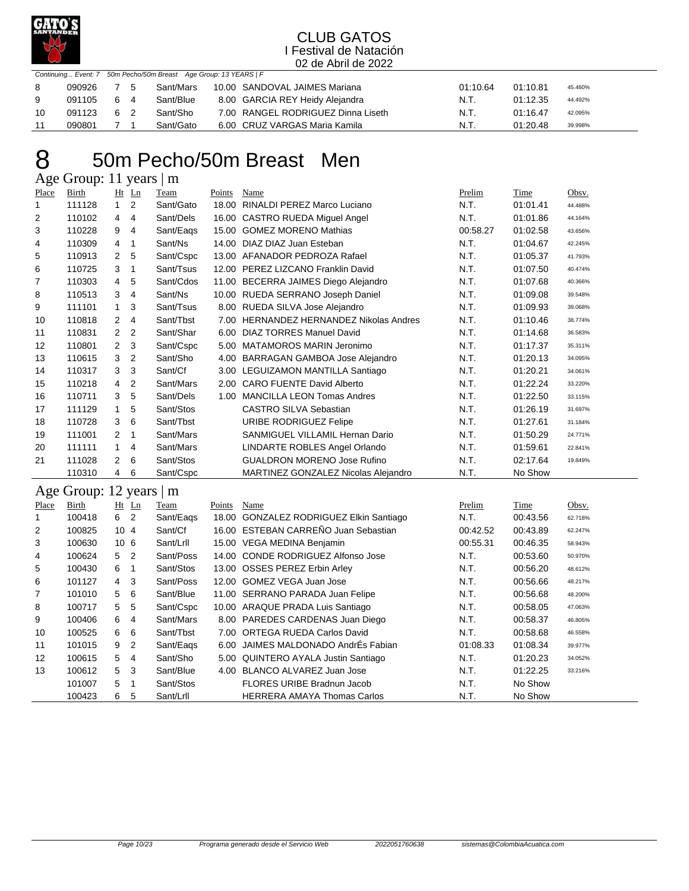*Continuing... Event: 7 50m Pecho/50m Breast Age Group: 13 YEARS | F*

| Place | Birth | Ht | Ln | Team | Points | Name | Prelim | Time | Obsv. |
|---|---|---|---|---|---|---|---|---|---|
| 8 | 090926 | 7 | 5 | Sant/Mars | 10.00 | SANDOVAL JAIMES Mariana | 01:10.64 | 01:10.81 | 45.460% |
| 9 | 091105 | 6 | 4 | Sant/Blue | 8.00 | GARCIA REY Heidy Alejandra | N.T. | 01:12.35 | 44.492% |
| 10 | 091123 | 6 | 2 | Sant/Sho | 7.00 | RANGEL RODRIGUEZ Dinna Liseth | N.T. | 01:16.47 | 42.095% |
| 11 | 090801 | 7 | 1 | Sant/Gato | 6.00 | CRUZ VARGAS Maria Kamila | N.T. | 01:20.48 | 39.998% |

# 8 50m Pecho/50m Breast Men

## Age Group: 11 years | m

| Place | Birth | Ht | Ln | Team | Points | Name | Prelim | Time | Obsv. |
|---|---|---|---|---|---|---|---|---|---|
| 1 | 111128 | 1 | 2 | Sant/Gato | 18.00 | RINALDI PEREZ Marco Luciano | N.T. | 01:01.41 | 44.488% |
| 2 | 110102 | 4 | 4 | Sant/Dels | 16.00 | CASTRO RUEDA Miguel Angel | N.T. | 01:01.86 | 44.164% |
| 3 | 110228 | 9 | 4 | Sant/Eaqs | 15.00 | GOMEZ MORENO Mathias | 00:58.27 | 01:02.58 | 43.656% |
| 4 | 110309 | 4 | 1 | Sant/Ns | 14.00 | DIAZ DIAZ Juan Esteban | N.T. | 01:04.67 | 42.245% |
| 5 | 110913 | 2 | 5 | Sant/Cspc | 13.00 | AFANADOR PEDROZA Rafael | N.T. | 01:05.37 | 41.793% |
| 6 | 110725 | 3 | 1 | Sant/Tsus | 12.00 | PEREZ LIZCANO Franklin David | N.T. | 01:07.50 | 40.474% |
| 7 | 110303 | 4 | 5 | Sant/Cdos | 11.00 | BECERRA JAIMES Diego Alejandro | N.T. | 01:07.68 | 40.366% |
| 8 | 110513 | 3 | 4 | Sant/Ns | 10.00 | RUEDA SERRANO Joseph Daniel | N.T. | 01:09.08 | 39.548% |
| 9 | 111101 | 1 | 3 | Sant/Tsus | 8.00 | RUEDA SILVA Jose Alejandro | N.T. | 01:09.93 | 39.068% |
| 10 | 110818 | 2 | 4 | Sant/Tbst | 7.00 | HERNANDEZ HERNANDEZ Nikolas Andres | N.T. | 01:10.46 | 38.774% |
| 11 | 110831 | 2 | 2 | Sant/Shar | 6.00 | DIAZ TORRES Manuel David | N.T. | 01:14.68 | 36.583% |
| 12 | 110801 | 2 | 3 | Sant/Cspc | 5.00 | MATAMOROS MARIN Jeronimo | N.T. | 01:17.37 | 35.311% |
| 13 | 110615 | 3 | 2 | Sant/Sho | 4.00 | BARRAGAN GAMBOA Jose Alejandro | N.T. | 01:20.13 | 34.095% |
| 14 | 110317 | 3 | 3 | Sant/Cf | 3.00 | LEGUIZAMON MANTILLA Santiago | N.T. | 01:20.21 | 34.061% |
| 15 | 110218 | 4 | 2 | Sant/Mars | 2.00 | CARO FUENTE David Alberto | N.T. | 01:22.24 | 33.220% |
| 16 | 110711 | 3 | 5 | Sant/Dels | 1.00 | MANCILLA LEON Tomas Andres | N.T. | 01:22.50 | 33.115% |
| 17 | 111129 | 1 | 5 | Sant/Stos | | CASTRO SILVA Sebastian | N.T. | 01:26.19 | 31.697% |
| 18 | 110728 | 3 | 6 | Sant/Tbst | | URIBE RODRIGUEZ Felipe | N.T. | 01:27.61 | 31.184% |
| 19 | 111001 | 2 | 1 | Sant/Mars | | SANMIGUEL VILLAMIL Hernan Dario | N.T. | 01:50.29 | 24.771% |
| 20 | 111111 | 1 | 4 | Sant/Mars | | LINDARTE ROBLES Angel Orlando | N.T. | 01:59.61 | 22.841% |
| 21 | 111028 | 2 | 6 | Sant/Stos | | GUALDRON MORENO Jose Rufino | N.T. | 02:17.64 | 19.849% |
| | 110310 | 4 | 6 | Sant/Cspc | | MARTINEZ GONZALEZ Nicolas Alejandro | N.T. | No Show | |

## Age Group: 12 years | m

| Place | Birth | Ht | Ln | Team | Points | Name | Prelim | Time | Obsv. |
|---|---|---|---|---|---|---|---|---|---|
| 1 | 100418 | 6 | 2 | Sant/Eaqs | 18.00 | GONZALEZ RODRIGUEZ Elkin Santiago | N.T. | 00:43.56 | 62.718% |
| 2 | 100825 | 10 | 4 | Sant/Cf | 16.00 | ESTEBAN CARREÑO Juan Sebastian | 00:42.52 | 00:43.89 | 62.247% |
| 3 | 100630 | 10 | 6 | Sant/Lrll | 15.00 | VEGA MEDINA Benjamin | 00:55.31 | 00:46.35 | 58.943% |
| 4 | 100624 | 5 | 2 | Sant/Poss | 14.00 | CONDE RODRIGUEZ Alfonso Jose | N.T. | 00:53.60 | 50.970% |
| 5 | 100430 | 6 | 1 | Sant/Stos | 13.00 | OSSES PEREZ Erbin Arley | N.T. | 00:56.20 | 48.612% |
| 6 | 101127 | 4 | 3 | Sant/Poss | 12.00 | GOMEZ VEGA Juan Jose | N.T. | 00:56.66 | 48.217% |
| 7 | 101010 | 5 | 6 | Sant/Blue | 11.00 | SERRANO PARADA Juan Felipe | N.T. | 00:56.68 | 48.200% |
| 8 | 100717 | 5 | 5 | Sant/Cspc | 10.00 | ARAQUE PRADA Luis Santiago | N.T. | 00:58.05 | 47.063% |
| 9 | 100406 | 6 | 4 | Sant/Mars | 8.00 | PAREDES CARDENAS Juan Diego | N.T. | 00:58.37 | 46.805% |
| 10 | 100525 | 6 | 6 | Sant/Tbst | 7.00 | ORTEGA RUEDA Carlos David | N.T. | 00:58.68 | 46.558% |
| 11 | 101015 | 9 | 2 | Sant/Eaqs | 6.00 | JAIMES MALDONADO AndrÉs Fabian | 01:08.33 | 01:08.34 | 39.977% |
| 12 | 100615 | 5 | 4 | Sant/Sho | 5.00 | QUINTERO AYALA Justin Santiago | N.T. | 01:20.23 | 34.052% |
| 13 | 100612 | 5 | 3 | Sant/Blue | 4.00 | BLANCO ALVAREZ Juan Jose | N.T. | 01:22.25 | 33.216% |
| | 101007 | 5 | 1 | Sant/Stos | | FLORES URIBE Bradnun Jacob | N.T. | No Show | |
| | 100423 | 6 | 5 | Sant/Lrll | | HERRERA AMAYA Thomas Carlos | N.T. | No Show | |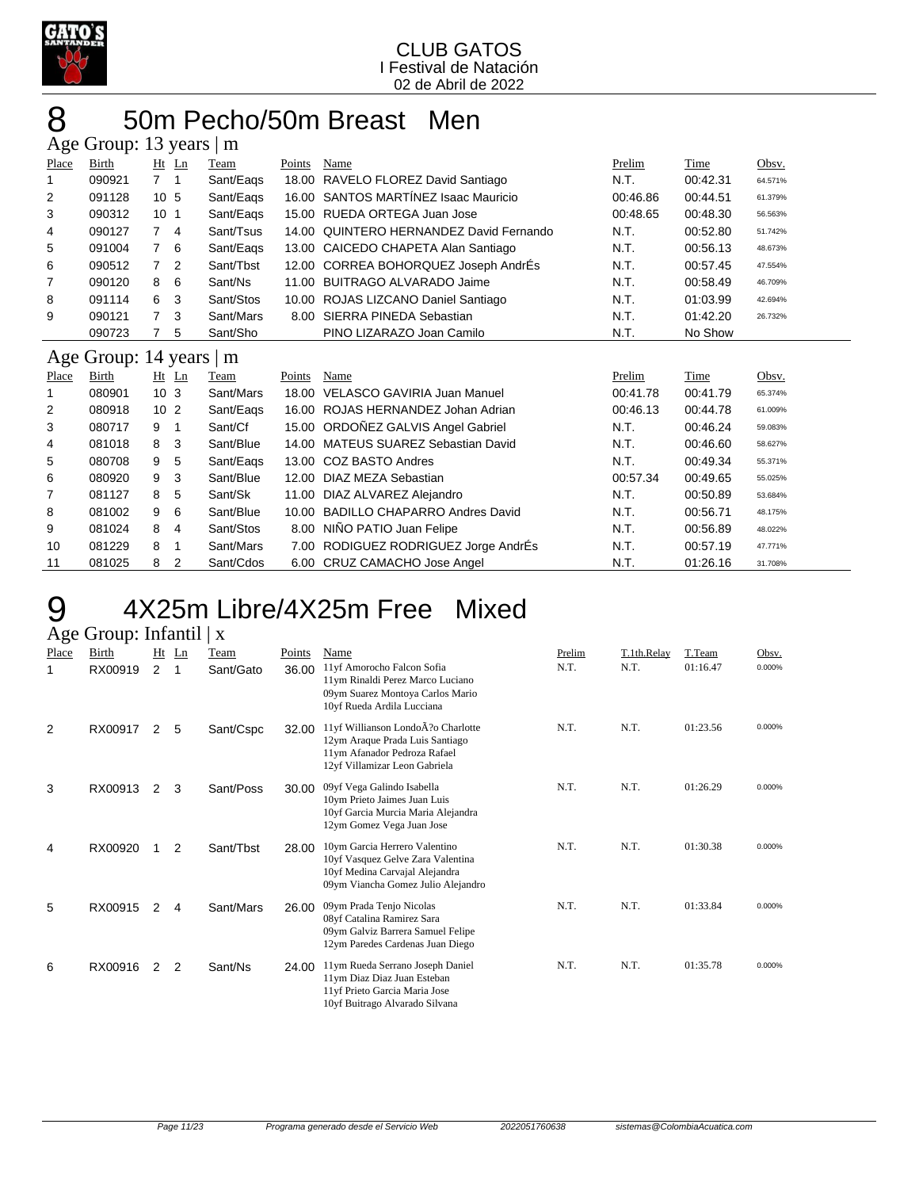CLUB GATOS
I Festival de Natación
02 de Abril de 2022

# 8 50m Pecho/50m Breast Men

## Age Group: 13 years | m

| Place | Birth | Ht | Ln | Team | Points | Name | Prelim | Time | Obsv. |
|---|---|---|---|---|---|---|---|---|---|
| 1 | 090921 | 7 | 1 | Sant/Eaqs | 18.00 | RAVELO FLOREZ David Santiago | N.T. | 00:42.31 | 64.571% |
| 2 | 091128 | 10 | 5 | Sant/Eaqs | 16.00 | SANTOS MARTÍNEZ Isaac Mauricio | 00:46.86 | 00:44.51 | 61.379% |
| 3 | 090312 | 10 | 1 | Sant/Eaqs | 15.00 | RUEDA ORTEGA Juan Jose | 00:48.65 | 00:48.30 | 56.563% |
| 4 | 090127 | 7 | 4 | Sant/Tsus | 14.00 | QUINTERO HERNANDEZ David Fernando | N.T. | 00:52.80 | 51.742% |
| 5 | 091004 | 7 | 6 | Sant/Eaqs | 13.00 | CAICEDO CHAPETA Alan Santiago | N.T. | 00:56.13 | 48.673% |
| 6 | 090512 | 7 | 2 | Sant/Tbst | 12.00 | CORREA BOHORQUEZ Joseph AndrÉs | N.T. | 00:57.45 | 47.554% |
| 7 | 090120 | 8 | 6 | Sant/Ns | 11.00 | BUITRAGO ALVARADO Jaime | N.T. | 00:58.49 | 46.709% |
| 8 | 091114 | 6 | 3 | Sant/Stos | 10.00 | ROJAS LIZCANO Daniel Santiago | N.T. | 01:03.99 | 42.694% |
| 9 | 090121 | 7 | 3 | Sant/Mars | 8.00 | SIERRA PINEDA Sebastian | N.T. | 01:42.20 | 26.732% |
|  | 090723 | 7 | 5 | Sant/Sho |  | PINO LIZARAZO Joan Camilo | N.T. | No Show |  |

## Age Group: 14 years | m

| Place | Birth | Ht | Ln | Team | Points | Name | Prelim | Time | Obsv. |
|---|---|---|---|---|---|---|---|---|---|
| 1 | 080901 | 10 | 3 | Sant/Mars | 18.00 | VELASCO GAVIRIA Juan Manuel | 00:41.78 | 00:41.79 | 65.374% |
| 2 | 080918 | 10 | 2 | Sant/Eaqs | 16.00 | ROJAS HERNANDEZ Johan Adrian | 00:46.13 | 00:44.78 | 61.009% |
| 3 | 080717 | 9 | 1 | Sant/Cf | 15.00 | ORDOÑEZ GALVIS Angel Gabriel | N.T. | 00:46.24 | 59.083% |
| 4 | 081018 | 8 | 3 | Sant/Blue | 14.00 | MATEUS SUAREZ Sebastian David | N.T. | 00:46.60 | 58.627% |
| 5 | 080708 | 9 | 5 | Sant/Eaqs | 13.00 | COZ BASTO Andres | N.T. | 00:49.34 | 55.371% |
| 6 | 080920 | 9 | 3 | Sant/Blue | 12.00 | DIAZ MEZA Sebastian | 00:57.34 | 00:49.65 | 55.025% |
| 7 | 081127 | 8 | 5 | Sant/Sk | 11.00 | DIAZ ALVAREZ Alejandro | N.T. | 00:50.89 | 53.684% |
| 8 | 081002 | 9 | 6 | Sant/Blue | 10.00 | BADILLO CHAPARRO Andres David | N.T. | 00:56.71 | 48.175% |
| 9 | 081024 | 8 | 4 | Sant/Stos | 8.00 | NIÑO PATIO Juan Felipe | N.T. | 00:56.89 | 48.022% |
| 10 | 081229 | 8 | 1 | Sant/Mars | 7.00 | RODIGUEZ RODRIGUEZ Jorge AndrÉs | N.T. | 00:57.19 | 47.771% |
| 11 | 081025 | 8 | 2 | Sant/Cdos | 6.00 | CRUZ CAMACHO Jose Angel | N.T. | 01:26.16 | 31.708% |

# 9 4X25m Libre/4X25m Free Mixed

## Age Group: Infantil | x

| Place | Birth | Ht | Ln | Team | Points | Name | Prelim | T.1th.Relay | T.Team | Obsv. |
|---|---|---|---|---|---|---|---|---|---|---|
| 1 | RX00919 | 2 | 1 | Sant/Gato | 36.00 | 11yf Amorocho Falcon Sofia<br>11ym Rinaldi Perez Marco Luciano<br>09ym Suarez Montoya Carlos Mario<br>10yf Rueda Ardila Lucciana | N.T. | N.T. | 01:16.47 | 0.000% |
| 2 | RX00917 | 2 | 5 | Sant/Cspc | 32.00 | 11yf Willianson LondoÃ?o Charlotte<br>12ym Araque Prada Luis Santiago<br>11ym Afanador Pedroza Rafael<br>12yf Villamizar Leon Gabriela | N.T. | N.T. | 01:23.56 | 0.000% |
| 3 | RX00913 | 2 | 3 | Sant/Poss | 30.00 | 09yf Vega Galindo Isabella<br>10ym Prieto Jaimes Juan Luis<br>10yf Garcia Murcia Maria Alejandra<br>12ym Gomez Vega Juan Jose | N.T. | N.T. | 01:26.29 | 0.000% |
| 4 | RX00920 | 1 | 2 | Sant/Tbst | 28.00 | 10ym Garcia Herrero Valentino<br>10yf Vasquez Gelve Zara Valentina<br>10yf Medina Carvajal Alejandra<br>09ym Viancha Gomez Julio Alejandro | N.T. | N.T. | 01:30.38 | 0.000% |
| 5 | RX00915 | 2 | 4 | Sant/Mars | 26.00 | 09ym Prada Tenjo Nicolas<br>08yf Catalina Ramirez Sara<br>09ym Galviz Barrera Samuel Felipe<br>12ym Paredes Cardenas Juan Diego | N.T. | N.T. | 01:33.84 | 0.000% |
| 6 | RX00916 | 2 | 2 | Sant/Ns | 24.00 | 11ym Rueda Serrano Joseph Daniel<br>11ym Diaz Diaz Juan Esteban<br>11yf Prieto Garcia Maria Jose<br>10yf Buitrago Alvarado Silvana | N.T. | N.T. | 01:35.78 | 0.000% |

Programa generado desde el Servicio Web 2022051760638 sistemas@ColombiaAcuatica.com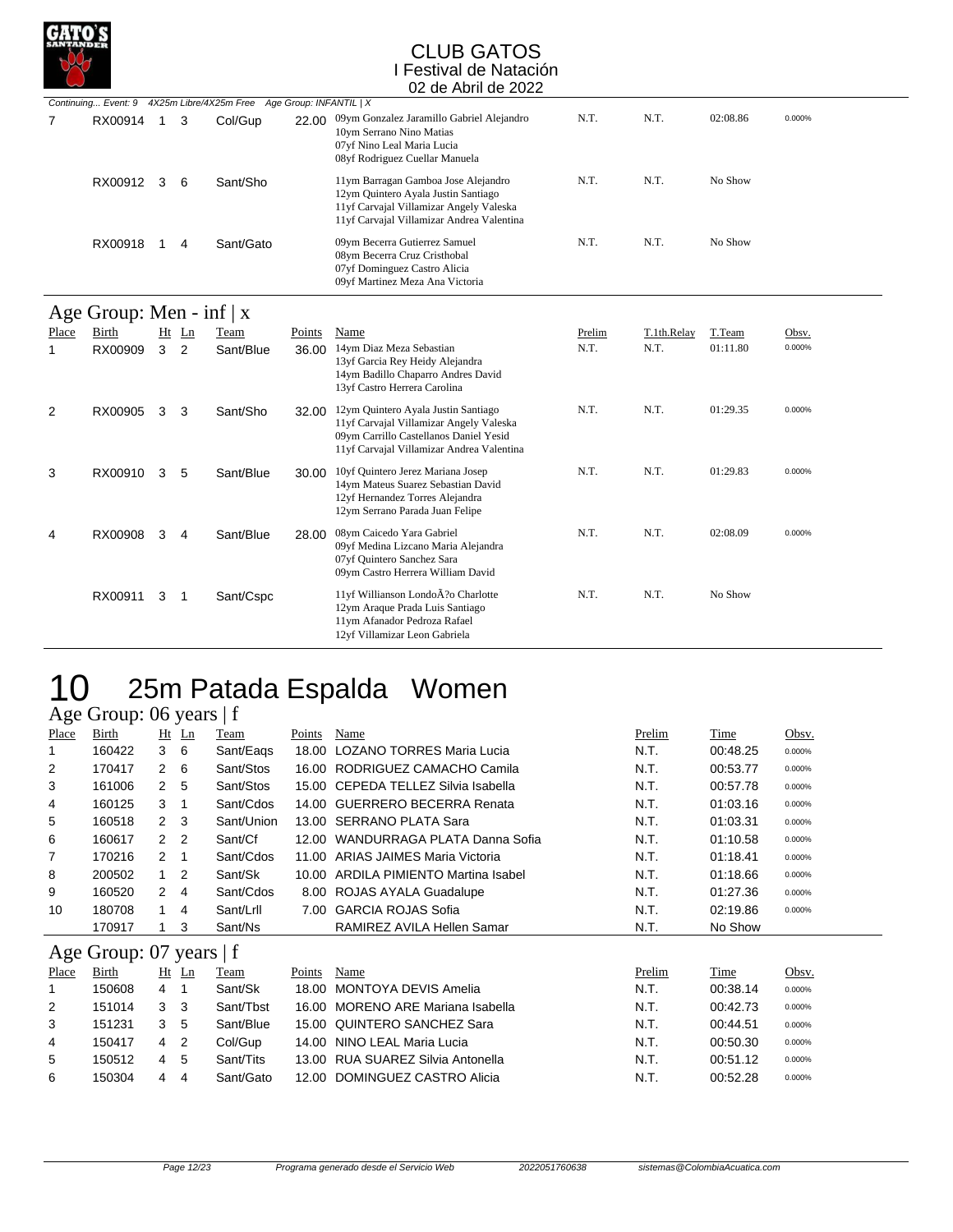Continuing... Event: 9 4X25m Libre/4X25m Free Age Group: INFANTIL | X

| Place | Birth | Ht | Ln | Team | Points | Name | Prelim | T.1th.Relay | T.Team | Obsv. |
|---|---|---|---|---|---|---|---|---|---|---|
| 7 | RX00914 | 1 | 3 | Col/Gup | 22.00 | 09ym Gonzalez Jaramillo Gabriel Alejandro<br>10ym Serrano Nino Matias<br>07yf Nino Leal Maria Lucia<br>08yf Rodriguez Cuellar Manuela | N.T. | N.T. | 02:08.86 | 0.000% |
| | RX00912 | 3 | 6 | Sant/Sho | | 11ym Barragan Gamboa Jose Alejandro<br>12ym Quintero Ayala Justin Santiago<br>11yf Carvajal Villamizar Angely Valeska<br>11yf Carvajal Villamizar Andrea Valentina | N.T. | N.T. | No Show | |
| | RX00918 | 1 | 4 | Sant/Gato | | 09ym Becerra Gutierrez Samuel<br>08ym Becerra Cruz Cristhobal<br>07yf Dominguez Castro Alicia<br>09yf Martinez Meza Ana Victoria | N.T. | N.T. | No Show | |

## Age Group: Men - inf | x

| Place | Birth | Ht | Ln | Team | Points | Name | Prelim | T.1th.Relay | T.Team | Obsv. |
|---|---|---|---|---|---|---|---|---|---|---|
| 1 | RX00909 | 3 | 2 | Sant/Blue | 36.00 | 14ym Diaz Meza Sebastian<br>13yf Garcia Rey Heidy Alejandra<br>14ym Badillo Chaparro Andres David<br>13yf Castro Herrera Carolina | N.T. | N.T. | 01:11.80 | 0.000% |
| 2 | RX00905 | 3 | 3 | Sant/Sho | 32.00 | 12ym Quintero Ayala Justin Santiago<br>11yf Carvajal Villamizar Angely Valeska<br>09ym Carrillo Castellanos Daniel Yesid<br>11yf Carvajal Villamizar Andrea Valentina | N.T. | N.T. | 01:29.35 | 0.000% |
| 3 | RX00910 | 3 | 5 | Sant/Blue | 30.00 | 10yf Quintero Jerez Mariana Josep<br>14ym Mateus Suarez Sebastian David<br>12yf Hernandez Torres Alejandra<br>12ym Serrano Parada Juan Felipe | N.T. | N.T. | 01:29.83 | 0.000% |
| 4 | RX00908 | 3 | 4 | Sant/Blue | 28.00 | 08ym Caicedo Yara Gabriel<br>09yf Medina Lizcano Maria Alejandra<br>07yf Quintero Sanchez Sara<br>09ym Castro Herrera William David | N.T. | N.T. | 02:08.09 | 0.000% |
| | RX00911 | 3 | 1 | Sant/Cspc | | 11yf Willianson LondoÃ?o Charlotte<br>12ym Araque Prada Luis Santiago<br>11ym Afanador Pedroza Rafael<br>12yf Villamizar Leon Gabriela | N.T. | N.T. | No Show | |

# 10 25m Patada Espalda Women

## Age Group: 06 years | f

| Place | Birth | Ht | Ln | Team | Points | Name | Prelim | Time | Obsv. |
|---|---|---|---|---|---|---|---|---|---|
| 1 | 160422 | 3 | 6 | Sant/Eaqs | 18.00 | LOZANO TORRES Maria Lucia | N.T. | 00:48.25 | 0.000% |
| 2 | 170417 | 2 | 6 | Sant/Stos | 16.00 | RODRIGUEZ CAMACHO Camila | N.T. | 00:53.77 | 0.000% |
| 3 | 161006 | 2 | 5 | Sant/Stos | 15.00 | CEPEDA TELLEZ Silvia Isabella | N.T. | 00:57.78 | 0.000% |
| 4 | 160125 | 3 | 1 | Sant/Cdos | 14.00 | GUERRERO BECERRA Renata | N.T. | 01:03.16 | 0.000% |
| 5 | 160518 | 2 | 3 | Sant/Union | 13.00 | SERRANO PLATA Sara | N.T. | 01:03.31 | 0.000% |
| 6 | 160617 | 2 | 2 | Sant/Cf | 12.00 | WANDURRAGA PLATA Danna Sofia | N.T. | 01:10.58 | 0.000% |
| 7 | 170216 | 2 | 1 | Sant/Cdos | 11.00 | ARIAS JAIMES Maria Victoria | N.T. | 01:18.41 | 0.000% |
| 8 | 200502 | 1 | 2 | Sant/Sk | 10.00 | ARDILA PIMIENTO Martina Isabel | N.T. | 01:18.66 | 0.000% |
| 9 | 160520 | 2 | 4 | Sant/Cdos | 8.00 | ROJAS AYALA Guadalupe | N.T. | 01:27.36 | 0.000% |
| 10 | 180708 | 1 | 4 | Sant/Lrll | 7.00 | GARCIA ROJAS Sofia | N.T. | 02:19.86 | 0.000% |
| | 170917 | 1 | 3 | Sant/Ns | | RAMIREZ AVILA Hellen Samar | N.T. | No Show | |

## Age Group: 07 years | f

| Place | Birth | Ht | Ln | Team | Points | Name | Prelim | Time | Obsv. |
|---|---|---|---|---|---|---|---|---|---|
| 1 | 150608 | 4 | 1 | Sant/Sk | 18.00 | MONTOYA DEVIS Amelia | N.T. | 00:38.14 | 0.000% |
| 2 | 151014 | 3 | 3 | Sant/Tbst | 16.00 | MORENO ARE Mariana Isabella | N.T. | 00:42.73 | 0.000% |
| 3 | 151231 | 3 | 5 | Sant/Blue | 15.00 | QUINTERO SANCHEZ Sara | N.T. | 00:44.51 | 0.000% |
| 4 | 150417 | 4 | 2 | Col/Gup | 14.00 | NINO LEAL Maria Lucia | N.T. | 00:50.30 | 0.000% |
| 5 | 150512 | 4 | 5 | Sant/Tits | 13.00 | RUA SUAREZ Silvia Antonella | N.T. | 00:51.12 | 0.000% |
| 6 | 150304 | 4 | 4 | Sant/Gato | 12.00 | DOMINGUEZ CASTRO Alicia | N.T. | 00:52.28 | 0.000% |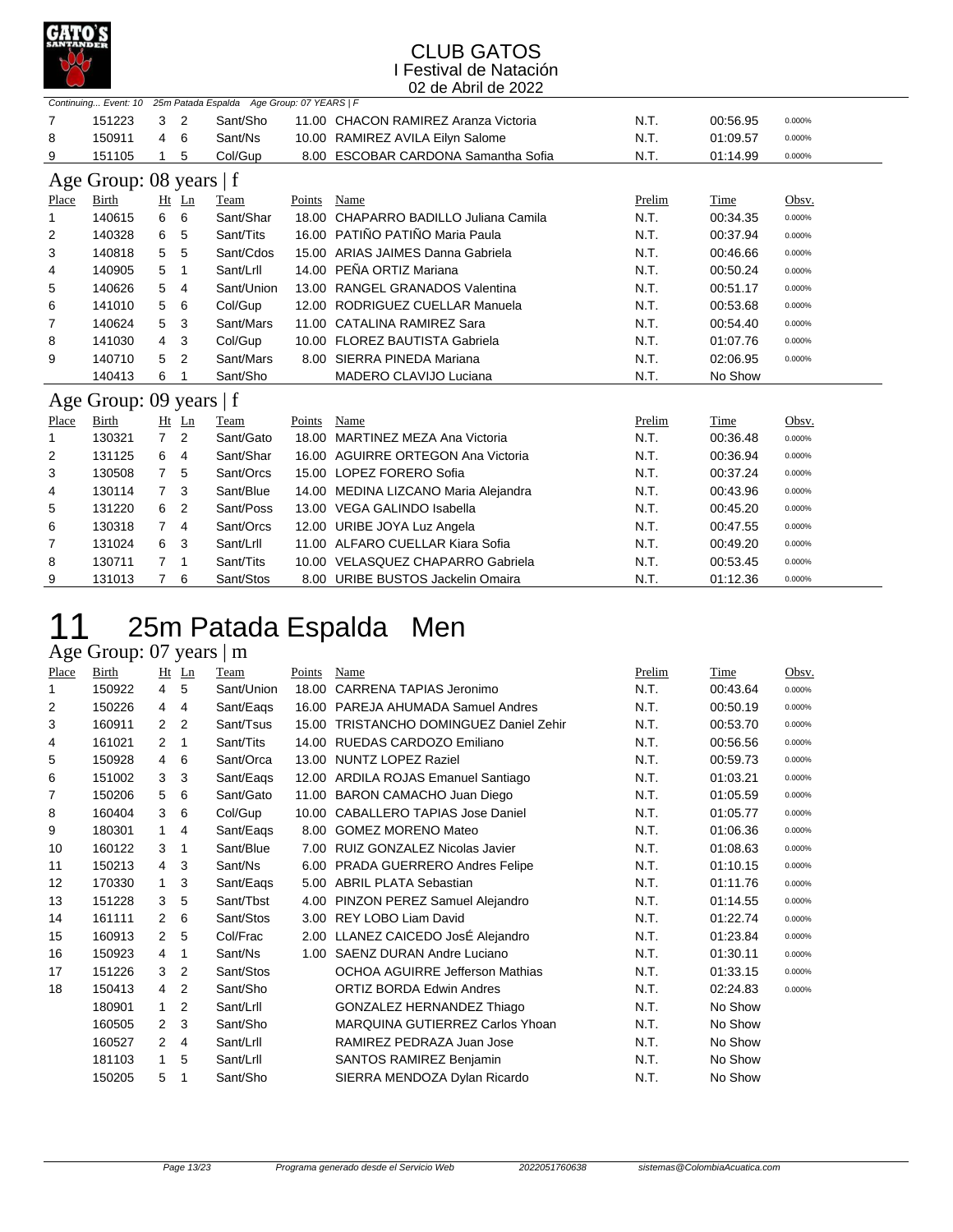CLUB GATOS
I Festival de Natación
02 de Abril de 2022

*Continuing... Event: 10 25m Patada Espalda Age Group: 07 YEARS | F*

| Place | Birth | Ht | Ln | Team | Points | Name | Prelim | Time | Obsv. |
|---|---|---|---|---|---|---|---|---|---|
| 7 | 151223 | 3 | 2 | Sant/Sho | 11.00 | CHACON RAMIREZ Aranza Victoria | N.T. | 00:56.95 | 0.000% |
| 8 | 150911 | 4 | 6 | Sant/Ns | 10.00 | RAMIREZ AVILA Eilyn Salome | N.T. | 01:09.57 | 0.000% |
| 9 | 151105 | 1 | 5 | Col/Gup | 8.00 | ESCOBAR CARDONA Samantha Sofia | N.T. | 01:14.99 | 0.000% |

## Age Group: 08 years | f

| Place | Birth | Ht | Ln | Team | Points | Name | Prelim | Time | Obsv. |
|---|---|---|---|---|---|---|---|---|---|
| 1 | 140615 | 6 | 6 | Sant/Shar | 18.00 | CHAPARRO BADILLO Juliana Camila | N.T. | 00:34.35 | 0.000% |
| 2 | 140328 | 6 | 5 | Sant/Tits | 16.00 | PATIÑO PATIÑO Maria Paula | N.T. | 00:37.94 | 0.000% |
| 3 | 140818 | 5 | 5 | Sant/Cdos | 15.00 | ARIAS JAIMES Danna Gabriela | N.T. | 00:46.66 | 0.000% |
| 4 | 140905 | 5 | 1 | Sant/Lrll | 14.00 | PEÑA ORTIZ Mariana | N.T. | 00:50.24 | 0.000% |
| 5 | 140626 | 5 | 4 | Sant/Union | 13.00 | RANGEL GRANADOS Valentina | N.T. | 00:51.17 | 0.000% |
| 6 | 141010 | 5 | 6 | Col/Gup | 12.00 | RODRIGUEZ CUELLAR Manuela | N.T. | 00:53.68 | 0.000% |
| 7 | 140624 | 5 | 3 | Sant/Mars | 11.00 | CATALINA RAMIREZ Sara | N.T. | 00:54.40 | 0.000% |
| 8 | 141030 | 4 | 3 | Col/Gup | 10.00 | FLOREZ BAUTISTA Gabriela | N.T. | 01:07.76 | 0.000% |
| 9 | 140710 | 5 | 2 | Sant/Mars | 8.00 | SIERRA PINEDA Mariana | N.T. | 02:06.95 | 0.000% |
| | 140413 | 6 | 1 | Sant/Sho | | MADERO CLAVIJO Luciana | N.T. | No Show | |

## Age Group: 09 years | f

| Place | Birth | Ht | Ln | Team | Points | Name | Prelim | Time | Obsv. |
|---|---|---|---|---|---|---|---|---|---|
| 1 | 130321 | 7 | 2 | Sant/Gato | 18.00 | MARTINEZ MEZA Ana Victoria | N.T. | 00:36.48 | 0.000% |
| 2 | 131125 | 6 | 4 | Sant/Shar | 16.00 | AGUIRRE ORTEGON Ana Victoria | N.T. | 00:36.94 | 0.000% |
| 3 | 130508 | 7 | 5 | Sant/Orcs | 15.00 | LOPEZ FORERO Sofia | N.T. | 00:37.24 | 0.000% |
| 4 | 130114 | 7 | 3 | Sant/Blue | 14.00 | MEDINA LIZCANO Maria Alejandra | N.T. | 00:43.96 | 0.000% |
| 5 | 131220 | 6 | 2 | Sant/Poss | 13.00 | VEGA GALINDO Isabella | N.T. | 00:45.20 | 0.000% |
| 6 | 130318 | 7 | 4 | Sant/Orcs | 12.00 | URIBE JOYA Luz Angela | N.T. | 00:47.55 | 0.000% |
| 7 | 131024 | 6 | 3 | Sant/Lrll | 11.00 | ALFARO CUELLAR Kiara Sofia | N.T. | 00:49.20 | 0.000% |
| 8 | 130711 | 7 | 1 | Sant/Tits | 10.00 | VELASQUEZ CHAPARRO Gabriela | N.T. | 00:53.45 | 0.000% |
| 9 | 131013 | 7 | 6 | Sant/Stos | 8.00 | URIBE BUSTOS Jackelin Omaira | N.T. | 01:12.36 | 0.000% |

# 11 25m Patada Espalda Men

## Age Group: 07 years | m

| Place | Birth | Ht | Ln | Team | Points | Name | Prelim | Time | Obsv. |
|---|---|---|---|---|---|---|---|---|---|
| 1 | 150922 | 4 | 5 | Sant/Union | 18.00 | CARRENA TAPIAS Jeronimo | N.T. | 00:43.64 | 0.000% |
| 2 | 150226 | 4 | 4 | Sant/Eaqs | 16.00 | PAREJA AHUMADA Samuel Andres | N.T. | 00:50.19 | 0.000% |
| 3 | 160911 | 2 | 2 | Sant/Tsus | 15.00 | TRISTANCHO DOMINGUEZ Daniel Zehir | N.T. | 00:53.70 | 0.000% |
| 4 | 161021 | 2 | 1 | Sant/Tits | 14.00 | RUEDAS CARDOZO Emiliano | N.T. | 00:56.56 | 0.000% |
| 5 | 150928 | 4 | 6 | Sant/Orca | 13.00 | NUNTZ LOPEZ Raziel | N.T. | 00:59.73 | 0.000% |
| 6 | 151002 | 3 | 3 | Sant/Eaqs | 12.00 | ARDILA ROJAS Emanuel Santiago | N.T. | 01:03.21 | 0.000% |
| 7 | 150206 | 5 | 6 | Sant/Gato | 11.00 | BARON CAMACHO Juan Diego | N.T. | 01:05.59 | 0.000% |
| 8 | 160404 | 3 | 6 | Col/Gup | 10.00 | CABALLERO TAPIAS Jose Daniel | N.T. | 01:05.77 | 0.000% |
| 9 | 180301 | 1 | 4 | Sant/Eaqs | 8.00 | GOMEZ MORENO Mateo | N.T. | 01:06.36 | 0.000% |
| 10 | 160122 | 3 | 1 | Sant/Blue | 7.00 | RUIZ GONZALEZ Nicolas Javier | N.T. | 01:08.63 | 0.000% |
| 11 | 150213 | 4 | 3 | Sant/Ns | 6.00 | PRADA GUERRERO Andres Felipe | N.T. | 01:10.15 | 0.000% |
| 12 | 170330 | 1 | 3 | Sant/Eaqs | 5.00 | ABRIL PLATA Sebastian | N.T. | 01:11.76 | 0.000% |
| 13 | 151228 | 3 | 5 | Sant/Tbst | 4.00 | PINZON PEREZ Samuel Alejandro | N.T. | 01:14.55 | 0.000% |
| 14 | 161111 | 2 | 6 | Sant/Stos | 3.00 | REY LOBO Liam David | N.T. | 01:22.74 | 0.000% |
| 15 | 160913 | 2 | 5 | Col/Frac | 2.00 | LLANEZ CAICEDO JosÉ Alejandro | N.T. | 01:23.84 | 0.000% |
| 16 | 150923 | 4 | 1 | Sant/Ns | 1.00 | SAENZ DURAN Andre Luciano | N.T. | 01:30.11 | 0.000% |
| 17 | 151226 | 3 | 2 | Sant/Stos | | OCHOA AGUIRRE Jefferson Mathias | N.T. | 01:33.15 | 0.000% |
| 18 | 150413 | 4 | 2 | Sant/Sho | | ORTIZ BORDA Edwin Andres | N.T. | 02:24.83 | 0.000% |
| | 180901 | 1 | 2 | Sant/Lrll | | GONZALEZ HERNANDEZ Thiago | N.T. | No Show | |
| | 160505 | 2 | 3 | Sant/Sho | | MARQUINA GUTIERREZ Carlos Yhoan | N.T. | No Show | |
| | 160527 | 2 | 4 | Sant/Lrll | | RAMIREZ PEDRAZA Juan Jose | N.T. | No Show | |
| | 181103 | 1 | 5 | Sant/Lrll | | SANTOS RAMIREZ Benjamin | N.T. | No Show | |
| | 150205 | 5 | 1 | Sant/Sho | | SIERRA MENDOZA Dylan Ricardo | N.T. | No Show | |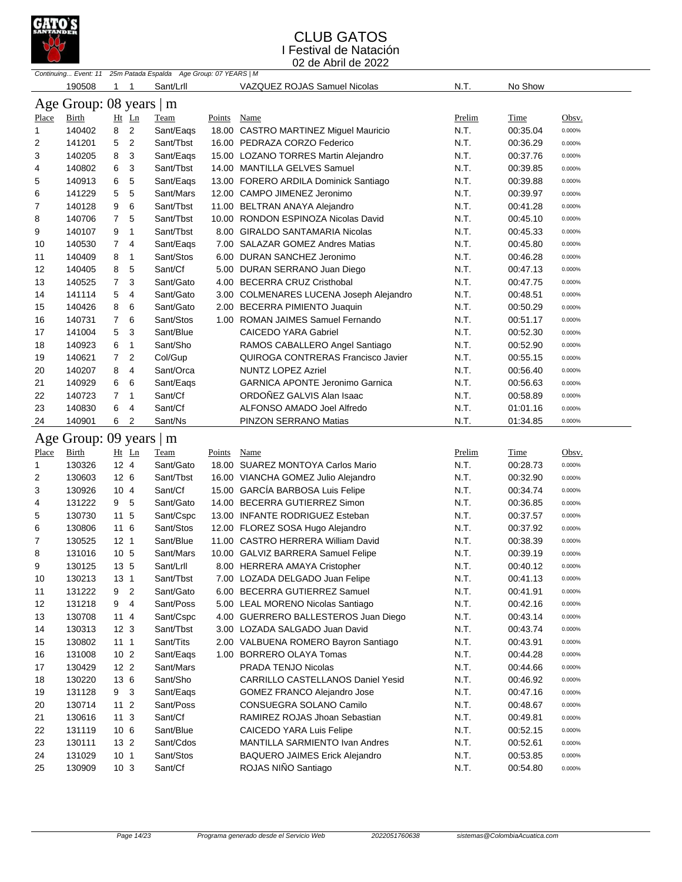# CLUB GATOS

I Festival de Natación

02 de Abril de 2022

*Continuing... Event: 11 25m Patada Espalda Age Group: 07 YEARS | M*

| | Birth | Ht | Ln | Team | Points | Name | Prelim | Time | Obsv. |
|---|---|---|---|---|---|---|---|---|---|
| | 190508 | 1 | 1 | Sant/Lrll | | VAZQUEZ ROJAS Samuel Nicolas | N.T. | No Show | |

## Age Group: 08 years | m

| Place | Birth | Ht | Ln | Team | Points | Name | Prelim | Time | Obsv. |
|---|---|---|---|---|---|---|---|---|---|
| 1 | 140402 | 8 | 2 | Sant/Eaqs | 18.00 | CASTRO MARTINEZ Miguel Mauricio | N.T. | 00:35.04 | 0.000% |
| 2 | 141201 | 5 | 2 | Sant/Tbst | 16.00 | PEDRAZA CORZO Federico | N.T. | 00:36.29 | 0.000% |
| 3 | 140205 | 8 | 3 | Sant/Eaqs | 15.00 | LOZANO TORRES Martin Alejandro | N.T. | 00:37.76 | 0.000% |
| 4 | 140802 | 6 | 3 | Sant/Tbst | 14.00 | MANTILLA GELVES Samuel | N.T. | 00:39.85 | 0.000% |
| 5 | 140913 | 6 | 5 | Sant/Eaqs | 13.00 | FORERO ARDILA Dominick Santiago | N.T. | 00:39.88 | 0.000% |
| 6 | 141229 | 5 | 5 | Sant/Mars | 12.00 | CAMPO JIMENEZ Jeronimo | N.T. | 00:39.97 | 0.000% |
| 7 | 140128 | 9 | 6 | Sant/Tbst | 11.00 | BELTRAN ANAYA Alejandro | N.T. | 00:41.28 | 0.000% |
| 8 | 140706 | 7 | 5 | Sant/Tbst | 10.00 | RONDON ESPINOZA Nicolas David | N.T. | 00:45.10 | 0.000% |
| 9 | 140107 | 9 | 1 | Sant/Tbst | 8.00 | GIRALDO SANTAMARIA Nicolas | N.T. | 00:45.33 | 0.000% |
| 10 | 140530 | 7 | 4 | Sant/Eaqs | 7.00 | SALAZAR GOMEZ Andres Matias | N.T. | 00:45.80 | 0.000% |
| 11 | 140409 | 8 | 1 | Sant/Stos | 6.00 | DURAN SANCHEZ Jeronimo | N.T. | 00:46.28 | 0.000% |
| 12 | 140405 | 8 | 5 | Sant/Cf | 5.00 | DURAN SERRANO Juan Diego | N.T. | 00:47.13 | 0.000% |
| 13 | 140525 | 7 | 3 | Sant/Gato | 4.00 | BECERRA CRUZ Cristhobal | N.T. | 00:47.75 | 0.000% |
| 14 | 141114 | 5 | 4 | Sant/Gato | 3.00 | COLMENARES LUCENA Joseph Alejandro | N.T. | 00:48.51 | 0.000% |
| 15 | 140426 | 8 | 6 | Sant/Gato | 2.00 | BECERRA PIMIENTO Juaquin | N.T. | 00:50.29 | 0.000% |
| 16 | 140731 | 7 | 6 | Sant/Stos | 1.00 | ROMAN JAIMES Samuel Fernando | N.T. | 00:51.17 | 0.000% |
| 17 | 141004 | 5 | 3 | Sant/Blue | | CAICEDO YARA Gabriel | N.T. | 00:52.30 | 0.000% |
| 18 | 140923 | 6 | 1 | Sant/Sho | | RAMOS CABALLERO Angel Santiago | N.T. | 00:52.90 | 0.000% |
| 19 | 140621 | 7 | 2 | Col/Gup | | QUIROGA CONTRERAS Francisco Javier | N.T. | 00:55.15 | 0.000% |
| 20 | 140207 | 8 | 4 | Sant/Orca | | NUNTZ LOPEZ Azriel | N.T. | 00:56.40 | 0.000% |
| 21 | 140929 | 6 | 6 | Sant/Eaqs | | GARNICA APONTE Jeronimo Garnica | N.T. | 00:56.63 | 0.000% |
| 22 | 140723 | 7 | 1 | Sant/Cf | | ORDOÑEZ GALVIS Alan Isaac | N.T. | 00:58.89 | 0.000% |
| 23 | 140830 | 6 | 4 | Sant/Cf | | ALFONSO AMADO Joel Alfredo | N.T. | 01:01.16 | 0.000% |
| 24 | 140901 | 6 | 2 | Sant/Ns | | PINZON SERRANO Matias | N.T. | 01:34.85 | 0.000% |

## Age Group: 09 years | m

| Place | Birth | Ht | Ln | Team | Points | Name | Prelim | Time | Obsv. |
|---|---|---|---|---|---|---|---|---|---|
| 1 | 130326 | 12 | 4 | Sant/Gato | 18.00 | SUAREZ MONTOYA Carlos Mario | N.T. | 00:28.73 | 0.000% |
| 2 | 130603 | 12 | 6 | Sant/Tbst | 16.00 | VIANCHA GOMEZ Julio Alejandro | N.T. | 00:32.90 | 0.000% |
| 3 | 130926 | 10 | 4 | Sant/Cf | 15.00 | GARCÍA BARBOSA Luis Felipe | N.T. | 00:34.74 | 0.000% |
| 4 | 131222 | 9 | 5 | Sant/Gato | 14.00 | BECERRA GUTIERREZ Simon | N.T. | 00:36.85 | 0.000% |
| 5 | 130730 | 11 | 5 | Sant/Cspc | 13.00 | INFANTE RODRIGUEZ Esteban | N.T. | 00:37.57 | 0.000% |
| 6 | 130806 | 11 | 6 | Sant/Stos | 12.00 | FLOREZ SOSA Hugo Alejandro | N.T. | 00:37.92 | 0.000% |
| 7 | 130525 | 12 | 1 | Sant/Blue | 11.00 | CASTRO HERRERA William David | N.T. | 00:38.39 | 0.000% |
| 8 | 131016 | 10 | 5 | Sant/Mars | 10.00 | GALVIZ BARRERA Samuel Felipe | N.T. | 00:39.19 | 0.000% |
| 9 | 130125 | 13 | 5 | Sant/Lrll | 8.00 | HERRERA AMAYA Cristopher | N.T. | 00:40.12 | 0.000% |
| 10 | 130213 | 13 | 1 | Sant/Tbst | 7.00 | LOZADA DELGADO Juan Felipe | N.T. | 00:41.13 | 0.000% |
| 11 | 131222 | 9 | 2 | Sant/Gato | 6.00 | BECERRA GUTIERREZ Samuel | N.T. | 00:41.91 | 0.000% |
| 12 | 131218 | 9 | 4 | Sant/Poss | 5.00 | LEAL MORENO Nicolas Santiago | N.T. | 00:42.16 | 0.000% |
| 13 | 130708 | 11 | 4 | Sant/Cspc | 4.00 | GUERRERO BALLESTEROS Juan Diego | N.T. | 00:43.14 | 0.000% |
| 14 | 130313 | 12 | 3 | Sant/Tbst | 3.00 | LOZADA SALGADO Juan David | N.T. | 00:43.74 | 0.000% |
| 15 | 130802 | 11 | 1 | Sant/Tits | 2.00 | VALBUENA ROMERO Bayron Santiago | N.T. | 00:43.91 | 0.000% |
| 16 | 131008 | 10 | 2 | Sant/Eaqs | 1.00 | BORRERO OLAYA Tomas | N.T. | 00:44.28 | 0.000% |
| 17 | 130429 | 12 | 2 | Sant/Mars | | PRADA TENJO Nicolas | N.T. | 00:44.66 | 0.000% |
| 18 | 130220 | 13 | 6 | Sant/Sho | | CARRILLO CASTELLANOS Daniel Yesid | N.T. | 00:46.92 | 0.000% |
| 19 | 131128 | 9 | 3 | Sant/Eaqs | | GOMEZ FRANCO Alejandro Jose | N.T. | 00:47.16 | 0.000% |
| 20 | 130714 | 11 | 2 | Sant/Poss | | CONSUEGRA SOLANO Camilo | N.T. | 00:48.67 | 0.000% |
| 21 | 130616 | 11 | 3 | Sant/Cf | | RAMIREZ ROJAS Jhoan Sebastian | N.T. | 00:49.81 | 0.000% |
| 22 | 131119 | 10 | 6 | Sant/Blue | | CAICEDO YARA Luis Felipe | N.T. | 00:52.15 | 0.000% |
| 23 | 130111 | 13 | 2 | Sant/Cdos | | MANTILLA SARMIENTO Ivan Andres | N.T. | 00:52.61 | 0.000% |
| 24 | 131029 | 10 | 1 | Sant/Stos | | BAQUERO JAIMES Erick Alejandro | N.T. | 00:53.85 | 0.000% |
| 25 | 130909 | 10 | 3 | Sant/Cf | | ROJAS NIÑO Santiago | N.T. | 00:54.80 | 0.000% |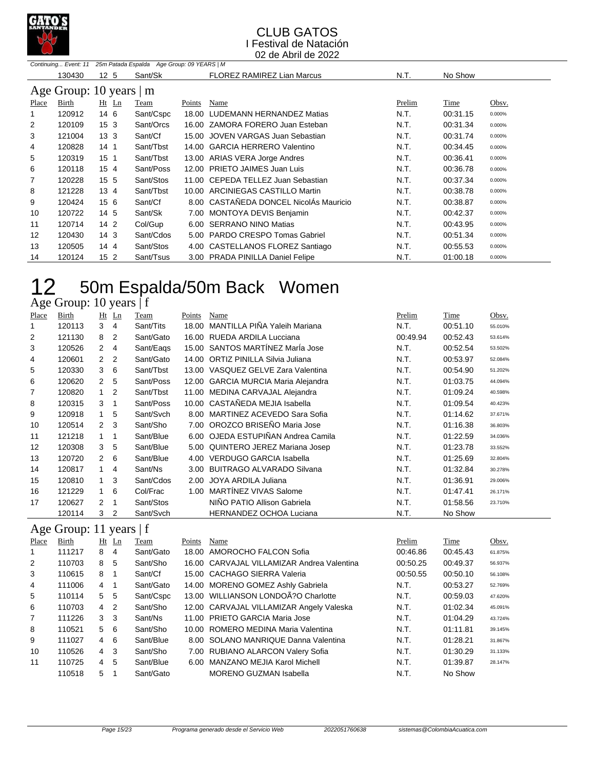CLUB GATOS
I Festival de Natación
02 de Abril de 2022

*Continuing... Event: 11 25m Patada Espalda Age Group: 09 YEARS | M*

| | Birth | Ht Ln | Team | Points | Name | Prelim | Time | Obsv. |
|---|---|---|---|---|---|---|---|---|
| | 130430 | 12 5 | Sant/Sk | | FLOREZ RAMIREZ Lian Marcus | N.T. | No Show | |

## Age Group: 10 years | m

| Place | Birth | Ht Ln | Team | Points | Name | Prelim | Time | Obsv. |
|---|---|---|---|---|---|---|---|---|
| 1 | 120912 | 14 6 | Sant/Cspc | 18.00 | LUDEMANN HERNANDEZ Matias | N.T. | 00:31.15 | 0.000% |
| 2 | 120109 | 15 3 | Sant/Orcs | 16.00 | ZAMORA FORERO Juan Esteban | N.T. | 00:31.34 | 0.000% |
| 3 | 121004 | 13 3 | Sant/Cf | 15.00 | JOVEN VARGAS Juan Sebastian | N.T. | 00:31.74 | 0.000% |
| 4 | 120828 | 14 1 | Sant/Tbst | 14.00 | GARCIA HERRERO Valentino | N.T. | 00:34.45 | 0.000% |
| 5 | 120319 | 15 1 | Sant/Tbst | 13.00 | ARIAS VERA Jorge Andres | N.T. | 00:36.41 | 0.000% |
| 6 | 120118 | 15 4 | Sant/Poss | 12.00 | PRIETO JAIMES Juan Luis | N.T. | 00:36.78 | 0.000% |
| 7 | 120228 | 15 5 | Sant/Stos | 11.00 | CEPEDA TELLEZ Juan Sebastian | N.T. | 00:37.34 | 0.000% |
| 8 | 121228 | 13 4 | Sant/Tbst | 10.00 | ARCINIEGAS CASTILLO Martin | N.T. | 00:38.78 | 0.000% |
| 9 | 120424 | 15 6 | Sant/Cf | 8.00 | CASTAÑEDA DONCEL NicolÁs Mauricio | N.T. | 00:38.87 | 0.000% |
| 10 | 120722 | 14 5 | Sant/Sk | 7.00 | MONTOYA DEVIS Benjamin | N.T. | 00:42.37 | 0.000% |
| 11 | 120714 | 14 2 | Col/Gup | 6.00 | SERRANO NINO Matias | N.T. | 00:43.95 | 0.000% |
| 12 | 120430 | 14 3 | Sant/Cdos | 5.00 | PARDO CRESPO Tomas Gabriel | N.T. | 00:51.34 | 0.000% |
| 13 | 120505 | 14 4 | Sant/Stos | 4.00 | CASTELLANOS FLOREZ Santiago | N.T. | 00:55.53 | 0.000% |
| 14 | 120124 | 15 2 | Sant/Tsus | 3.00 | PRADA PINILLA Daniel Felipe | N.T. | 01:00.18 | 0.000% |

# 12 50m Espalda/50m Back Women

## Age Group: 10 years | f

| Place | Birth | Ht | Ln | Team | Points | Name | Prelim | Time | Obsv. |
|---|---|---|---|---|---|---|---|---|---|
| 1 | 120113 | 3 | 4 | Sant/Tits | 18.00 | MANTILLA PIÑA Yaleih Mariana | N.T. | 00:51.10 | 55.010% |
| 2 | 121130 | 8 | 2 | Sant/Gato | 16.00 | RUEDA ARDILA Lucciana | 00:49.94 | 00:52.43 | 53.614% |
| 3 | 120526 | 2 | 4 | Sant/Eaqs | 15.00 | SANTOS MARTÍNEZ MarÍa Jose | N.T. | 00:52.54 | 53.502% |
| 4 | 120601 | 2 | 2 | Sant/Gato | 14.00 | ORTIZ PINILLA Silvia Juliana | N.T. | 00:53.97 | 52.084% |
| 5 | 120330 | 3 | 6 | Sant/Tbst | 13.00 | VASQUEZ GELVE Zara Valentina | N.T. | 00:54.90 | 51.202% |
| 6 | 120620 | 2 | 5 | Sant/Poss | 12.00 | GARCIA MURCIA Maria Alejandra | N.T. | 01:03.75 | 44.094% |
| 7 | 120820 | 1 | 2 | Sant/Tbst | 11.00 | MEDINA CARVAJAL Alejandra | N.T. | 01:09.24 | 40.598% |
| 8 | 120315 | 3 | 1 | Sant/Poss | 10.00 | CASTAÑEDA MEJIA Isabella | N.T. | 01:09.54 | 40.423% |
| 9 | 120918 | 1 | 5 | Sant/Svch | 8.00 | MARTINEZ ACEVEDO Sara Sofia | N.T. | 01:14.62 | 37.671% |
| 10 | 120514 | 2 | 3 | Sant/Sho | 7.00 | OROZCO BRISEÑO Maria Jose | N.T. | 01:16.38 | 36.803% |
| 11 | 121218 | 1 | 1 | Sant/Blue | 6.00 | OJEDA ESTUPIÑAN Andrea Camila | N.T. | 01:22.59 | 34.036% |
| 12 | 120308 | 3 | 5 | Sant/Blue | 5.00 | QUINTERO JEREZ Mariana Josep | N.T. | 01:23.78 | 33.552% |
| 13 | 120720 | 2 | 6 | Sant/Blue | 4.00 | VERDUGO GARCIA Isabella | N.T. | 01:25.69 | 32.804% |
| 14 | 120817 | 1 | 4 | Sant/Ns | 3.00 | BUITRAGO ALVARADO Silvana | N.T. | 01:32.84 | 30.278% |
| 15 | 120810 | 1 | 3 | Sant/Cdos | 2.00 | JOYA ARDILA Juliana | N.T. | 01:36.91 | 29.006% |
| 16 | 121229 | 1 | 6 | Col/Frac | 1.00 | MARTÍNEZ VIVAS Salome | N.T. | 01:47.41 | 26.171% |
| 17 | 120627 | 2 | 1 | Sant/Stos | | NIÑO PATIO Allison Gabriela | N.T. | 01:58.56 | 23.710% |
| | 120114 | 3 | 2 | Sant/Svch | | HERNANDEZ OCHOA Luciana | N.T. | No Show | |

## Age Group: 11 years | f

| Place | Birth | Ht | Ln | Team | Points | Name | Prelim | Time | Obsv. |
|---|---|---|---|---|---|---|---|---|---|
| 1 | 111217 | 8 | 4 | Sant/Gato | 18.00 | AMOROCHO FALCON Sofia | 00:46.86 | 00:45.43 | 61.875% |
| 2 | 110703 | 8 | 5 | Sant/Sho | 16.00 | CARVAJAL VILLAMIZAR Andrea Valentina | 00:50.25 | 00:49.37 | 56.937% |
| 3 | 110615 | 8 | 1 | Sant/Cf | 15.00 | CACHAGO SIERRA Valeria | 00:50.55 | 00:50.10 | 56.108% |
| 4 | 111006 | 4 | 1 | Sant/Gato | 14.00 | MORENO GOMEZ Ashly Gabriela | N.T. | 00:53.27 | 52.769% |
| 5 | 110114 | 5 | 5 | Sant/Cspc | 13.00 | WILLIANSON LONDOÃ?O Charlotte | N.T. | 00:59.03 | 47.620% |
| 6 | 110703 | 4 | 2 | Sant/Sho | 12.00 | CARVAJAL VILLAMIZAR Angely Valeska | N.T. | 01:02.34 | 45.091% |
| 7 | 111226 | 3 | 3 | Sant/Ns | 11.00 | PRIETO GARCIA Maria Jose | N.T. | 01:04.29 | 43.724% |
| 8 | 110521 | 5 | 6 | Sant/Sho | 10.00 | ROMERO MEDINA Maria Valentina | N.T. | 01:11.81 | 39.145% |
| 9 | 111027 | 4 | 6 | Sant/Blue | 8.00 | SOLANO MANRIQUE Danna Valentina | N.T. | 01:28.21 | 31.867% |
| 10 | 110526 | 4 | 3 | Sant/Sho | 7.00 | RUBIANO ALARCON Valery Sofia | N.T. | 01:30.29 | 31.133% |
| 11 | 110725 | 4 | 5 | Sant/Blue | 6.00 | MANZANO MEJIA Karol Michell | N.T. | 01:39.87 | 28.147% |
| | 110518 | 5 | 1 | Sant/Gato | | MORENO GUZMAN Isabella | N.T. | No Show | |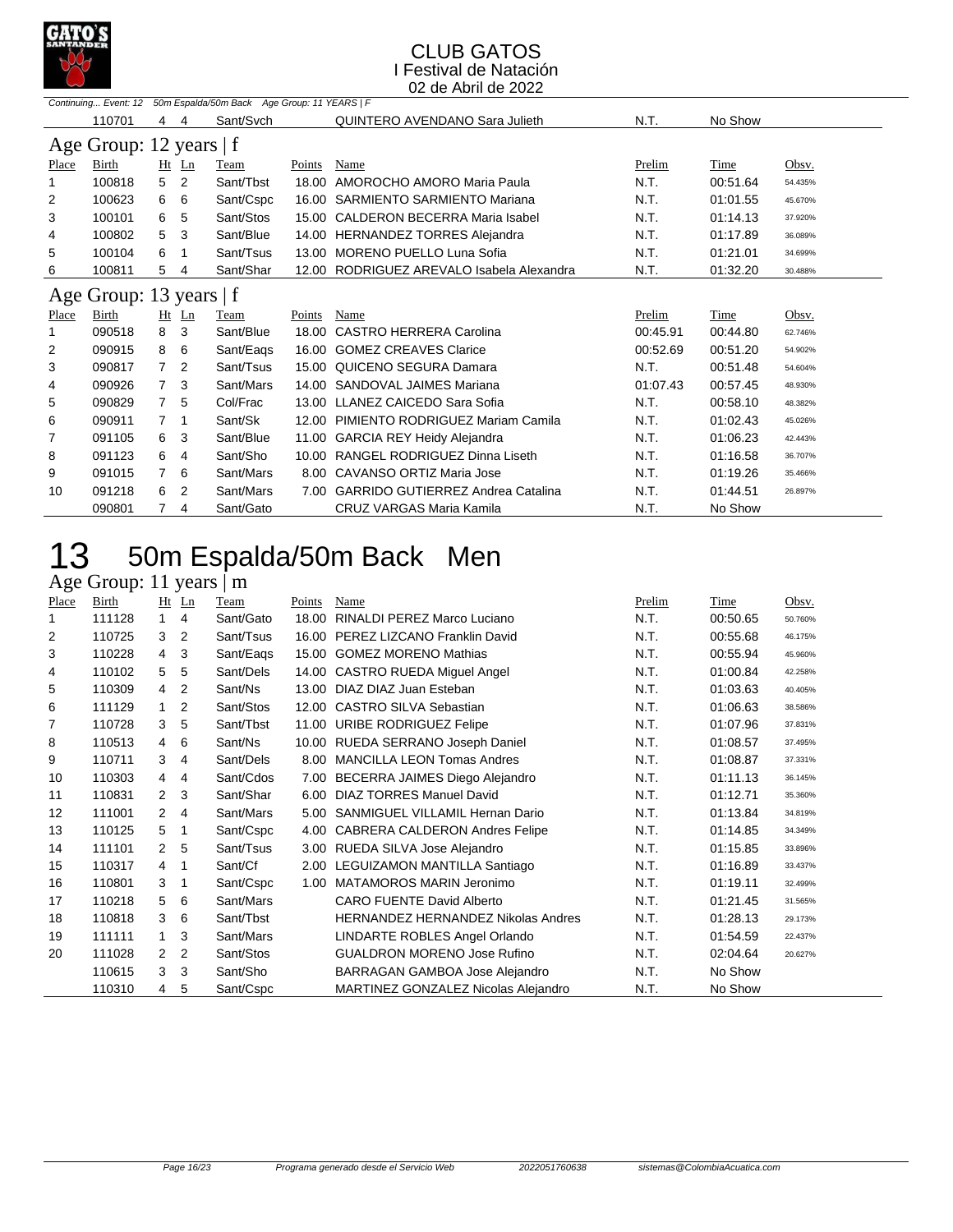# CLUB GATOS

I Festival de Natación

02 de Abril de 2022

*Continuing... Event: 12 50m Espalda/50m Back Age Group: 11 YEARS | F*

| Place | Birth | Ht | Ln | Team | Points | Name | Prelim | Time | Obsv. |
|---|---|---|---|---|---|---|---|---|---|
| | 110701 | 4 | 4 | Sant/Svch | | QUINTERO AVENDANO Sara Julieth | N.T. | No Show | |

## Age Group: 12 years | f

| Place | Birth | Ht | Ln | Team | Points | Name | Prelim | Time | Obsv. |
|---|---|---|---|---|---|---|---|---|---|
| 1 | 100818 | 5 | 2 | Sant/Tbst | 18.00 | AMOROCHO AMORO Maria Paula | N.T. | 00:51.64 | 54.435% |
| 2 | 100623 | 6 | 6 | Sant/Cspc | 16.00 | SARMIENTO SARMIENTO Mariana | N.T. | 01:01.55 | 45.670% |
| 3 | 100101 | 6 | 5 | Sant/Stos | 15.00 | CALDERON BECERRA Maria Isabel | N.T. | 01:14.13 | 37.920% |
| 4 | 100802 | 5 | 3 | Sant/Blue | 14.00 | HERNANDEZ TORRES Alejandra | N.T. | 01:17.89 | 36.089% |
| 5 | 100104 | 6 | 1 | Sant/Tsus | 13.00 | MORENO PUELLO Luna Sofia | N.T. | 01:21.01 | 34.699% |
| 6 | 100811 | 5 | 4 | Sant/Shar | 12.00 | RODRIGUEZ AREVALO Isabela Alexandra | N.T. | 01:32.20 | 30.488% |

## Age Group: 13 years | f

| Place | Birth | Ht | Ln | Team | Points | Name | Prelim | Time | Obsv. |
|---|---|---|---|---|---|---|---|---|---|
| 1 | 090518 | 8 | 3 | Sant/Blue | 18.00 | CASTRO HERRERA Carolina | 00:45.91 | 00:44.80 | 62.746% |
| 2 | 090915 | 8 | 6 | Sant/Eaqs | 16.00 | GOMEZ CREAVES Clarice | 00:52.69 | 00:51.20 | 54.902% |
| 3 | 090817 | 7 | 2 | Sant/Tsus | 15.00 | QUICENO SEGURA Damara | N.T. | 00:51.48 | 54.604% |
| 4 | 090926 | 7 | 3 | Sant/Mars | 14.00 | SANDOVAL JAIMES Mariana | 01:07.43 | 00:57.45 | 48.930% |
| 5 | 090829 | 7 | 5 | Col/Frac | 13.00 | LLANEZ CAICEDO Sara Sofia | N.T. | 00:58.10 | 48.382% |
| 6 | 090911 | 7 | 1 | Sant/Sk | 12.00 | PIMIENTO RODRIGUEZ Mariam Camila | N.T. | 01:02.43 | 45.026% |
| 7 | 091105 | 6 | 3 | Sant/Blue | 11.00 | GARCIA REY Heidy Alejandra | N.T. | 01:06.23 | 42.443% |
| 8 | 091123 | 6 | 4 | Sant/Sho | 10.00 | RANGEL RODRIGUEZ Dinna Liseth | N.T. | 01:16.58 | 36.707% |
| 9 | 091015 | 7 | 6 | Sant/Mars | 8.00 | CAVANSO ORTIZ Maria Jose | N.T. | 01:19.26 | 35.466% |
| 10 | 091218 | 6 | 2 | Sant/Mars | 7.00 | GARRIDO GUTIERREZ Andrea Catalina | N.T. | 01:44.51 | 26.897% |
| | 090801 | 7 | 4 | Sant/Gato | | CRUZ VARGAS Maria Kamila | N.T. | No Show | |

# 13 50m Espalda/50m Back Men

## Age Group: 11 years | m

| Place | Birth | Ht | Ln | Team | Points | Name | Prelim | Time | Obsv. |
|---|---|---|---|---|---|---|---|---|---|
| 1 | 111128 | 1 | 4 | Sant/Gato | 18.00 | RINALDI PEREZ Marco Luciano | N.T. | 00:50.65 | 50.760% |
| 2 | 110725 | 3 | 2 | Sant/Tsus | 16.00 | PEREZ LIZCANO Franklin David | N.T. | 00:55.68 | 46.175% |
| 3 | 110228 | 4 | 3 | Sant/Eaqs | 15.00 | GOMEZ MORENO Mathias | N.T. | 00:55.94 | 45.960% |
| 4 | 110102 | 5 | 5 | Sant/Dels | 14.00 | CASTRO RUEDA Miguel Angel | N.T. | 01:00.84 | 42.258% |
| 5 | 110309 | 4 | 2 | Sant/Ns | 13.00 | DIAZ DIAZ Juan Esteban | N.T. | 01:03.63 | 40.405% |
| 6 | 111129 | 1 | 2 | Sant/Stos | 12.00 | CASTRO SILVA Sebastian | N.T. | 01:06.63 | 38.586% |
| 7 | 110728 | 3 | 5 | Sant/Tbst | 11.00 | URIBE RODRIGUEZ Felipe | N.T. | 01:07.96 | 37.831% |
| 8 | 110513 | 4 | 6 | Sant/Ns | 10.00 | RUEDA SERRANO Joseph Daniel | N.T. | 01:08.57 | 37.495% |
| 9 | 110711 | 3 | 4 | Sant/Dels | 8.00 | MANCILLA LEON Tomas Andres | N.T. | 01:08.87 | 37.331% |
| 10 | 110303 | 4 | 4 | Sant/Cdos | 7.00 | BECERRA JAIMES Diego Alejandro | N.T. | 01:11.13 | 36.145% |
| 11 | 110831 | 2 | 3 | Sant/Shar | 6.00 | DIAZ TORRES Manuel David | N.T. | 01:12.71 | 35.360% |
| 12 | 111001 | 2 | 4 | Sant/Mars | 5.00 | SANMIGUEL VILLAMIL Hernan Dario | N.T. | 01:13.84 | 34.819% |
| 13 | 110125 | 5 | 1 | Sant/Cspc | 4.00 | CABRERA CALDERON Andres Felipe | N.T. | 01:14.85 | 34.349% |
| 14 | 111101 | 2 | 5 | Sant/Tsus | 3.00 | RUEDA SILVA Jose Alejandro | N.T. | 01:15.85 | 33.896% |
| 15 | 110317 | 4 | 1 | Sant/Cf | 2.00 | LEGUIZAMON MANTILLA Santiago | N.T. | 01:16.89 | 33.437% |
| 16 | 110801 | 3 | 1 | Sant/Cspc | 1.00 | MATAMOROS MARIN Jeronimo | N.T. | 01:19.11 | 32.499% |
| 17 | 110218 | 5 | 6 | Sant/Mars | | CARO FUENTE David Alberto | N.T. | 01:21.45 | 31.565% |
| 18 | 110818 | 3 | 6 | Sant/Tbst | | HERNANDEZ HERNANDEZ Nikolas Andres | N.T. | 01:28.13 | 29.173% |
| 19 | 111111 | 1 | 3 | Sant/Mars | | LINDARTE ROBLES Angel Orlando | N.T. | 01:54.59 | 22.437% |
| 20 | 111028 | 2 | 2 | Sant/Stos | | GUALDRON MORENO Jose Rufino | N.T. | 02:04.64 | 20.627% |
| | 110615 | 3 | 3 | Sant/Sho | | BARRAGAN GAMBOA Jose Alejandro | N.T. | No Show | |
| | 110310 | 4 | 5 | Sant/Cspc | | MARTINEZ GONZALEZ Nicolas Alejandro | N.T. | No Show | |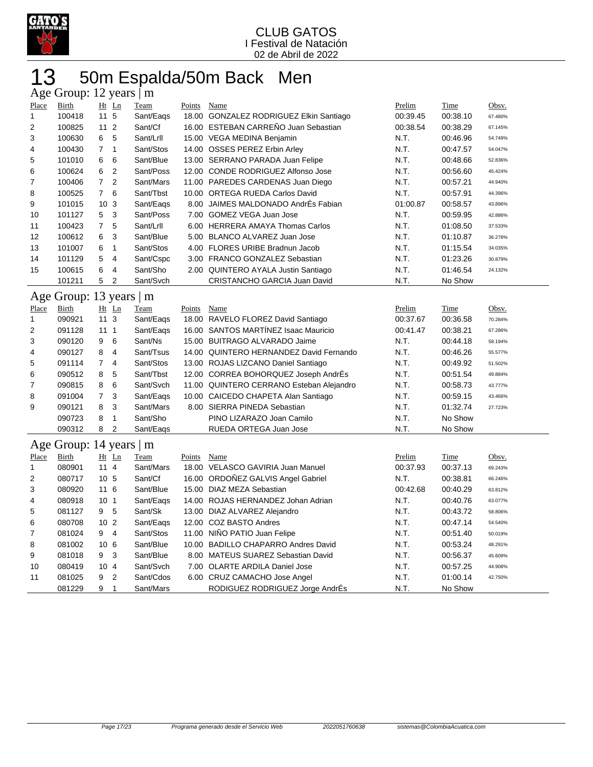CLUB GATOS
I Festival de Natación
02 de Abril de 2022

# 13 50m Espalda/50m Back Men

## Age Group: 12 years | m

| Place | Birth | Ht | Ln | Team | Points | Name | Prelim | Time | Obsv. |
|---|---|---|---|---|---|---|---|---|---|
| 1 | 100418 | 11 | 5 | Sant/Eaqs | 18.00 | GONZALEZ RODRIGUEZ Elkin Santiago | 00:39.45 | 00:38.10 | 67.480% |
| 2 | 100825 | 11 | 2 | Sant/Cf | 16.00 | ESTEBAN CARREÑO Juan Sebastian | 00:38.54 | 00:38.29 | 67.145% |
| 3 | 100630 | 6 | 5 | Sant/Lrll | 15.00 | VEGA MEDINA Benjamin | N.T. | 00:46.96 | 54.749% |
| 4 | 100430 | 7 | 1 | Sant/Stos | 14.00 | OSSES PEREZ Erbin Arley | N.T. | 00:47.57 | 54.047% |
| 5 | 101010 | 6 | 6 | Sant/Blue | 13.00 | SERRANO PARADA Juan Felipe | N.T. | 00:48.66 | 52.836% |
| 6 | 100624 | 6 | 2 | Sant/Poss | 12.00 | CONDE RODRIGUEZ Alfonso Jose | N.T. | 00:56.60 | 45.424% |
| 7 | 100406 | 7 | 2 | Sant/Mars | 11.00 | PAREDES CARDENAS Juan Diego | N.T. | 00:57.21 | 44.940% |
| 8 | 100525 | 7 | 6 | Sant/Tbst | 10.00 | ORTEGA RUEDA Carlos David | N.T. | 00:57.91 | 44.396% |
| 9 | 101015 | 10 | 3 | Sant/Eaqs | 8.00 | JAIMES MALDONADO AndrÉs Fabian | 01:00.87 | 00:58.57 | 43.896% |
| 10 | 101127 | 5 | 3 | Sant/Poss | 7.00 | GOMEZ VEGA Juan Jose | N.T. | 00:59.95 | 42.886% |
| 11 | 100423 | 7 | 5 | Sant/Lrll | 6.00 | HERRERA AMAYA Thomas Carlos | N.T. | 01:08.50 | 37.533% |
| 12 | 100612 | 6 | 3 | Sant/Blue | 5.00 | BLANCO ALVAREZ Juan Jose | N.T. | 01:10.87 | 36.278% |
| 13 | 101007 | 6 | 1 | Sant/Stos | 4.00 | FLORES URIBE Bradnun Jacob | N.T. | 01:15.54 | 34.035% |
| 14 | 101129 | 5 | 4 | Sant/Cspc | 3.00 | FRANCO GONZALEZ Sebastian | N.T. | 01:23.26 | 30.879% |
| 15 | 100615 | 6 | 4 | Sant/Sho | 2.00 | QUINTERO AYALA Justin Santiago | N.T. | 01:46.54 | 24.132% |
| | 101211 | 5 | 2 | Sant/Svch | | CRISTANCHO GARCIA Juan David | N.T. | No Show | |

## Age Group: 13 years | m

| Place | Birth | Ht | Ln | Team | Points | Name | Prelim | Time | Obsv. |
|---|---|---|---|---|---|---|---|---|---|
| 1 | 090921 | 11 | 3 | Sant/Eaqs | 18.00 | RAVELO FLOREZ David Santiago | 00:37.67 | 00:36.58 | 70.284% |
| 2 | 091128 | 11 | 1 | Sant/Eaqs | 16.00 | SANTOS MARTÍNEZ Isaac Mauricio | 00:41.47 | 00:38.21 | 67.286% |
| 3 | 090120 | 9 | 6 | Sant/Ns | 15.00 | BUITRAGO ALVARADO Jaime | N.T. | 00:44.18 | 58.194% |
| 4 | 090127 | 8 | 4 | Sant/Tsus | 14.00 | QUINTERO HERNANDEZ David Fernando | N.T. | 00:46.26 | 55.577% |
| 5 | 091114 | 7 | 4 | Sant/Stos | 13.00 | ROJAS LIZCANO Daniel Santiago | N.T. | 00:49.92 | 51.502% |
| 6 | 090512 | 8 | 5 | Sant/Tbst | 12.00 | CORREA BOHORQUEZ Joseph AndrÉs | N.T. | 00:51.54 | 49.884% |
| 7 | 090815 | 8 | 6 | Sant/Svch | 11.00 | QUINTERO CERRANO Esteban Alejandro | N.T. | 00:58.73 | 43.777% |
| 8 | 091004 | 7 | 3 | Sant/Eaqs | 10.00 | CAICEDO CHAPETA Alan Santiago | N.T. | 00:59.15 | 43.466% |
| 9 | 090121 | 8 | 3 | Sant/Mars | 8.00 | SIERRA PINEDA Sebastian | N.T. | 01:32.74 | 27.723% |
| | 090723 | 8 | 1 | Sant/Sho | | PINO LIZARAZO Joan Camilo | N.T. | No Show | |
| | 090312 | 8 | 2 | Sant/Eaqs | | RUEDA ORTEGA Juan Jose | N.T. | No Show | |

## Age Group: 14 years | m

| Place | Birth | Ht | Ln | Team | Points | Name | Prelim | Time | Obsv. |
|---|---|---|---|---|---|---|---|---|---|
| 1 | 080901 | 11 | 4 | Sant/Mars | 18.00 | VELASCO GAVIRIA Juan Manuel | 00:37.93 | 00:37.13 | 69.243% |
| 2 | 080717 | 10 | 5 | Sant/Cf | 16.00 | ORDOÑEZ GALVIS Angel Gabriel | N.T. | 00:38.81 | 66.246% |
| 3 | 080920 | 11 | 6 | Sant/Blue | 15.00 | DIAZ MEZA Sebastian | 00:42.68 | 00:40.29 | 63.812% |
| 4 | 080918 | 10 | 1 | Sant/Eaqs | 14.00 | ROJAS HERNANDEZ Johan Adrian | N.T. | 00:40.76 | 63.077% |
| 5 | 081127 | 9 | 5 | Sant/Sk | 13.00 | DIAZ ALVAREZ Alejandro | N.T. | 00:43.72 | 58.806% |
| 6 | 080708 | 10 | 2 | Sant/Eaqs | 12.00 | COZ BASTO Andres | N.T. | 00:47.14 | 54.540% |
| 7 | 081024 | 9 | 4 | Sant/Stos | 11.00 | NIÑO PATIO Juan Felipe | N.T. | 00:51.40 | 50.019% |
| 8 | 081002 | 10 | 6 | Sant/Blue | 10.00 | BADILLO CHAPARRO Andres David | N.T. | 00:53.24 | 48.291% |
| 9 | 081018 | 9 | 3 | Sant/Blue | 8.00 | MATEUS SUAREZ Sebastian David | N.T. | 00:56.37 | 45.609% |
| 10 | 080419 | 10 | 4 | Sant/Svch | 7.00 | OLARTE ARDILA Daniel Jose | N.T. | 00:57.25 | 44.908% |
| 11 | 081025 | 9 | 2 | Sant/Cdos | 6.00 | CRUZ CAMACHO Jose Angel | N.T. | 01:00.14 | 42.750% |
| | 081229 | 9 | 1 | Sant/Mars | | RODIGUEZ RODRIGUEZ Jorge AndrÉs | N.T. | No Show | |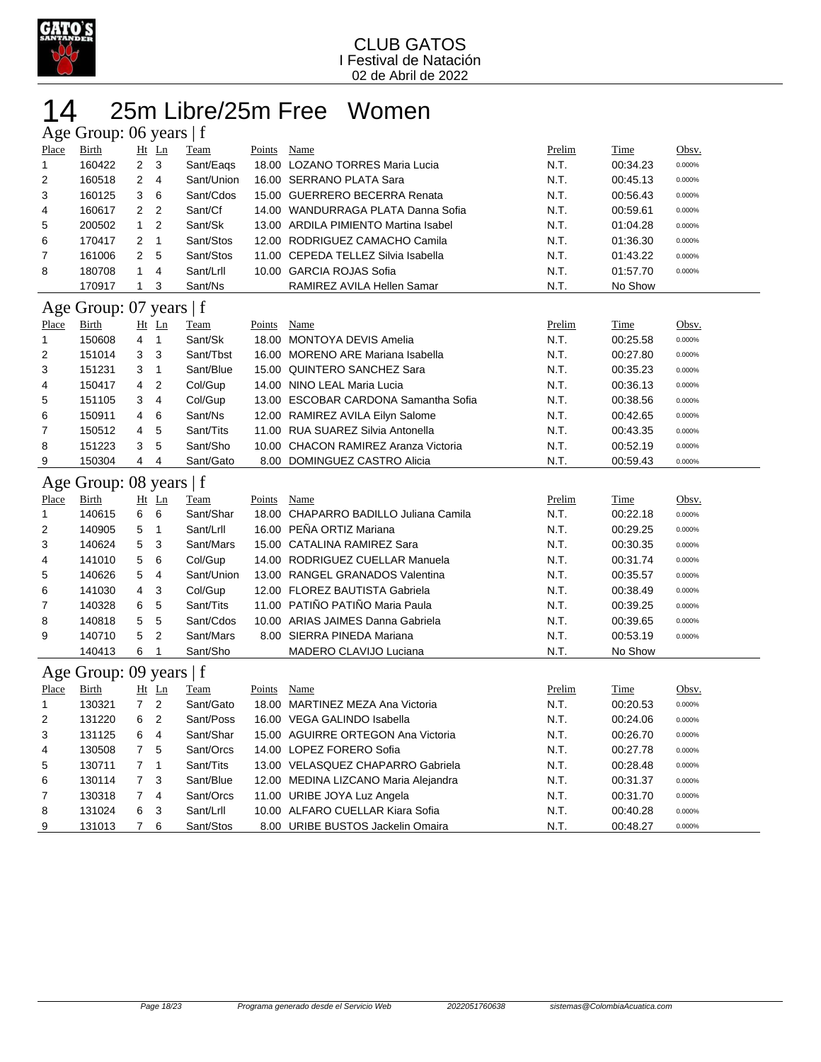CLUB GATOS
I Festival de Natación
02 de Abril de 2022

# 14 25m Libre/25m Free Women

## Age Group: 06 years | f

| Place | Birth | Ht | Ln | Team | Points | Name | Prelim | Time | Obsv. |
|---|---|---|---|---|---|---|---|---|---|
| 1 | 160422 | 2 | 3 | Sant/Eaqs | 18.00 | LOZANO TORRES Maria Lucia | N.T. | 00:34.23 | 0.000% |
| 2 | 160518 | 2 | 4 | Sant/Union | 16.00 | SERRANO PLATA Sara | N.T. | 00:45.13 | 0.000% |
| 3 | 160125 | 3 | 6 | Sant/Cdos | 15.00 | GUERRERO BECERRA Renata | N.T. | 00:56.43 | 0.000% |
| 4 | 160617 | 2 | 2 | Sant/Cf | 14.00 | WANDURRAGA PLATA Danna Sofia | N.T. | 00:59.61 | 0.000% |
| 5 | 200502 | 1 | 2 | Sant/Sk | 13.00 | ARDILA PIMIENTO Martina Isabel | N.T. | 01:04.28 | 0.000% |
| 6 | 170417 | 2 | 1 | Sant/Stos | 12.00 | RODRIGUEZ CAMACHO Camila | N.T. | 01:36.30 | 0.000% |
| 7 | 161006 | 2 | 5 | Sant/Stos | 11.00 | CEPEDA TELLEZ Silvia Isabella | N.T. | 01:43.22 | 0.000% |
| 8 | 180708 | 1 | 4 | Sant/Lrll | 10.00 | GARCIA ROJAS Sofia | N.T. | 01:57.70 | 0.000% |
| | 170917 | 1 | 3 | Sant/Ns | | RAMIREZ AVILA Hellen Samar | N.T. | No Show | |

## Age Group: 07 years | f

| Place | Birth | Ht | Ln | Team | Points | Name | Prelim | Time | Obsv. |
|---|---|---|---|---|---|---|---|---|---|
| 1 | 150608 | 4 | 1 | Sant/Sk | 18.00 | MONTOYA DEVIS Amelia | N.T. | 00:25.58 | 0.000% |
| 2 | 151014 | 3 | 3 | Sant/Tbst | 16.00 | MORENO ARE Mariana Isabella | N.T. | 00:27.80 | 0.000% |
| 3 | 151231 | 3 | 1 | Sant/Blue | 15.00 | QUINTERO SANCHEZ Sara | N.T. | 00:35.23 | 0.000% |
| 4 | 150417 | 4 | 2 | Col/Gup | 14.00 | NINO LEAL Maria Lucia | N.T. | 00:36.13 | 0.000% |
| 5 | 151105 | 3 | 4 | Col/Gup | 13.00 | ESCOBAR CARDONA Samantha Sofia | N.T. | 00:38.56 | 0.000% |
| 6 | 150911 | 4 | 6 | Sant/Ns | 12.00 | RAMIREZ AVILA Eilyn Salome | N.T. | 00:42.65 | 0.000% |
| 7 | 150512 | 4 | 5 | Sant/Tits | 11.00 | RUA SUAREZ Silvia Antonella | N.T. | 00:43.35 | 0.000% |
| 8 | 151223 | 3 | 5 | Sant/Sho | 10.00 | CHACON RAMIREZ Aranza Victoria | N.T. | 00:52.19 | 0.000% |
| 9 | 150304 | 4 | 4 | Sant/Gato | 8.00 | DOMINGUEZ CASTRO Alicia | N.T. | 00:59.43 | 0.000% |

## Age Group: 08 years | f

| Place | Birth | Ht | Ln | Team | Points | Name | Prelim | Time | Obsv. |
|---|---|---|---|---|---|---|---|---|---|
| 1 | 140615 | 6 | 6 | Sant/Shar | 18.00 | CHAPARRO BADILLO Juliana Camila | N.T. | 00:22.18 | 0.000% |
| 2 | 140905 | 5 | 1 | Sant/Lrll | 16.00 | PEÑA ORTIZ Mariana | N.T. | 00:29.25 | 0.000% |
| 3 | 140624 | 5 | 3 | Sant/Mars | 15.00 | CATALINA RAMIREZ Sara | N.T. | 00:30.35 | 0.000% |
| 4 | 141010 | 5 | 6 | Col/Gup | 14.00 | RODRIGUEZ CUELLAR Manuela | N.T. | 00:31.74 | 0.000% |
| 5 | 140626 | 5 | 4 | Sant/Union | 13.00 | RANGEL GRANADOS Valentina | N.T. | 00:35.57 | 0.000% |
| 6 | 141030 | 4 | 3 | Col/Gup | 12.00 | FLOREZ BAUTISTA Gabriela | N.T. | 00:38.49 | 0.000% |
| 7 | 140328 | 6 | 5 | Sant/Tits | 11.00 | PATIÑO PATIÑO Maria Paula | N.T. | 00:39.25 | 0.000% |
| 8 | 140818 | 5 | 5 | Sant/Cdos | 10.00 | ARIAS JAIMES Danna Gabriela | N.T. | 00:39.65 | 0.000% |
| 9 | 140710 | 5 | 2 | Sant/Mars | 8.00 | SIERRA PINEDA Mariana | N.T. | 00:53.19 | 0.000% |
| | 140413 | 6 | 1 | Sant/Sho | | MADERO CLAVIJO Luciana | N.T. | No Show | |

## Age Group: 09 years | f

| Place | Birth | Ht | Ln | Team | Points | Name | Prelim | Time | Obsv. |
|---|---|---|---|---|---|---|---|---|---|
| 1 | 130321 | 7 | 2 | Sant/Gato | 18.00 | MARTINEZ MEZA Ana Victoria | N.T. | 00:20.53 | 0.000% |
| 2 | 131220 | 6 | 2 | Sant/Poss | 16.00 | VEGA GALINDO Isabella | N.T. | 00:24.06 | 0.000% |
| 3 | 131125 | 6 | 4 | Sant/Shar | 15.00 | AGUIRRE ORTEGON Ana Victoria | N.T. | 00:26.70 | 0.000% |
| 4 | 130508 | 7 | 5 | Sant/Orcs | 14.00 | LOPEZ FORERO Sofia | N.T. | 00:27.78 | 0.000% |
| 5 | 130711 | 7 | 1 | Sant/Tits | 13.00 | VELASQUEZ CHAPARRO Gabriela | N.T. | 00:28.48 | 0.000% |
| 6 | 130114 | 7 | 3 | Sant/Blue | 12.00 | MEDINA LIZCANO Maria Alejandra | N.T. | 00:31.37 | 0.000% |
| 7 | 130318 | 7 | 4 | Sant/Orcs | 11.00 | URIBE JOYA Luz Angela | N.T. | 00:31.70 | 0.000% |
| 8 | 131024 | 6 | 3 | Sant/Lrll | 10.00 | ALFARO CUELLAR Kiara Sofia | N.T. | 00:40.28 | 0.000% |
| 9 | 131013 | 7 | 6 | Sant/Stos | 8.00 | URIBE BUSTOS Jackelin Omaira | N.T. | 00:48.27 | 0.000% |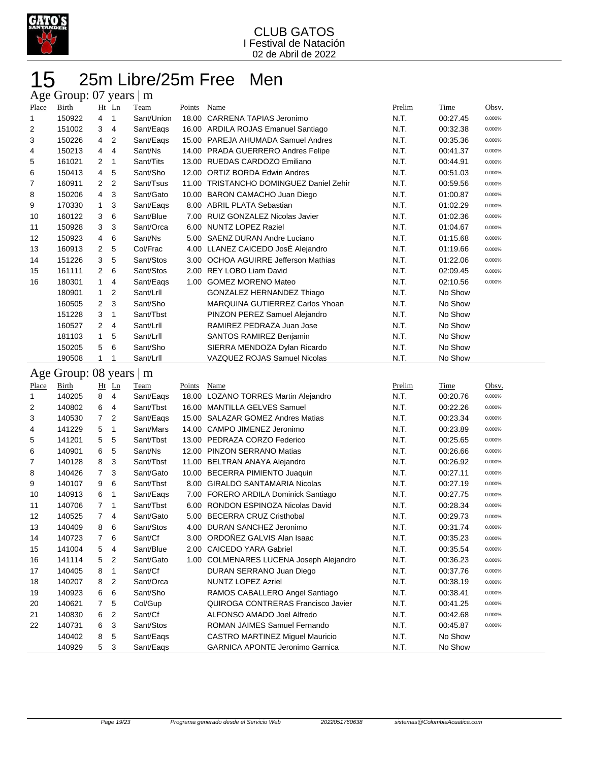# CLUB GATOS

I Festival de Natación

02 de Abril de 2022

# 15 25m Libre/25m Free Men

## Age Group: 07 years | m

| Place | Birth | Ht | Ln | Team | Points | Name | Prelim | Time | Obsv. |
|---|---|---|---|---|---|---|---|---|---|
| 1 | 150922 | 4 | 1 | Sant/Union | 18.00 | CARRENA TAPIAS Jeronimo | N.T. | 00:27.45 | 0.000% |
| 2 | 151002 | 3 | 4 | Sant/Eaqs | 16.00 | ARDILA ROJAS Emanuel Santiago | N.T. | 00:32.38 | 0.000% |
| 3 | 150226 | 4 | 2 | Sant/Eaqs | 15.00 | PAREJA AHUMADA Samuel Andres | N.T. | 00:35.36 | 0.000% |
| 4 | 150213 | 4 | 4 | Sant/Ns | 14.00 | PRADA GUERRERO Andres Felipe | N.T. | 00:41.37 | 0.000% |
| 5 | 161021 | 2 | 1 | Sant/Tits | 13.00 | RUEDAS CARDOZO Emiliano | N.T. | 00:44.91 | 0.000% |
| 6 | 150413 | 4 | 5 | Sant/Sho | 12.00 | ORTIZ BORDA Edwin Andres | N.T. | 00:51.03 | 0.000% |
| 7 | 160911 | 2 | 2 | Sant/Tsus | 11.00 | TRISTANCHO DOMINGUEZ Daniel Zehir | N.T. | 00:59.56 | 0.000% |
| 8 | 150206 | 4 | 3 | Sant/Gato | 10.00 | BARON CAMACHO Juan Diego | N.T. | 01:00.87 | 0.000% |
| 9 | 170330 | 1 | 3 | Sant/Eaqs | 8.00 | ABRIL PLATA Sebastian | N.T. | 01:02.29 | 0.000% |
| 10 | 160122 | 3 | 6 | Sant/Blue | 7.00 | RUIZ GONZALEZ Nicolas Javier | N.T. | 01:02.36 | 0.000% |
| 11 | 150928 | 3 | 3 | Sant/Orca | 6.00 | NUNTZ LOPEZ Raziel | N.T. | 01:04.67 | 0.000% |
| 12 | 150923 | 4 | 6 | Sant/Ns | 5.00 | SAENZ DURAN Andre Luciano | N.T. | 01:15.68 | 0.000% |
| 13 | 160913 | 2 | 5 | Col/Frac | 4.00 | LLANEZ CAICEDO JosÉ Alejandro | N.T. | 01:19.66 | 0.000% |
| 14 | 151226 | 3 | 5 | Sant/Stos | 3.00 | OCHOA AGUIRRE Jefferson Mathias | N.T. | 01:22.06 | 0.000% |
| 15 | 161111 | 2 | 6 | Sant/Stos | 2.00 | REY LOBO Liam David | N.T. | 02:09.45 | 0.000% |
| 16 | 180301 | 1 | 4 | Sant/Eaqs | 1.00 | GOMEZ MORENO Mateo | N.T. | 02:10.56 | 0.000% |
|  | 180901 | 1 | 2 | Sant/Lrll |  | GONZALEZ HERNANDEZ Thiago | N.T. | No Show |  |
|  | 160505 | 2 | 3 | Sant/Sho |  | MARQUINA GUTIERREZ Carlos Yhoan | N.T. | No Show |  |
|  | 151228 | 3 | 1 | Sant/Tbst |  | PINZON PEREZ Samuel Alejandro | N.T. | No Show |  |
|  | 160527 | 2 | 4 | Sant/Lrll |  | RAMIREZ PEDRAZA Juan Jose | N.T. | No Show |  |
|  | 181103 | 1 | 5 | Sant/Lrll |  | SANTOS RAMIREZ Benjamin | N.T. | No Show |  |
|  | 150205 | 5 | 6 | Sant/Sho |  | SIERRA MENDOZA Dylan Ricardo | N.T. | No Show |  |
|  | 190508 | 1 | 1 | Sant/Lrll |  | VAZQUEZ ROJAS Samuel Nicolas | N.T. | No Show |  |

## Age Group: 08 years | m

| Place | Birth | Ht | Ln | Team | Points | Name | Prelim | Time | Obsv. |
|---|---|---|---|---|---|---|---|---|---|
| 1 | 140205 | 8 | 4 | Sant/Eaqs | 18.00 | LOZANO TORRES Martin Alejandro | N.T. | 00:20.76 | 0.000% |
| 2 | 140802 | 6 | 4 | Sant/Tbst | 16.00 | MANTILLA GELVES Samuel | N.T. | 00:22.26 | 0.000% |
| 3 | 140530 | 7 | 2 | Sant/Eaqs | 15.00 | SALAZAR GOMEZ Andres Matias | N.T. | 00:23.34 | 0.000% |
| 4 | 141229 | 5 | 1 | Sant/Mars | 14.00 | CAMPO JIMENEZ Jeronimo | N.T. | 00:23.89 | 0.000% |
| 5 | 141201 | 5 | 5 | Sant/Tbst | 13.00 | PEDRAZA CORZO Federico | N.T. | 00:25.65 | 0.000% |
| 6 | 140901 | 6 | 5 | Sant/Ns | 12.00 | PINZON SERRANO Matias | N.T. | 00:26.66 | 0.000% |
| 7 | 140128 | 8 | 3 | Sant/Tbst | 11.00 | BELTRAN ANAYA Alejandro | N.T. | 00:26.92 | 0.000% |
| 8 | 140426 | 7 | 3 | Sant/Gato | 10.00 | BECERRA PIMIENTO Juaquin | N.T. | 00:27.11 | 0.000% |
| 9 | 140107 | 9 | 6 | Sant/Tbst | 8.00 | GIRALDO SANTAMARIA Nicolas | N.T. | 00:27.19 | 0.000% |
| 10 | 140913 | 6 | 1 | Sant/Eaqs | 7.00 | FORERO ARDILA Dominick Santiago | N.T. | 00:27.75 | 0.000% |
| 11 | 140706 | 7 | 1 | Sant/Tbst | 6.00 | RONDON ESPINOZA Nicolas David | N.T. | 00:28.34 | 0.000% |
| 12 | 140525 | 7 | 4 | Sant/Gato | 5.00 | BECERRA CRUZ Cristhobal | N.T. | 00:29.73 | 0.000% |
| 13 | 140409 | 8 | 6 | Sant/Stos | 4.00 | DURAN SANCHEZ Jeronimo | N.T. | 00:31.74 | 0.000% |
| 14 | 140723 | 7 | 6 | Sant/Cf | 3.00 | ORDOÑEZ GALVIS Alan Isaac | N.T. | 00:35.23 | 0.000% |
| 15 | 141004 | 5 | 4 | Sant/Blue | 2.00 | CAICEDO YARA Gabriel | N.T. | 00:35.54 | 0.000% |
| 16 | 141114 | 5 | 2 | Sant/Gato | 1.00 | COLMENARES LUCENA Joseph Alejandro | N.T. | 00:36.23 | 0.000% |
| 17 | 140405 | 8 | 1 | Sant/Cf |  | DURAN SERRANO Juan Diego | N.T. | 00:37.76 | 0.000% |
| 18 | 140207 | 8 | 2 | Sant/Orca |  | NUNTZ LOPEZ Azriel | N.T. | 00:38.19 | 0.000% |
| 19 | 140923 | 6 | 6 | Sant/Sho |  | RAMOS CABALLERO Angel Santiago | N.T. | 00:38.41 | 0.000% |
| 20 | 140621 | 7 | 5 | Col/Gup |  | QUIROGA CONTRERAS Francisco Javier | N.T. | 00:41.25 | 0.000% |
| 21 | 140830 | 6 | 2 | Sant/Cf |  | ALFONSO AMADO Joel Alfredo | N.T. | 00:42.68 | 0.000% |
| 22 | 140731 | 6 | 3 | Sant/Stos |  | ROMAN JAIMES Samuel Fernando | N.T. | 00:45.87 | 0.000% |
|  | 140402 | 8 | 5 | Sant/Eaqs |  | CASTRO MARTINEZ Miguel Mauricio | N.T. | No Show |  |
|  | 140929 | 5 | 3 | Sant/Eaqs |  | GARNICA APONTE Jeronimo Garnica | N.T. | No Show |  |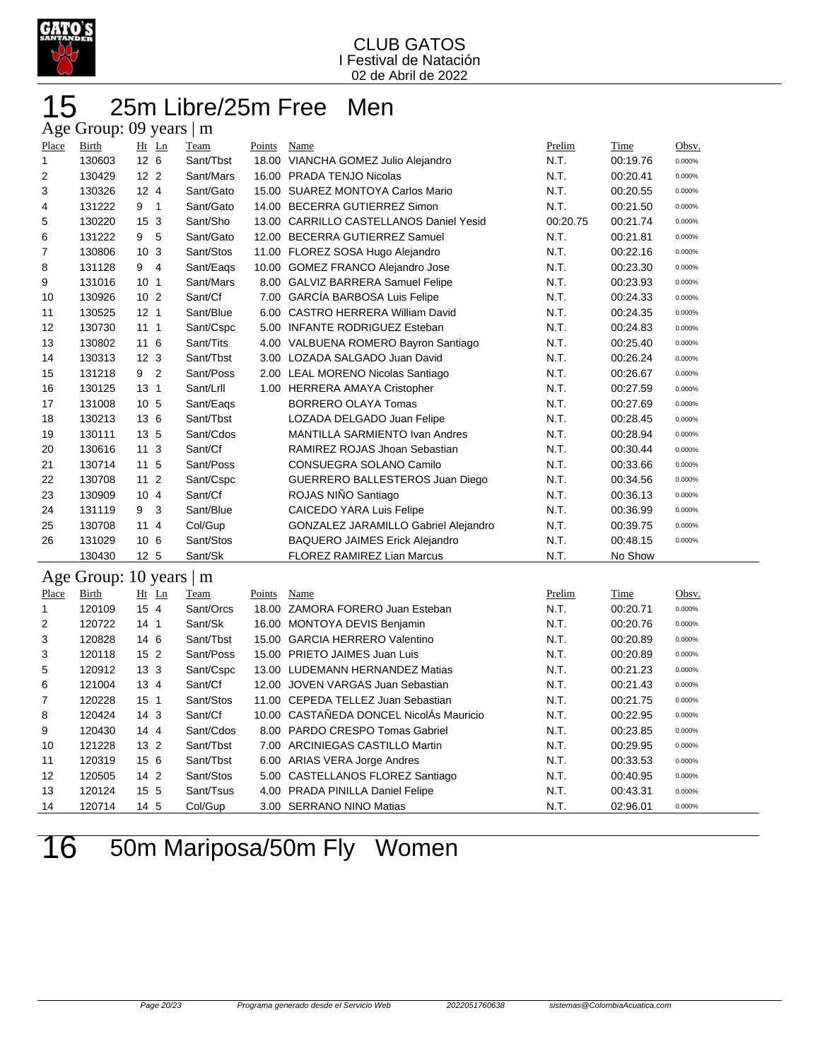CLUB GATOS
I Festival de Natación
02 de Abril de 2022

# 15 25m Libre/25m Free Men

## Age Group: 09 years | m

| Place | Birth | Ht | Ln | Team | Points | Name | Prelim | Time | Obsv. |
|---|---|---|---|---|---|---|---|---|---|
| 1 | 130603 | 12 | 6 | Sant/Tbst | 18.00 | VIANCHA GOMEZ Julio Alejandro | N.T. | 00:19.76 | 0.000% |
| 2 | 130429 | 12 | 2 | Sant/Mars | 16.00 | PRADA TENJO Nicolas | N.T. | 00:20.41 | 0.000% |
| 3 | 130326 | 12 | 4 | Sant/Gato | 15.00 | SUAREZ MONTOYA Carlos Mario | N.T. | 00:20.55 | 0.000% |
| 4 | 131222 | 9 | 1 | Sant/Gato | 14.00 | BECERRA GUTIERREZ Simon | N.T. | 00:21.50 | 0.000% |
| 5 | 130220 | 15 | 3 | Sant/Sho | 13.00 | CARRILLO CASTELLANOS Daniel Yesid | 00:20.75 | 00:21.74 | 0.000% |
| 6 | 131222 | 9 | 5 | Sant/Gato | 12.00 | BECERRA GUTIERREZ Samuel | N.T. | 00:21.81 | 0.000% |
| 7 | 130806 | 10 | 3 | Sant/Stos | 11.00 | FLOREZ SOSA Hugo Alejandro | N.T. | 00:22.16 | 0.000% |
| 8 | 131128 | 9 | 4 | Sant/Eaqs | 10.00 | GOMEZ FRANCO Alejandro Jose | N.T. | 00:23.30 | 0.000% |
| 9 | 131016 | 10 | 1 | Sant/Mars | 8.00 | GALVIZ BARRERA Samuel Felipe | N.T. | 00:23.93 | 0.000% |
| 10 | 130926 | 10 | 2 | Sant/Cf | 7.00 | GARCÍA BARBOSA Luis Felipe | N.T. | 00:24.33 | 0.000% |
| 11 | 130525 | 12 | 1 | Sant/Blue | 6.00 | CASTRO HERRERA William David | N.T. | 00:24.35 | 0.000% |
| 12 | 130730 | 11 | 1 | Sant/Cspc | 5.00 | INFANTE RODRIGUEZ Esteban | N.T. | 00:24.83 | 0.000% |
| 13 | 130802 | 11 | 6 | Sant/Tits | 4.00 | VALBUENA ROMERO Bayron Santiago | N.T. | 00:25.40 | 0.000% |
| 14 | 130313 | 12 | 3 | Sant/Tbst | 3.00 | LOZADA SALGADO Juan David | N.T. | 00:26.24 | 0.000% |
| 15 | 131218 | 9 | 2 | Sant/Poss | 2.00 | LEAL MORENO Nicolas Santiago | N.T. | 00:26.67 | 0.000% |
| 16 | 130125 | 13 | 1 | Sant/Lrll | 1.00 | HERRERA AMAYA Cristopher | N.T. | 00:27.59 | 0.000% |
| 17 | 131008 | 10 | 5 | Sant/Eaqs | | BORRERO OLAYA Tomas | N.T. | 00:27.69 | 0.000% |
| 18 | 130213 | 13 | 6 | Sant/Tbst | | LOZADA DELGADO Juan Felipe | N.T. | 00:28.45 | 0.000% |
| 19 | 130111 | 13 | 5 | Sant/Cdos | | MANTILLA SARMIENTO Ivan Andres | N.T. | 00:28.94 | 0.000% |
| 20 | 130616 | 11 | 3 | Sant/Cf | | RAMIREZ ROJAS Jhoan Sebastian | N.T. | 00:30.44 | 0.000% |
| 21 | 130714 | 11 | 5 | Sant/Poss | | CONSUEGRA SOLANO Camilo | N.T. | 00:33.66 | 0.000% |
| 22 | 130708 | 11 | 2 | Sant/Cspc | | GUERRERO BALLESTEROS Juan Diego | N.T. | 00:34.56 | 0.000% |
| 23 | 130909 | 10 | 4 | Sant/Cf | | ROJAS NIÑO Santiago | N.T. | 00:36.13 | 0.000% |
| 24 | 131119 | 9 | 3 | Sant/Blue | | CAICEDO YARA Luis Felipe | N.T. | 00:36.99 | 0.000% |
| 25 | 130708 | 11 | 4 | Col/Gup | | GONZALEZ JARAMILLO Gabriel Alejandro | N.T. | 00:39.75 | 0.000% |
| 26 | 131029 | 10 | 6 | Sant/Stos | | BAQUERO JAIMES Erick Alejandro | N.T. | 00:48.15 | 0.000% |
| | 130430 | 12 | 5 | Sant/Sk | | FLOREZ RAMIREZ Lian Marcus | N.T. | No Show | |

## Age Group: 10 years | m

| Place | Birth | Ht | Ln | Team | Points | Name | Prelim | Time | Obsv. |
|---|---|---|---|---|---|---|---|---|---|
| 1 | 120109 | 15 | 4 | Sant/Orcs | 18.00 | ZAMORA FORERO Juan Esteban | N.T. | 00:20.71 | 0.000% |
| 2 | 120722 | 14 | 1 | Sant/Sk | 16.00 | MONTOYA DEVIS Benjamin | N.T. | 00:20.76 | 0.000% |
| 3 | 120828 | 14 | 6 | Sant/Tbst | 15.00 | GARCIA HERRERO Valentino | N.T. | 00:20.89 | 0.000% |
| 3 | 120118 | 15 | 2 | Sant/Poss | 15.00 | PRIETO JAIMES Juan Luis | N.T. | 00:20.89 | 0.000% |
| 5 | 120912 | 13 | 3 | Sant/Cspc | 13.00 | LUDEMANN HERNANDEZ Matias | N.T. | 00:21.23 | 0.000% |
| 6 | 121004 | 13 | 4 | Sant/Cf | 12.00 | JOVEN VARGAS Juan Sebastian | N.T. | 00:21.43 | 0.000% |
| 7 | 120228 | 15 | 1 | Sant/Stos | 11.00 | CEPEDA TELLEZ Juan Sebastian | N.T. | 00:21.75 | 0.000% |
| 8 | 120424 | 14 | 3 | Sant/Cf | 10.00 | CASTAÑEDA DONCEL NicolÁs Mauricio | N.T. | 00:22.95 | 0.000% |
| 9 | 120430 | 14 | 4 | Sant/Cdos | 8.00 | PARDO CRESPO Tomas Gabriel | N.T. | 00:23.85 | 0.000% |
| 10 | 121228 | 13 | 2 | Sant/Tbst | 7.00 | ARCINIEGAS CASTILLO Martin | N.T. | 00:29.95 | 0.000% |
| 11 | 120319 | 15 | 6 | Sant/Tbst | 6.00 | ARIAS VERA Jorge Andres | N.T. | 00:33.53 | 0.000% |
| 12 | 120505 | 14 | 2 | Sant/Stos | 5.00 | CASTELLANOS FLOREZ Santiago | N.T. | 00:40.95 | 0.000% |
| 13 | 120124 | 15 | 5 | Sant/Tsus | 4.00 | PRADA PINILLA Daniel Felipe | N.T. | 00:43.31 | 0.000% |
| 14 | 120714 | 14 | 5 | Col/Gup | 3.00 | SERRANO NINO Matias | N.T. | 02:96.01 | 0.000% |

# 16 50m Mariposa/50m Fly Women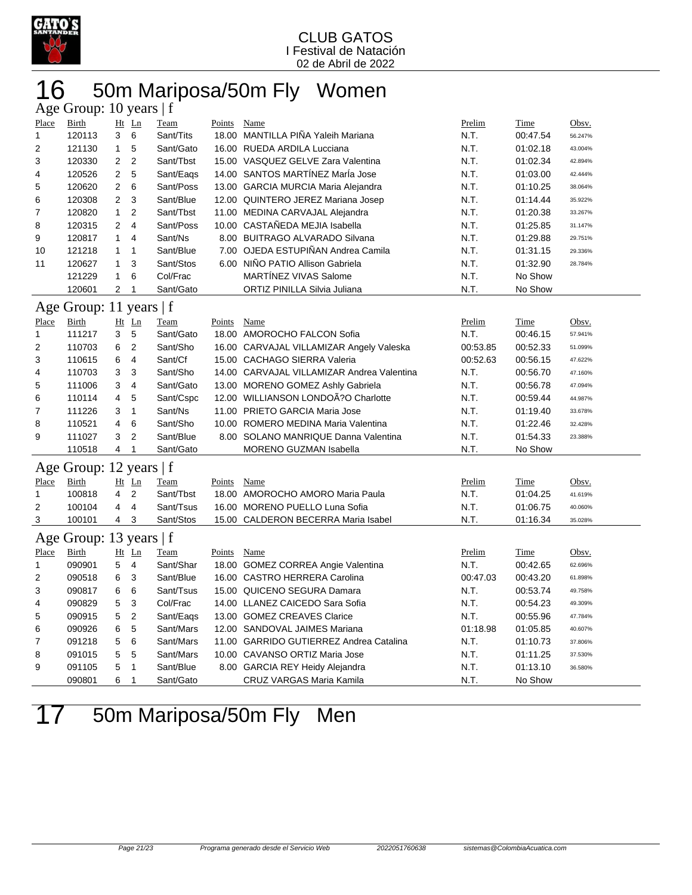CLUB GATOS
I Festival de Natación
02 de Abril de 2022

# 16 50m Mariposa/50m Fly Women

## Age Group: 10 years | f

| Place | Birth | Ht | Ln | Team | Points | Name | Prelim | Time | Obsv. |
|---|---|---|---|---|---|---|---|---|---|
| 1 | 120113 | 3 | 6 | Sant/Tits | 18.00 | MANTILLA PIÑA Yaleih Mariana | N.T. | 00:47.54 | 56.247% |
| 2 | 121130 | 1 | 5 | Sant/Gato | 16.00 | RUEDA ARDILA Lucciana | N.T. | 01:02.18 | 43.004% |
| 3 | 120330 | 2 | 2 | Sant/Tbst | 15.00 | VASQUEZ GELVE Zara Valentina | N.T. | 01:02.34 | 42.894% |
| 4 | 120526 | 2 | 5 | Sant/Eaqs | 14.00 | SANTOS MARTÍNEZ MarÍa Jose | N.T. | 01:03.00 | 42.444% |
| 5 | 120620 | 2 | 6 | Sant/Poss | 13.00 | GARCIA MURCIA Maria Alejandra | N.T. | 01:10.25 | 38.064% |
| 6 | 120308 | 2 | 3 | Sant/Blue | 12.00 | QUINTERO JEREZ Mariana Josep | N.T. | 01:14.44 | 35.922% |
| 7 | 120820 | 1 | 2 | Sant/Tbst | 11.00 | MEDINA CARVAJAL Alejandra | N.T. | 01:20.38 | 33.267% |
| 8 | 120315 | 2 | 4 | Sant/Poss | 10.00 | CASTAÑEDA MEJIA Isabella | N.T. | 01:25.85 | 31.147% |
| 9 | 120817 | 1 | 4 | Sant/Ns | 8.00 | BUITRAGO ALVARADO Silvana | N.T. | 01:29.88 | 29.751% |
| 10 | 121218 | 1 | 1 | Sant/Blue | 7.00 | OJEDA ESTUPIÑAN Andrea Camila | N.T. | 01:31.15 | 29.336% |
| 11 | 120627 | 1 | 3 | Sant/Stos | 6.00 | NIÑO PATIO Allison Gabriela | N.T. | 01:32.90 | 28.784% |
| | 121229 | 1 | 6 | Col/Frac | | MARTÍNEZ VIVAS Salome | N.T. | No Show | |
| | 120601 | 2 | 1 | Sant/Gato | | ORTIZ PINILLA Silvia Juliana | N.T. | No Show | |

## Age Group: 11 years | f

| Place | Birth | Ht | Ln | Team | Points | Name | Prelim | Time | Obsv. |
|---|---|---|---|---|---|---|---|---|---|
| 1 | 111217 | 3 | 5 | Sant/Gato | 18.00 | AMOROCHO FALCON Sofia | N.T. | 00:46.15 | 57.941% |
| 2 | 110703 | 6 | 2 | Sant/Sho | 16.00 | CARVAJAL VILLAMIZAR Angely Valeska | 00:53.85 | 00:52.33 | 51.099% |
| 3 | 110615 | 6 | 4 | Sant/Cf | 15.00 | CACHAGO SIERRA Valeria | 00:52.63 | 00:56.15 | 47.622% |
| 4 | 110703 | 3 | 3 | Sant/Sho | 14.00 | CARVAJAL VILLAMIZAR Andrea Valentina | N.T. | 00:56.70 | 47.160% |
| 5 | 111006 | 3 | 4 | Sant/Gato | 13.00 | MORENO GOMEZ Ashly Gabriela | N.T. | 00:56.78 | 47.094% |
| 6 | 110114 | 4 | 5 | Sant/Cspc | 12.00 | WILLIANSON LONDOÃ?O Charlotte | N.T. | 00:59.44 | 44.987% |
| 7 | 111226 | 3 | 1 | Sant/Ns | 11.00 | PRIETO GARCIA Maria Jose | N.T. | 01:19.40 | 33.678% |
| 8 | 110521 | 4 | 6 | Sant/Sho | 10.00 | ROMERO MEDINA Maria Valentina | N.T. | 01:22.46 | 32.428% |
| 9 | 111027 | 3 | 2 | Sant/Blue | 8.00 | SOLANO MANRIQUE Danna Valentina | N.T. | 01:54.33 | 23.388% |
| | 110518 | 4 | 1 | Sant/Gato | | MORENO GUZMAN Isabella | N.T. | No Show | |

## Age Group: 12 years | f

| Place | Birth | Ht | Ln | Team | Points | Name | Prelim | Time | Obsv. |
|---|---|---|---|---|---|---|---|---|---|
| 1 | 100818 | 4 | 2 | Sant/Tbst | 18.00 | AMOROCHO AMORO Maria Paula | N.T. | 01:04.25 | 41.619% |
| 2 | 100104 | 4 | 4 | Sant/Tsus | 16.00 | MORENO PUELLO Luna Sofia | N.T. | 01:06.75 | 40.060% |
| 3 | 100101 | 4 | 3 | Sant/Stos | 15.00 | CALDERON BECERRA Maria Isabel | N.T. | 01:16.34 | 35.028% |

## Age Group: 13 years | f

| Place | Birth | Ht | Ln | Team | Points | Name | Prelim | Time | Obsv. |
|---|---|---|---|---|---|---|---|---|---|
| 1 | 090901 | 5 | 4 | Sant/Shar | 18.00 | GOMEZ CORREA Angie Valentina | N.T. | 00:42.65 | 62.696% |
| 2 | 090518 | 6 | 3 | Sant/Blue | 16.00 | CASTRO HERRERA Carolina | 00:47.03 | 00:43.20 | 61.898% |
| 3 | 090817 | 6 | 6 | Sant/Tsus | 15.00 | QUICENO SEGURA Damara | N.T. | 00:53.74 | 49.758% |
| 4 | 090829 | 5 | 3 | Col/Frac | 14.00 | LLANEZ CAICEDO Sara Sofia | N.T. | 00:54.23 | 49.309% |
| 5 | 090915 | 5 | 2 | Sant/Eaqs | 13.00 | GOMEZ CREAVES Clarice | N.T. | 00:55.96 | 47.784% |
| 6 | 090926 | 6 | 5 | Sant/Mars | 12.00 | SANDOVAL JAIMES Mariana | 01:18.98 | 01:05.85 | 40.607% |
| 7 | 091218 | 5 | 6 | Sant/Mars | 11.00 | GARRIDO GUTIERREZ Andrea Catalina | N.T. | 01:10.73 | 37.806% |
| 8 | 091015 | 5 | 5 | Sant/Mars | 10.00 | CAVANSO ORTIZ Maria Jose | N.T. | 01:11.25 | 37.530% |
| 9 | 091105 | 5 | 1 | Sant/Blue | 8.00 | GARCIA REY Heidy Alejandra | N.T. | 01:13.10 | 36.580% |
| | 090801 | 6 | 1 | Sant/Gato | | CRUZ VARGAS Maria Kamila | N.T. | No Show | |

# 17 50m Mariposa/50m Fly Men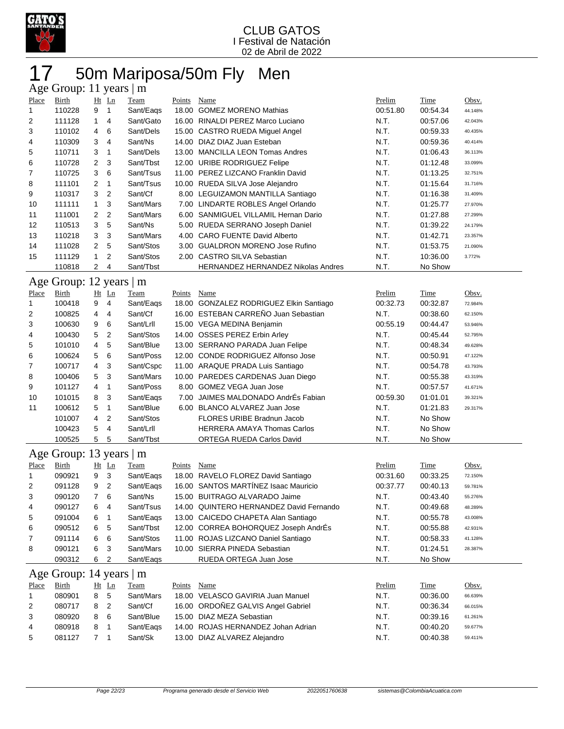CLUB GATOS
I Festival de Natación
02 de Abril de 2022

# 17 50m Mariposa/50m Fly Men

## Age Group: 11 years | m

| Place | Birth | Ht | Ln | Team | Points | Name | Prelim | Time | Obsv. |
|---|---|---|---|---|---|---|---|---|---|
| 1 | 110228 | 9 | 1 | Sant/Eaqs | 18.00 | GOMEZ MORENO Mathias | 00:51.80 | 00:54.34 | 44.148% |
| 2 | 111128 | 1 | 4 | Sant/Gato | 16.00 | RINALDI PEREZ Marco Luciano | N.T. | 00:57.06 | 42.043% |
| 3 | 110102 | 4 | 6 | Sant/Dels | 15.00 | CASTRO RUEDA Miguel Angel | N.T. | 00:59.33 | 40.435% |
| 4 | 110309 | 3 | 4 | Sant/Ns | 14.00 | DIAZ DIAZ Juan Esteban | N.T. | 00:59.36 | 40.414% |
| 5 | 110711 | 3 | 1 | Sant/Dels | 13.00 | MANCILLA LEON Tomas Andres | N.T. | 01:06.43 | 36.113% |
| 6 | 110728 | 2 | 3 | Sant/Tbst | 12.00 | URIBE RODRIGUEZ Felipe | N.T. | 01:12.48 | 33.099% |
| 7 | 110725 | 3 | 6 | Sant/Tsus | 11.00 | PEREZ LIZCANO Franklin David | N.T. | 01:13.25 | 32.751% |
| 8 | 111101 | 2 | 1 | Sant/Tsus | 10.00 | RUEDA SILVA Jose Alejandro | N.T. | 01:15.64 | 31.716% |
| 9 | 110317 | 3 | 2 | Sant/Cf | 8.00 | LEGUIZAMON MANTILLA Santiago | N.T. | 01:16.38 | 31.409% |
| 10 | 111111 | 1 | 3 | Sant/Mars | 7.00 | LINDARTE ROBLES Angel Orlando | N.T. | 01:25.77 | 27.970% |
| 11 | 111001 | 2 | 2 | Sant/Mars | 6.00 | SANMIGUEL VILLAMIL Hernan Dario | N.T. | 01:27.88 | 27.299% |
| 12 | 110513 | 3 | 5 | Sant/Ns | 5.00 | RUEDA SERRANO Joseph Daniel | N.T. | 01:39.22 | 24.179% |
| 13 | 110218 | 3 | 3 | Sant/Mars | 4.00 | CARO FUENTE David Alberto | N.T. | 01:42.71 | 23.357% |
| 14 | 111028 | 2 | 5 | Sant/Stos | 3.00 | GUALDRON MORENO Jose Rufino | N.T. | 01:53.75 | 21.090% |
| 15 | 111129 | 1 | 2 | Sant/Stos | 2.00 | CASTRO SILVA Sebastian | N.T. | 10:36.00 | 3.772% |
| | 110818 | 2 | 4 | Sant/Tbst | | HERNANDEZ HERNANDEZ Nikolas Andres | N.T. | No Show | |

## Age Group: 12 years | m

| Place | Birth | Ht | Ln | Team | Points | Name | Prelim | Time | Obsv. |
|---|---|---|---|---|---|---|---|---|---|
| 1 | 100418 | 9 | 4 | Sant/Eaqs | 18.00 | GONZALEZ RODRIGUEZ Elkin Santiago | 00:32.73 | 00:32.87 | 72.984% |
| 2 | 100825 | 4 | 4 | Sant/Cf | 16.00 | ESTEBAN CARREÑO Juan Sebastian | N.T. | 00:38.60 | 62.150% |
| 3 | 100630 | 9 | 6 | Sant/Lrll | 15.00 | VEGA MEDINA Benjamin | 00:55.19 | 00:44.47 | 53.946% |
| 4 | 100430 | 5 | 2 | Sant/Stos | 14.00 | OSSES PEREZ Erbin Arley | N.T. | 00:45.44 | 52.795% |
| 5 | 101010 | 4 | 5 | Sant/Blue | 13.00 | SERRANO PARADA Juan Felipe | N.T. | 00:48.34 | 49.628% |
| 6 | 100624 | 5 | 6 | Sant/Poss | 12.00 | CONDE RODRIGUEZ Alfonso Jose | N.T. | 00:50.91 | 47.122% |
| 7 | 100717 | 4 | 3 | Sant/Cspc | 11.00 | ARAQUE PRADA Luis Santiago | N.T. | 00:54.78 | 43.793% |
| 8 | 100406 | 5 | 3 | Sant/Mars | 10.00 | PAREDES CARDENAS Juan Diego | N.T. | 00:55.38 | 43.319% |
| 9 | 101127 | 4 | 1 | Sant/Poss | 8.00 | GOMEZ VEGA Juan Jose | N.T. | 00:57.57 | 41.671% |
| 10 | 101015 | 8 | 3 | Sant/Eaqs | 7.00 | JAIMES MALDONADO AndrÉs Fabian | 00:59.30 | 01:01.01 | 39.321% |
| 11 | 100612 | 5 | 1 | Sant/Blue | 6.00 | BLANCO ALVAREZ Juan Jose | N.T. | 01:21.83 | 29.317% |
| | 101007 | 4 | 2 | Sant/Stos | | FLORES URIBE Bradnun Jacob | N.T. | No Show | |
| | 100423 | 5 | 4 | Sant/Lrll | | HERRERA AMAYA Thomas Carlos | N.T. | No Show | |
| | 100525 | 5 | 5 | Sant/Tbst | | ORTEGA RUEDA Carlos David | N.T. | No Show | |

## Age Group: 13 years | m

| Place | Birth | Ht | Ln | Team | Points | Name | Prelim | Time | Obsv. |
|---|---|---|---|---|---|---|---|---|---|
| 1 | 090921 | 9 | 3 | Sant/Eaqs | 18.00 | RAVELO FLOREZ David Santiago | 00:31.60 | 00:33.25 | 72.150% |
| 2 | 091128 | 9 | 2 | Sant/Eaqs | 16.00 | SANTOS MARTÍNEZ Isaac Mauricio | 00:37.77 | 00:40.13 | 59.781% |
| 3 | 090120 | 7 | 6 | Sant/Ns | 15.00 | BUITRAGO ALVARADO Jaime | N.T. | 00:43.40 | 55.276% |
| 4 | 090127 | 6 | 4 | Sant/Tsus | 14.00 | QUINTERO HERNANDEZ David Fernando | N.T. | 00:49.68 | 48.289% |
| 5 | 091004 | 6 | 1 | Sant/Eaqs | 13.00 | CAICEDO CHAPETA Alan Santiago | N.T. | 00:55.78 | 43.008% |
| 6 | 090512 | 6 | 5 | Sant/Tbst | 12.00 | CORREA BOHORQUEZ Joseph AndrÉs | N.T. | 00:55.88 | 42.931% |
| 7 | 091114 | 6 | 6 | Sant/Stos | 11.00 | ROJAS LIZCANO Daniel Santiago | N.T. | 00:58.33 | 41.128% |
| 8 | 090121 | 6 | 3 | Sant/Mars | 10.00 | SIERRA PINEDA Sebastian | N.T. | 01:24.51 | 28.387% |
| | 090312 | 6 | 2 | Sant/Eaqs | | RUEDA ORTEGA Juan Jose | N.T. | No Show | |

## Age Group: 14 years | m

| Place | Birth | Ht | Ln | Team | Points | Name | Prelim | Time | Obsv. |
|---|---|---|---|---|---|---|---|---|---|
| 1 | 080901 | 8 | 5 | Sant/Mars | 18.00 | VELASCO GAVIRIA Juan Manuel | N.T. | 00:36.00 | 66.639% |
| 2 | 080717 | 8 | 2 | Sant/Cf | 16.00 | ORDOÑEZ GALVIS Angel Gabriel | N.T. | 00:36.34 | 66.015% |
| 3 | 080920 | 8 | 6 | Sant/Blue | 15.00 | DIAZ MEZA Sebastian | N.T. | 00:39.16 | 61.261% |
| 4 | 080918 | 8 | 1 | Sant/Eaqs | 14.00 | ROJAS HERNANDEZ Johan Adrian | N.T. | 00:40.20 | 59.677% |
| 5 | 081127 | 7 | 1 | Sant/Sk | 13.00 | DIAZ ALVAREZ Alejandro | N.T. | 00:40.38 | 59.411% |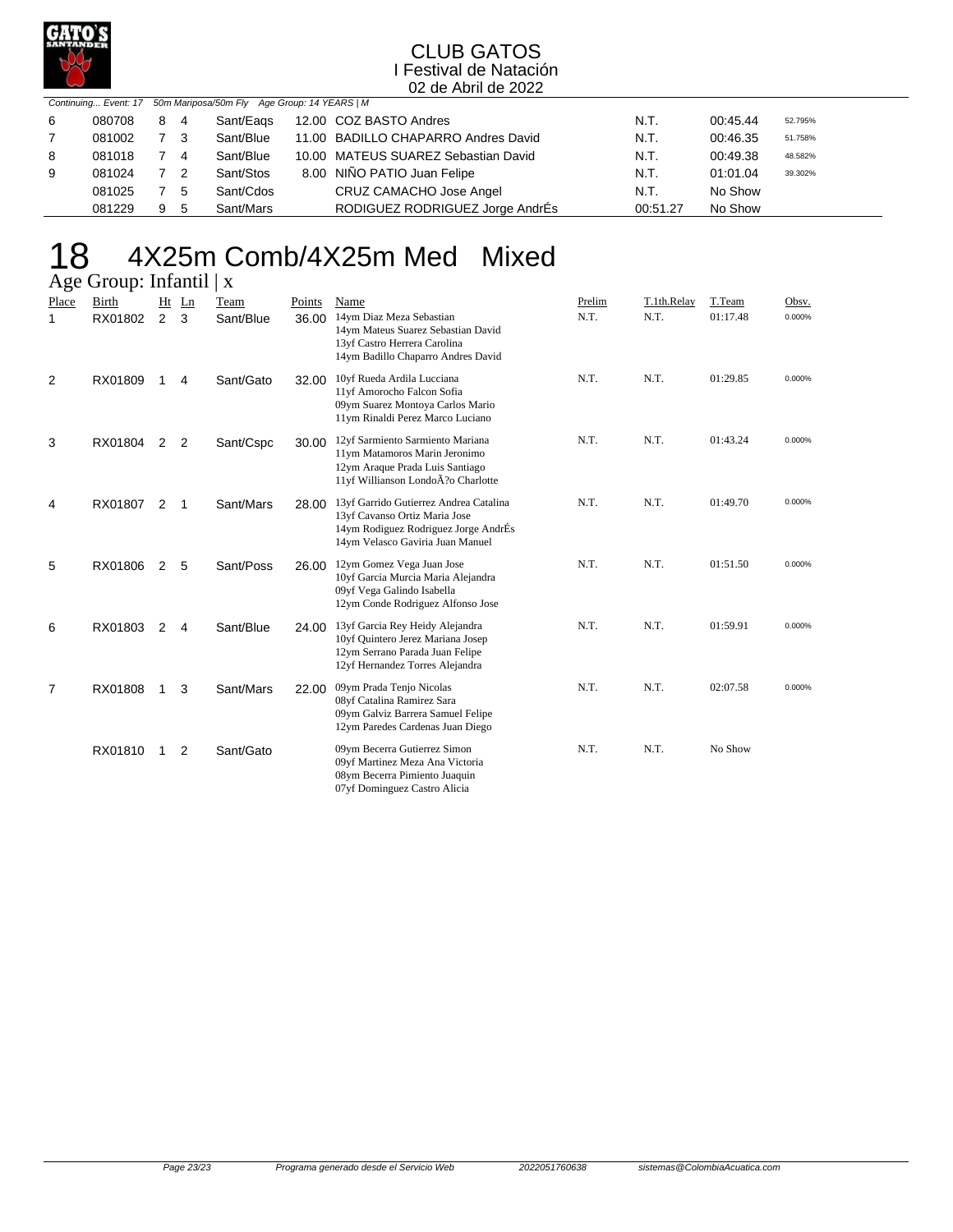*Continuing... Event: 17 50m Mariposa/50m Fly Age Group: 14 YEARS | M*

| | | | | | | | | | |
|---|---|---|---|---|---|---|---|---|---|
| 6 | 080708 | 8 | 4 | Sant/Eaqs | 12.00 | COZ BASTO Andres | N.T. | 00:45.44 | 52.795% |
| 7 | 081002 | 7 | 3 | Sant/Blue | 11.00 | BADILLO CHAPARRO Andres David | N.T. | 00:46.35 | 51.758% |
| 8 | 081018 | 7 | 4 | Sant/Blue | 10.00 | MATEUS SUAREZ Sebastian David | N.T. | 00:49.38 | 48.582% |
| 9 | 081024 | 7 | 2 | Sant/Stos | 8.00 | NIÑO PATIO Juan Felipe | N.T. | 01:01.04 | 39.302% |
| | 081025 | 7 | 5 | Sant/Cdos | | CRUZ CAMACHO Jose Angel | N.T. | No Show | |
| | 081229 | 9 | 5 | Sant/Mars | | RODIGUEZ RODRIGUEZ Jorge AndrÉs | 00:51.27 | No Show | |

# 18 4X25m Comb/4X25m Med Mixed

## Age Group: Infantil | x

| Place | Birth | Ht | Ln | Team | Points | Name | Prelim | T.1th.Relay | T.Team | Obsv. |
|---|---|---|---|---|---|---|---|---|---|---|
| 1 | RX01802 | 2 | 3 | Sant/Blue | 36.00 | 14ym Diaz Meza Sebastian<br>14ym Mateus Suarez Sebastian David<br>13yf Castro Herrera Carolina<br>14ym Badillo Chaparro Andres David | N.T. | N.T. | 01:17.48 | 0.000% |
| 2 | RX01809 | 1 | 4 | Sant/Gato | 32.00 | 10yf Rueda Ardila Lucciana<br>11yf Amorocho Falcon Sofia<br>09ym Suarez Montoya Carlos Mario<br>11ym Rinaldi Perez Marco Luciano | N.T. | N.T. | 01:29.85 | 0.000% |
| 3 | RX01804 | 2 | 2 | Sant/Cspc | 30.00 | 12yf Sarmiento Sarmiento Mariana<br>11ym Matamoros Marin Jeronimo<br>12ym Araque Prada Luis Santiago<br>11yf Willianson LondoÃ?o Charlotte | N.T. | N.T. | 01:43.24 | 0.000% |
| 4 | RX01807 | 2 | 1 | Sant/Mars | 28.00 | 13yf Garrido Gutierrez Andrea Catalina<br>13yf Cavanso Ortiz Maria Jose<br>14ym Rodiguez Rodriguez Jorge AndrÉs<br>14ym Velasco Gaviria Juan Manuel | N.T. | N.T. | 01:49.70 | 0.000% |
| 5 | RX01806 | 2 | 5 | Sant/Poss | 26.00 | 12ym Gomez Vega Juan Jose<br>10yf Garcia Murcia Maria Alejandra<br>09yf Vega Galindo Isabella<br>12ym Conde Rodriguez Alfonso Jose | N.T. | N.T. | 01:51.50 | 0.000% |
| 6 | RX01803 | 2 | 4 | Sant/Blue | 24.00 | 13yf Garcia Rey Heidy Alejandra<br>10yf Quintero Jerez Mariana Josep<br>12ym Serrano Parada Juan Felipe<br>12yf Hernandez Torres Alejandra | N.T. | N.T. | 01:59.91 | 0.000% |
| 7 | RX01808 | 1 | 3 | Sant/Mars | 22.00 | 09ym Prada Tenjo Nicolas<br>08yf Catalina Ramirez Sara<br>09ym Galviz Barrera Samuel Felipe<br>12ym Paredes Cardenas Juan Diego | N.T. | N.T. | 02:07.58 | 0.000% |
| | RX01810 | 1 | 2 | Sant/Gato | | 09ym Becerra Gutierrez Simon<br>09yf Martinez Meza Ana Victoria<br>08ym Becerra Pimiento Juaquin<br>07yf Dominguez Castro Alicia | N.T. | N.T. | No Show | |